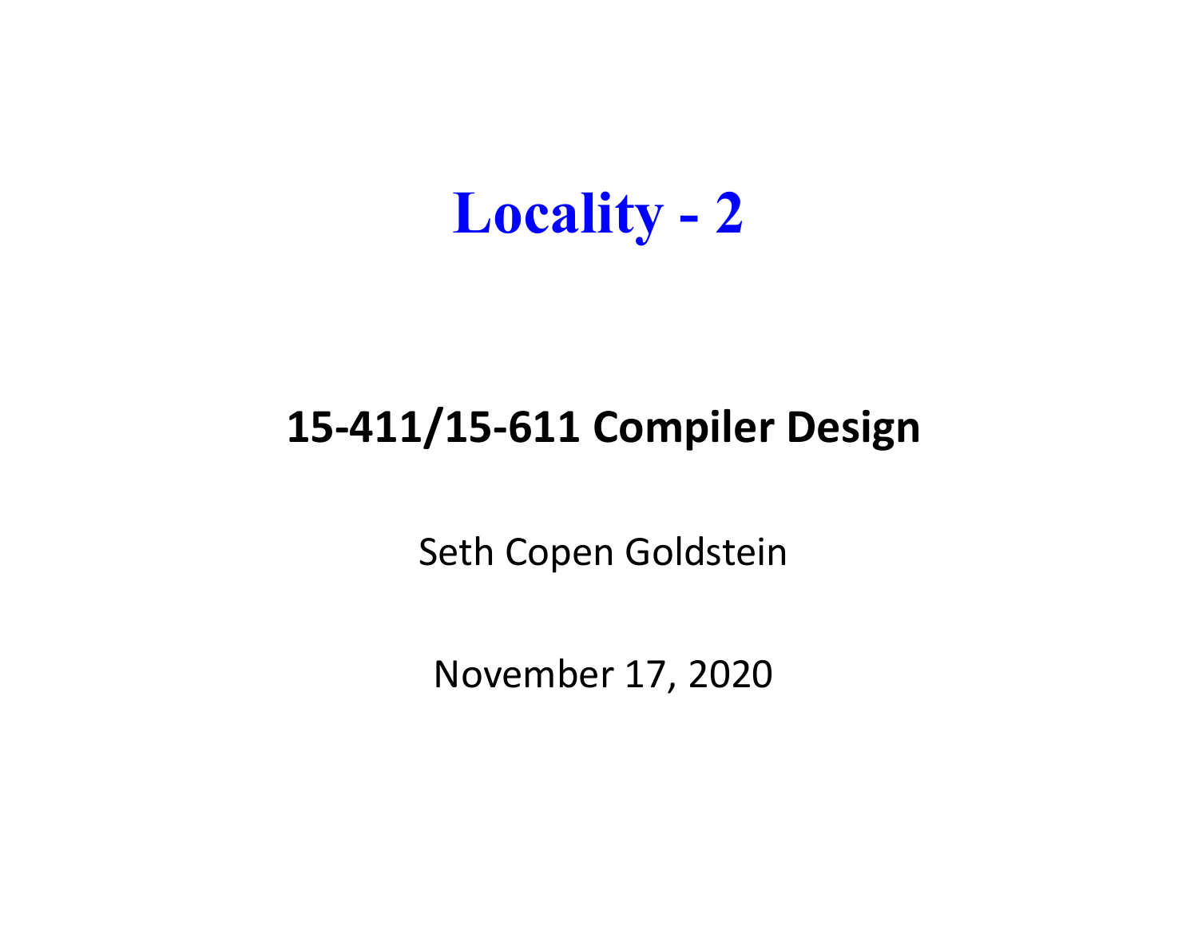# Locality - 2

## 15-411/15-611 Compiler Design

Seth Copen Goldstein

November 17, 2020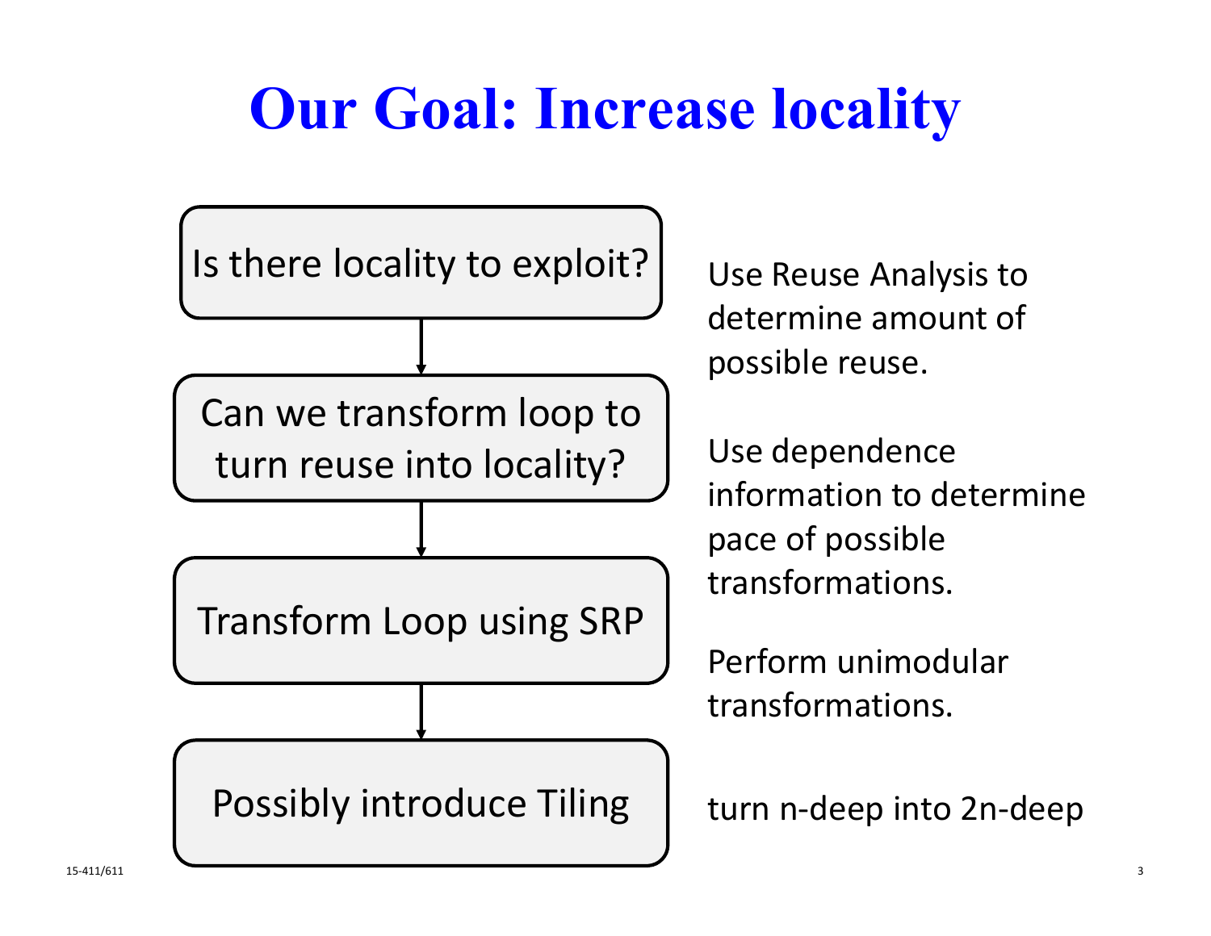# Our Goal: Increase locality

| Step | Description |
| --- | --- |
| Is there locality to exploit? | Use Reuse Analysis to determine amount of possible reuse. |
| Can we transform loop to turn reuse into locality? | Use dependence information to determine pace of possible transformations. |
| Transform Loop using SRP | Perform unimodular transformations. |
| Possibly introduce Tiling | turn n-deep into 2n-deep |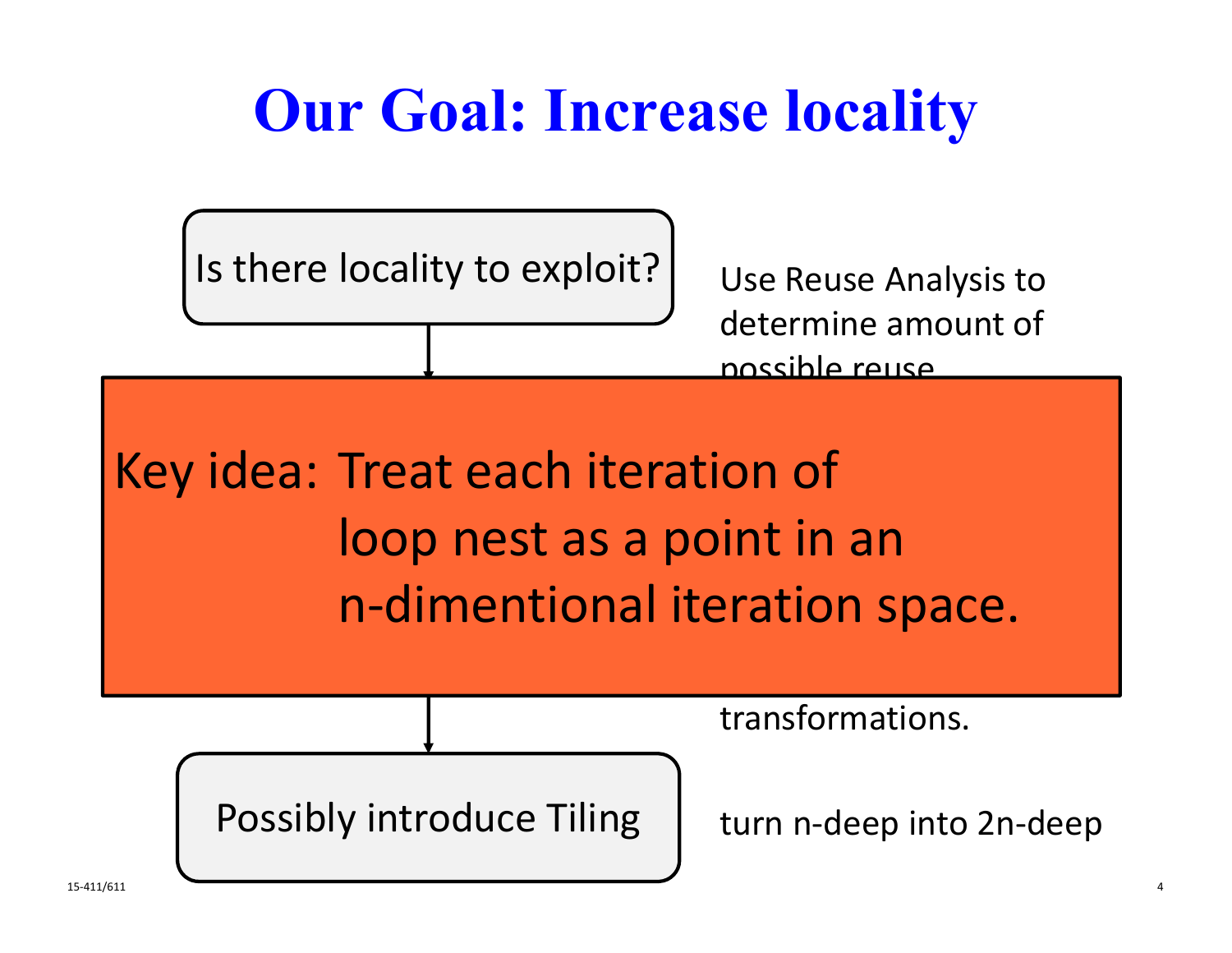# Our Goal: Increase locality

Is there locality to exploit?

Use Reuse Analysis to determine amount of possible reuse

**Key idea:** Treat each iteration of loop nest as a point in an n-dimentional iteration space.

transformations.

Possibly introduce Tiling

turn n-deep into 2n-deep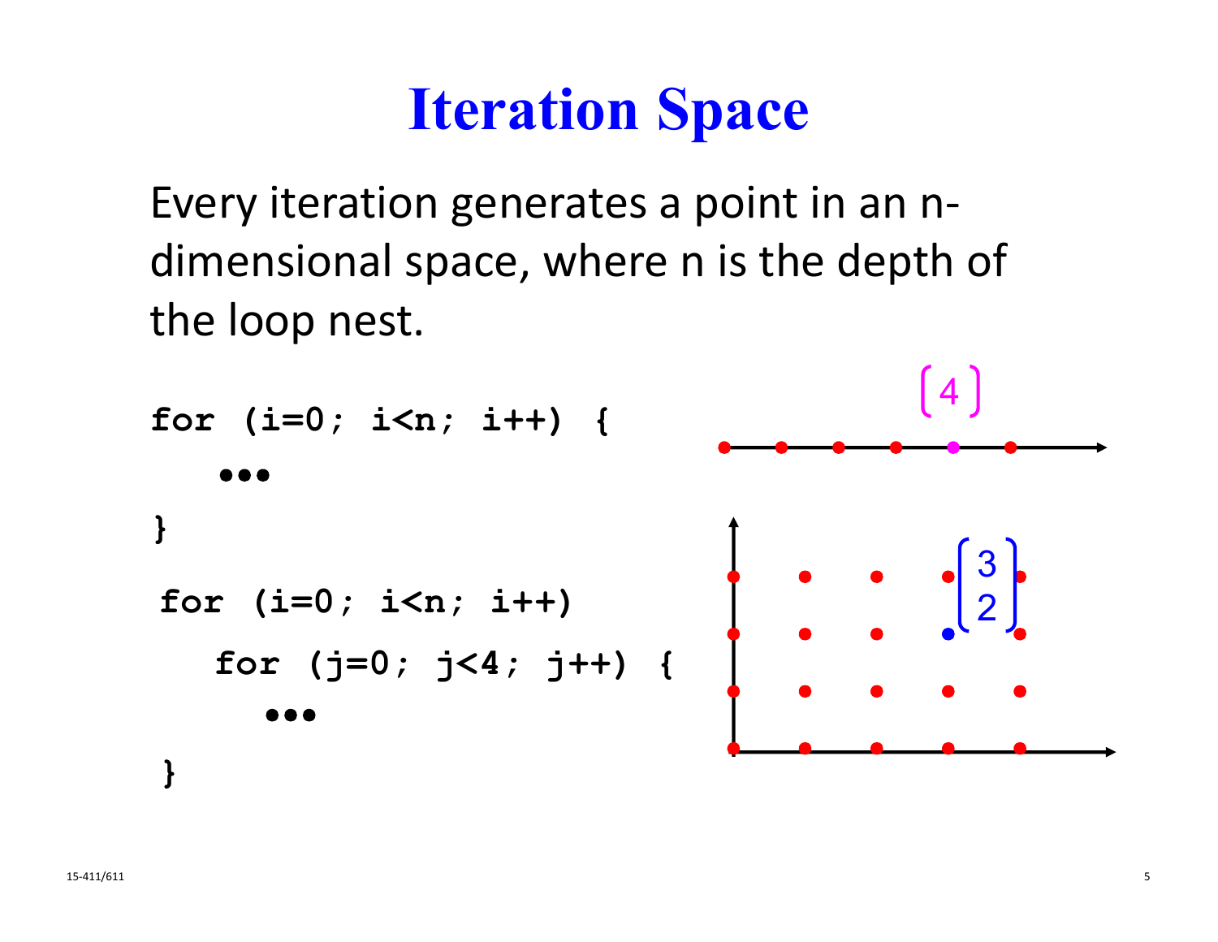# Iteration Space

Every iteration generates a point in an n-dimensional space, where n is the depth of the loop nest.

```
for (i=0; i<n; i++) {
   •••
}
```

```
for (i=0; i<n; i++)
   for (j=0; j<4; j++) {
      •••
}
```

$\begin{bmatrix} 4 \end{bmatrix}$

$\begin{bmatrix} 3 \\ 2 \end{bmatrix}$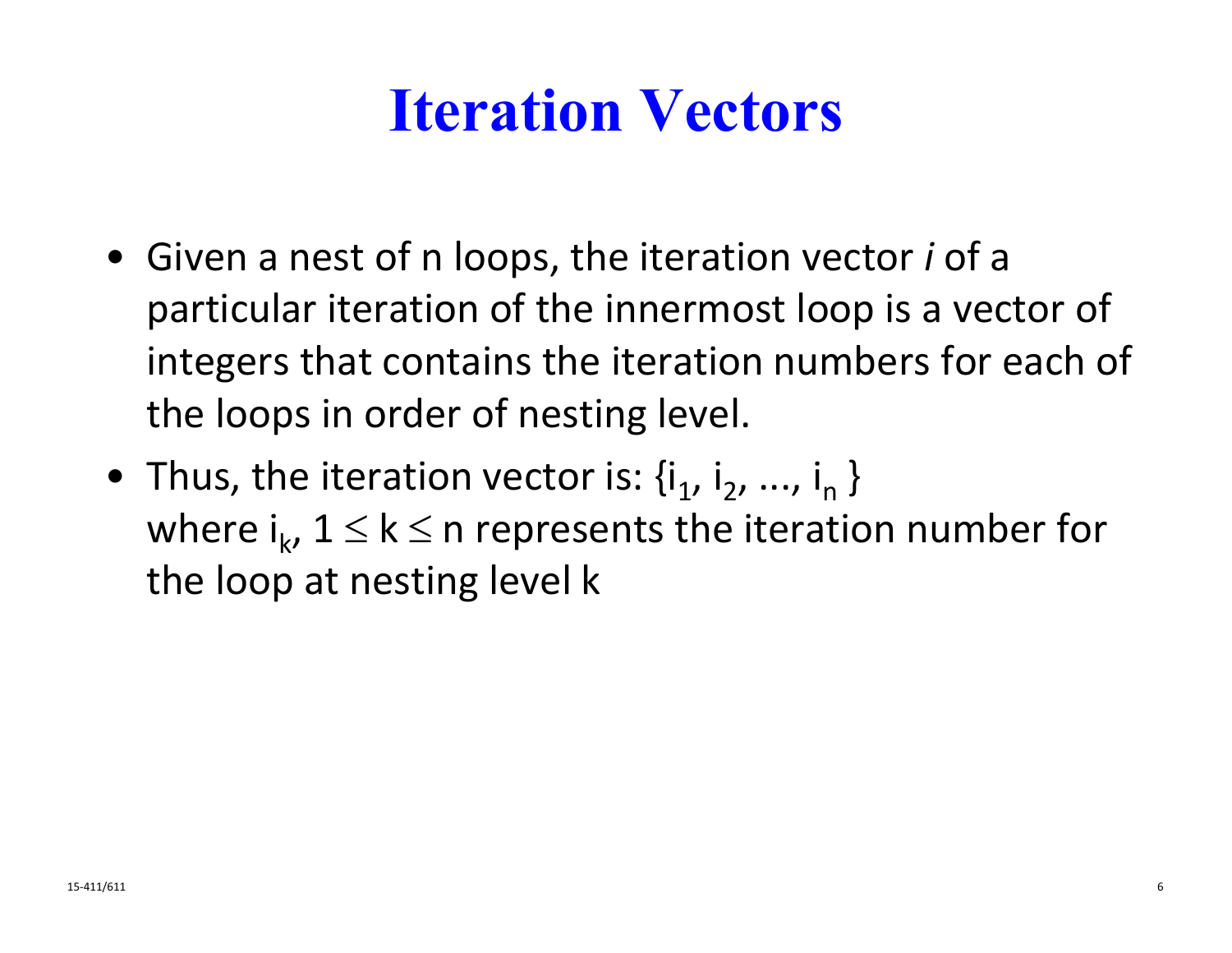# Iteration Vectors

- Given a nest of n loops, the iteration vector *i* of a particular iteration of the innermost loop is a vector of integers that contains the iteration numbers for each of the loops in order of nesting level.
- Thus, the iteration vector is: $\{i_1, i_2, ..., i_n\}$ where $i_k$, $1 \leq k \leq n$ represents the iteration number for the loop at nesting level k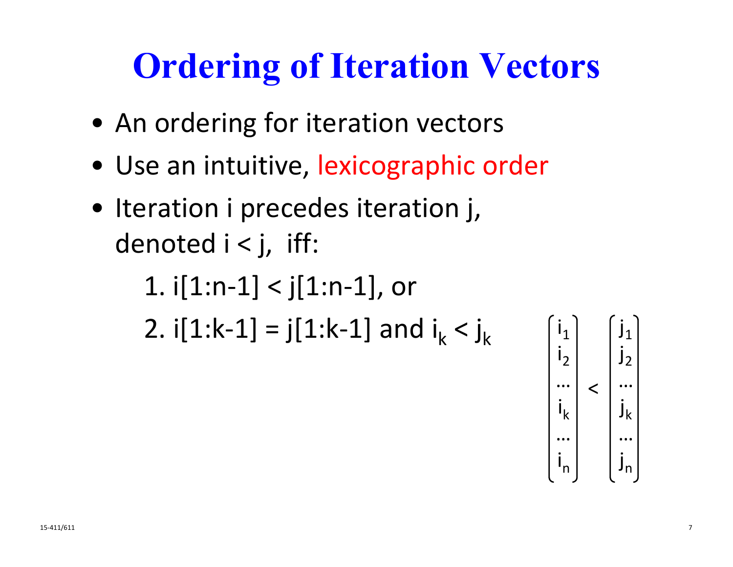# Ordering of Iteration Vectors

- An ordering for iteration vectors
- Use an intuitive, lexicographic order
- Iteration i precedes iteration j, denoted i < j, iff:

  1. i[1:n-1] < j[1:n-1], or
  2. i[1:k-1] = j[1:k-1] and $i_k < j_k$

$$\begin{pmatrix} i_1 \\ i_2 \\ \ldots \\ i_k \\ \ldots \\ i_n \end{pmatrix} < \begin{pmatrix} j_1 \\ j_2 \\ \ldots \\ j_k \\ \ldots \\ j_n \end{pmatrix}$$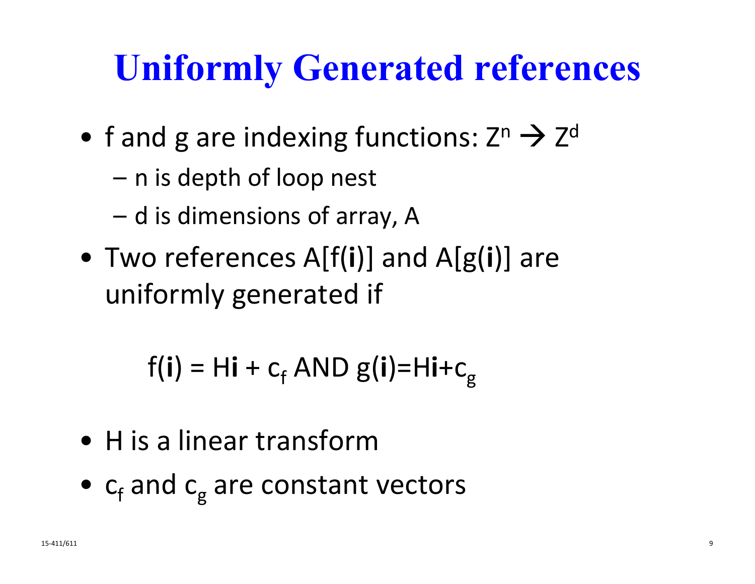# Uniformly Generated references

- f and g are indexing functions: $Z^n \rightarrow Z^d$
  - n is depth of loop nest
  - d is dimensions of array, A
- Two references $A[f(\mathbf{i})]$ and $A[g(\mathbf{i})]$ are uniformly generated if

$$f(\mathbf{i}) = H\mathbf{i} + c_f \text{ AND } g(\mathbf{i}) = H\mathbf{i} + c_g$$

- H is a linear transform
- $c_f$ and $c_g$ are constant vectors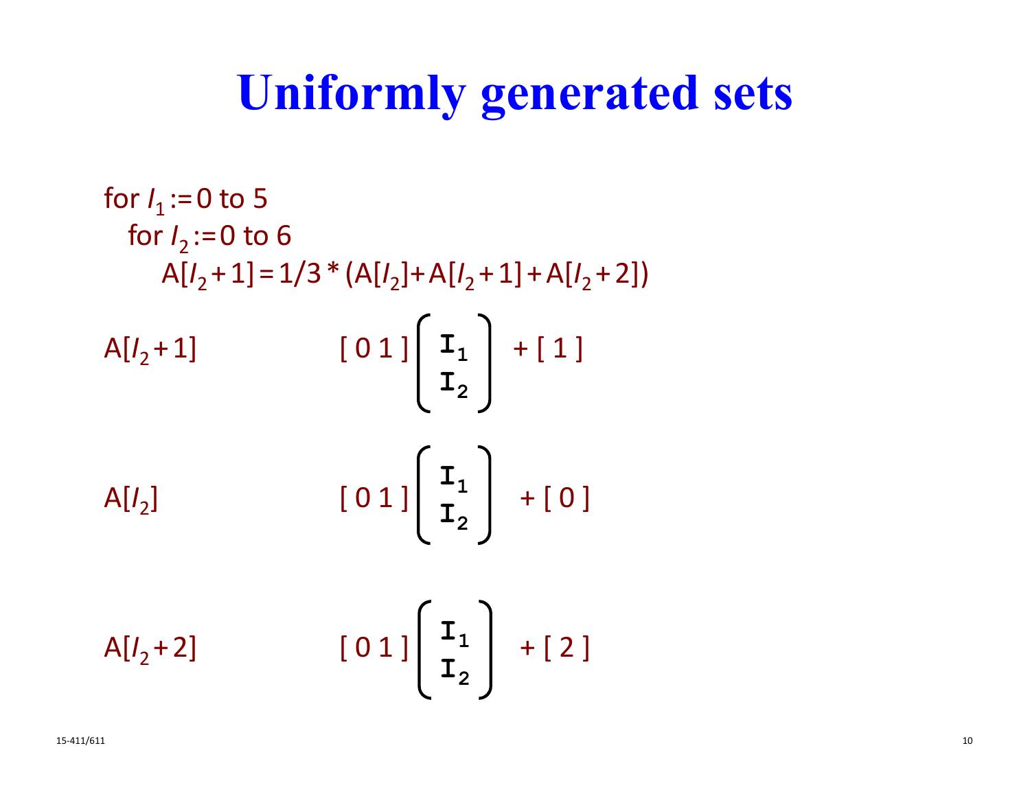# Uniformly generated sets

```
for I1 := 0 to 5
  for I2 := 0 to 6
    A[I2 + 1] = 1/3 * (A[I2] + A[I2 + 1] + A[I2 + 2])
```

$A[I_2 + 1]$ $\qquad [\,0\;1\,]\begin{bmatrix} I_1 \\ I_2 \end{bmatrix} + [\,1\,]$

$A[I_2]$ $\qquad [\,0\;1\,]\begin{bmatrix} I_1 \\ I_2 \end{bmatrix} + [\,0\,]$

$A[I_2 + 2]$ $\qquad [\,0\;1\,]\begin{bmatrix} I_1 \\ I_2 \end{bmatrix} + [\,2\,]$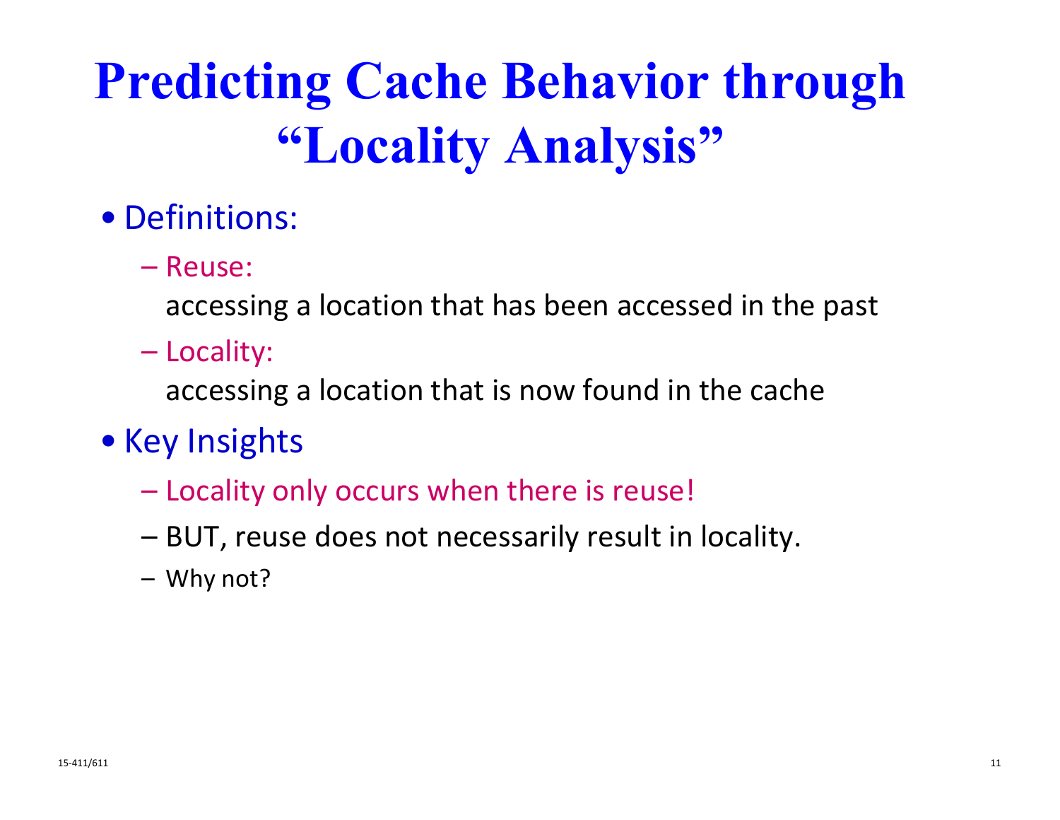# Predicting Cache Behavior through "Locality Analysis"

- Definitions:
  - Reuse:
    accessing a location that has been accessed in the past
  - Locality:
    accessing a location that is now found in the cache
- Key Insights
  - Locality only occurs when there is reuse!
  - BUT, reuse does not necessarily result in locality.
  - Why not?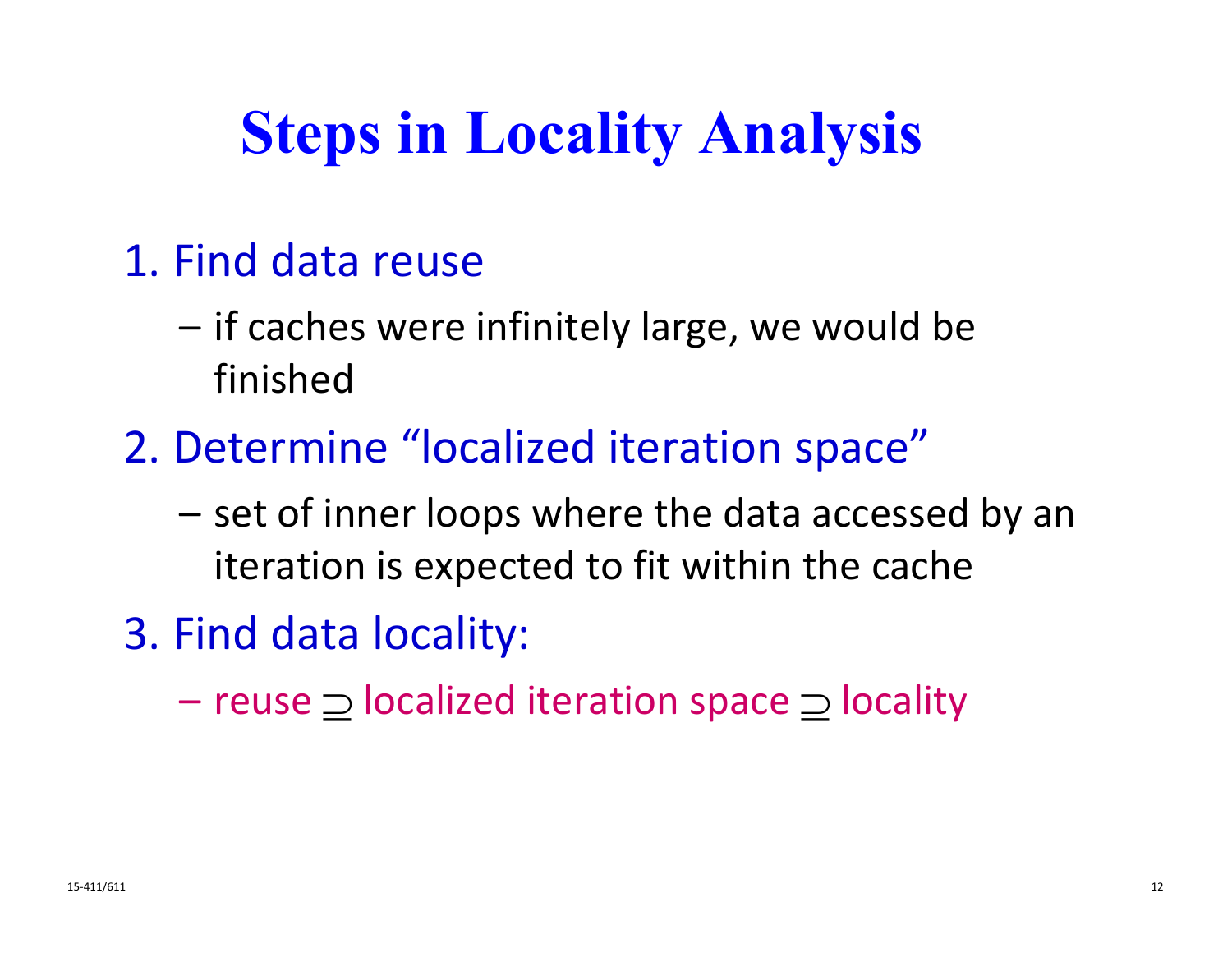# Steps in Locality Analysis

1. Find data reuse
   - if caches were infinitely large, we would be finished
2. Determine "localized iteration space"
   - set of inner loops where the data accessed by an iteration is expected to fit within the cache
3. Find data locality:
   - reuse $\supseteq$ localized iteration space $\supseteq$ locality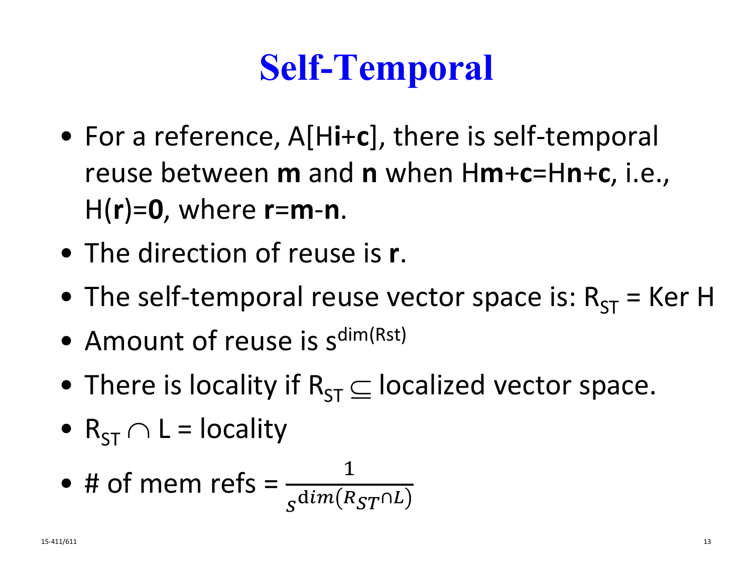# Self-Temporal

- For a reference, A[H**i**+**c**], there is self-temporal reuse between **m** and **n** when H**m**+**c**=H**n**+**c**, i.e., H(**r**)=**0**, where **r**=**m**-**n**.
- The direction of reuse is **r**.
- The self-temporal reuse vector space is: $R_{ST}$ = Ker H
- Amount of reuse is $s^{\dim(R_{st})}$
- There is locality if $R_{ST} \subseteq$ localized vector space.
- $R_{ST} \cap L$ = locality
- # of mem refs = $\frac{1}{s^{\dim(R_{ST} \cap L)}}$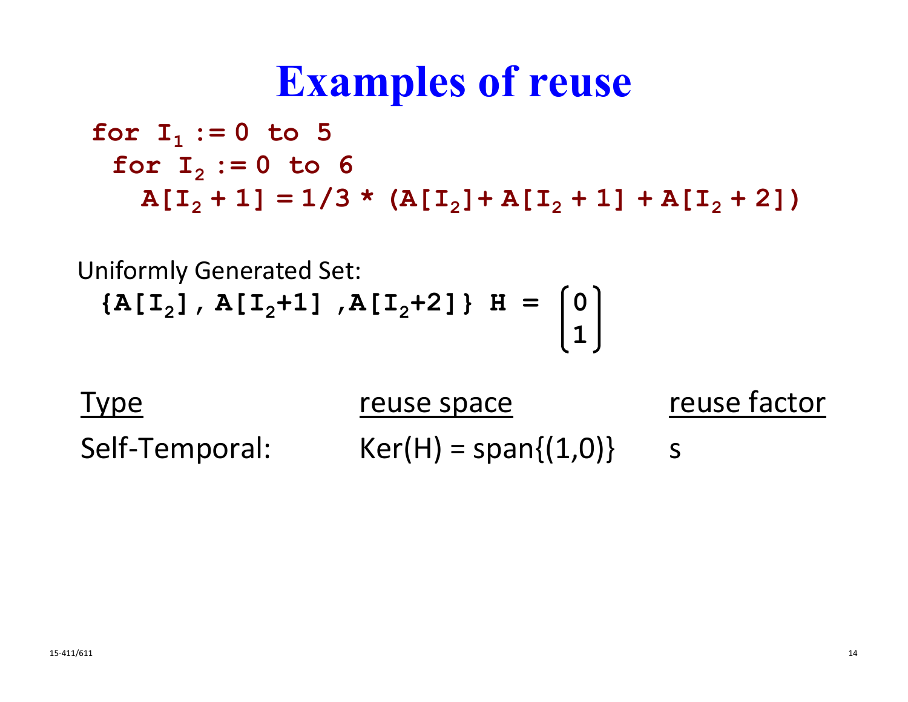# Examples of reuse

```
for I1 := 0 to 5
  for I2 := 0 to 6
    A[I2 + 1] = 1/3 * (A[I2]+ A[I2 + 1] + A[I2 + 2])
```

Uniformly Generated Set:

$\{A[I_2], A[I_2+1], A[I_2+2]\}$ $H = \begin{bmatrix} 0 \\ 1 \end{bmatrix}$

| Type | reuse space | reuse factor |
|---|---|---|
| Self-Temporal: | Ker(H) = span{(1,0)} | s |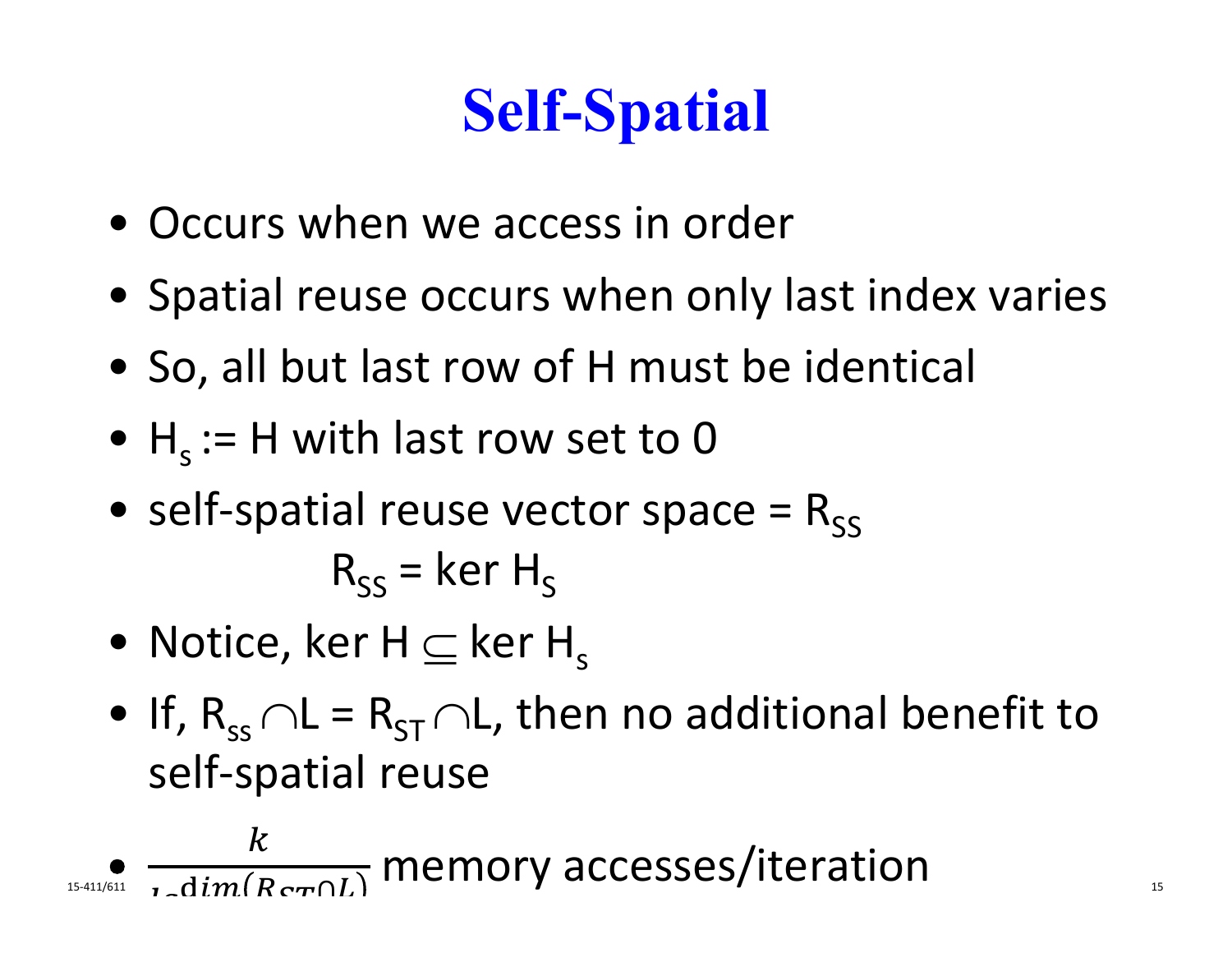# Self-Spatial

- Occurs when we access in order
- Spatial reuse occurs when only last index varies
- So, all but last row of H must be identical
- $H_s$ := H with last row set to 0
- self-spatial reuse vector space = $R_{SS}$

$$R_{SS} = \ker H_S$$

- Notice, $\ker H \subseteq \ker H_s$
- If, $R_{ss} \cap L = R_{ST} \cap L$, then no additional benefit to self-spatial reuse
- $\frac{k}{l_S^{\dim(R_{ST} \cap L)}}$ memory accesses/iteration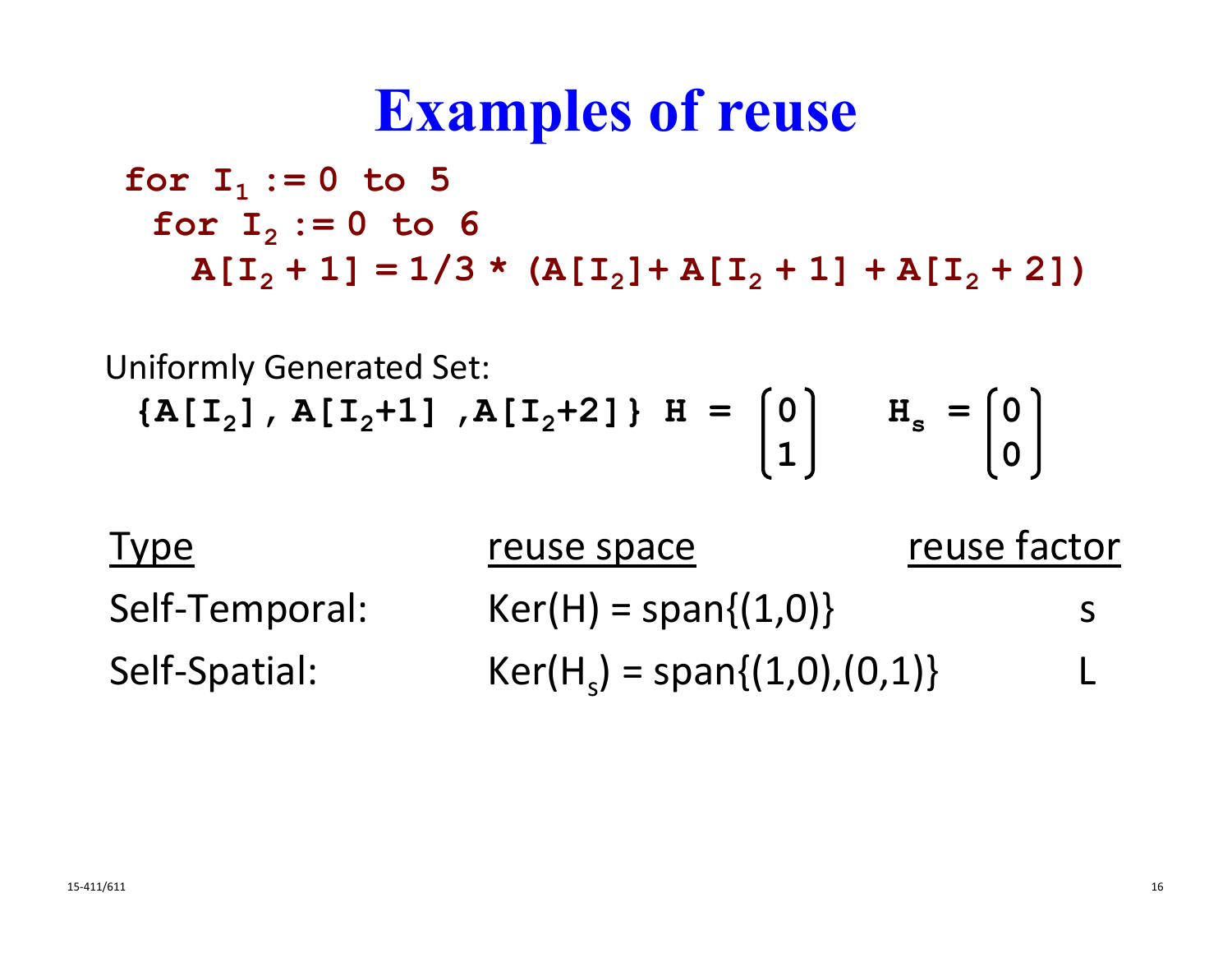# Examples of reuse

```
for I1 := 0 to 5
  for I2 := 0 to 6
    A[I2 + 1] = 1/3 * (A[I2]+ A[I2 + 1] + A[I2 + 2])
```

Uniformly Generated Set:

$\{A[I_2], A[I_2+1], A[I_2+2]\}$ $H = \begin{bmatrix} 0 \\ 1 \end{bmatrix}$ $H_s = \begin{bmatrix} 0 \\ 0 \end{bmatrix}$

| Type | reuse space | reuse factor |
| --- | --- | --- |
| Self-Temporal: | Ker(H) = span{(1,0)} | s |
| Self-Spatial: | Ker($H_s$) = span{(1,0),(0,1)} | L |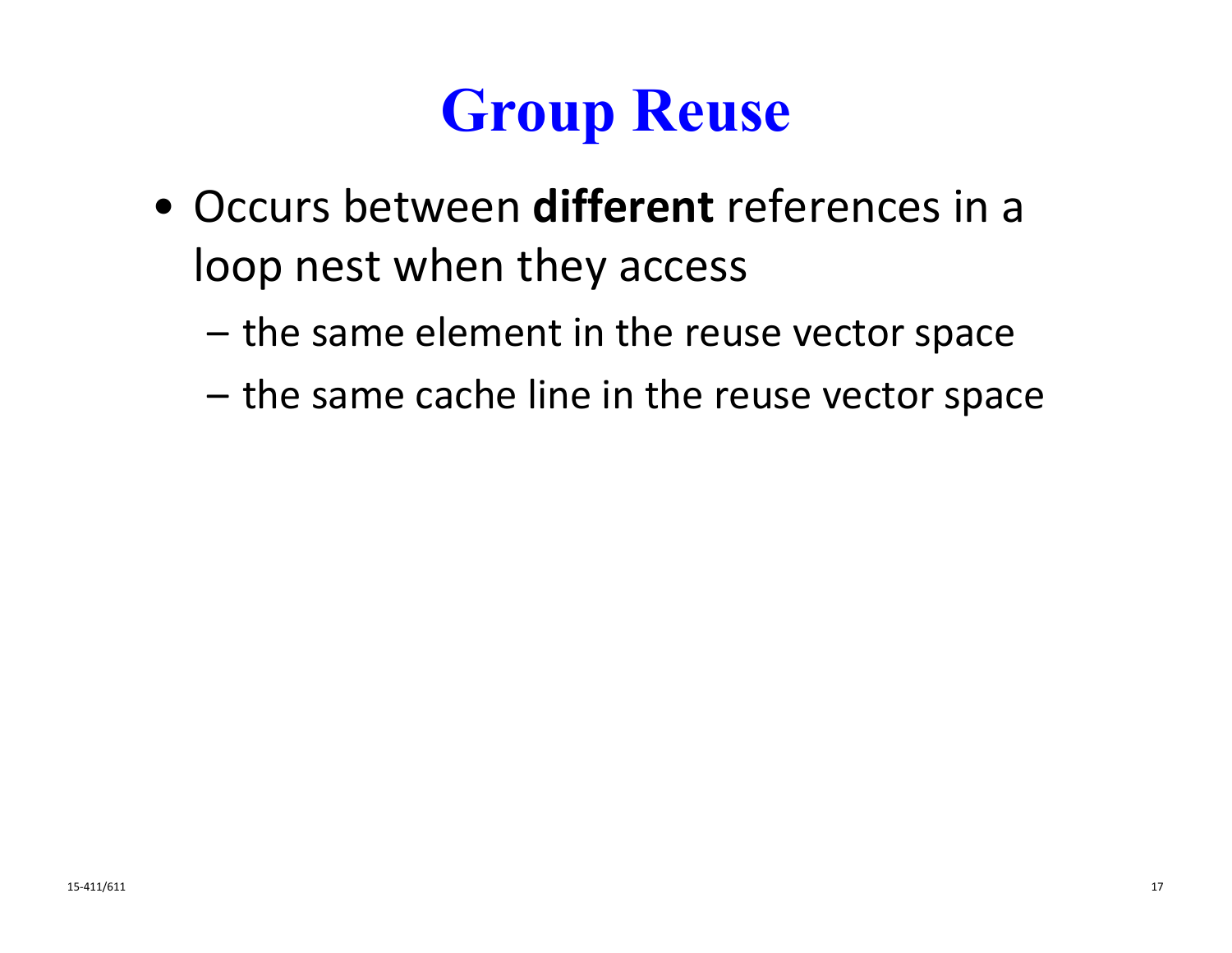# Group Reuse

- Occurs between **different** references in a loop nest when they access
  - the same element in the reuse vector space
  - the same cache line in the reuse vector space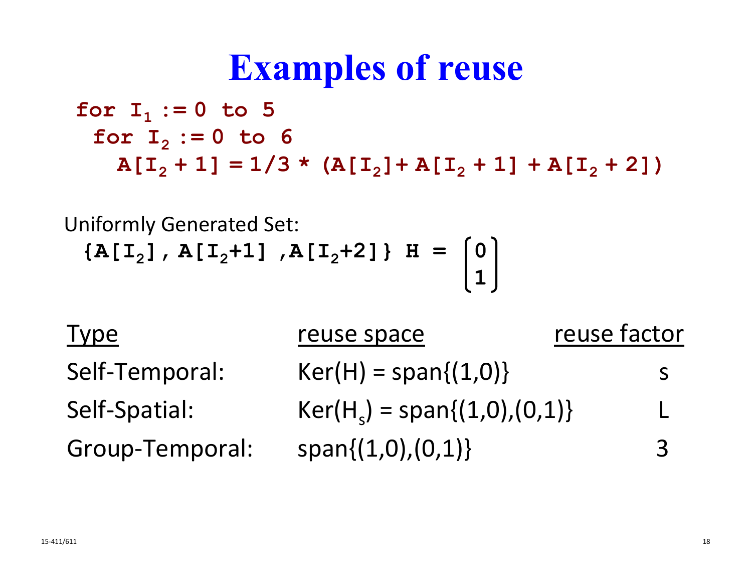# Examples of reuse

```
for I1 := 0 to 5
  for I2 := 0 to 6
    A[I2 + 1] = 1/3 * (A[I2]+ A[I2 + 1] + A[I2 + 2])
```

Uniformly Generated Set:

$\{A[I_2], A[I_2+1], A[I_2+2]\}$ $H = \begin{bmatrix} 0 \\ 1 \end{bmatrix}$

| Type | reuse space | reuse factor |
|---|---|---|
| Self-Temporal: | $Ker(H) = span\{(1,0)\}$ | s |
| Self-Spatial: | $Ker(H_s) = span\{(1,0),(0,1)\}$ | L |
| Group-Temporal: | $span\{(1,0),(0,1)\}$ | 3 |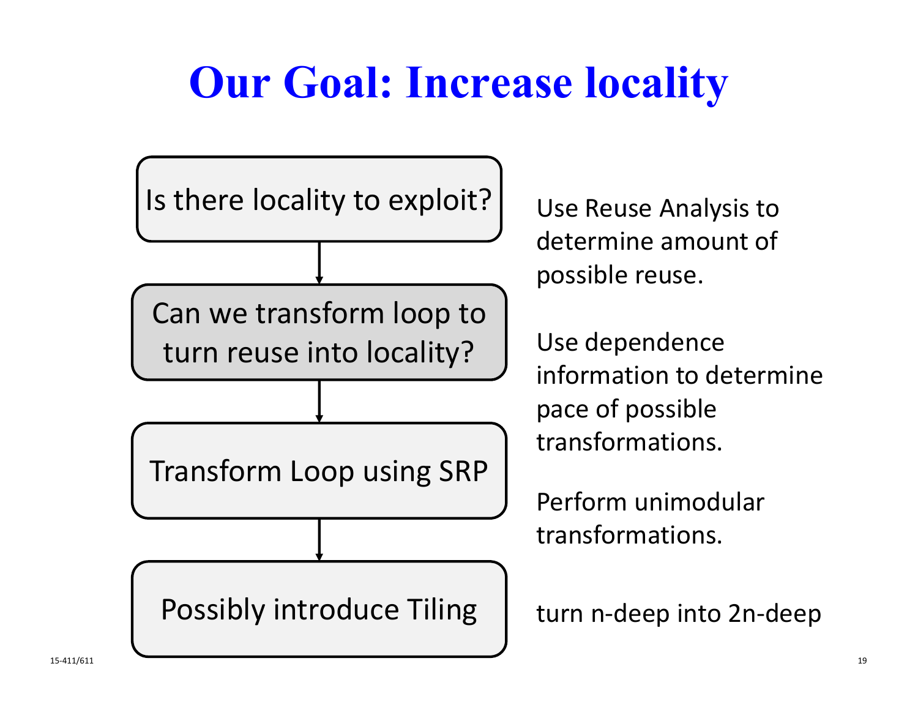# Our Goal: Increase locality

Is there locality to exploit? → Use Reuse Analysis to determine amount of possible reuse.

Can we transform loop to turn reuse into locality? → Use dependence information to determine pace of possible transformations.

Transform Loop using SRP → Perform unimodular transformations.

Possibly introduce Tiling → turn n-deep into 2n-deep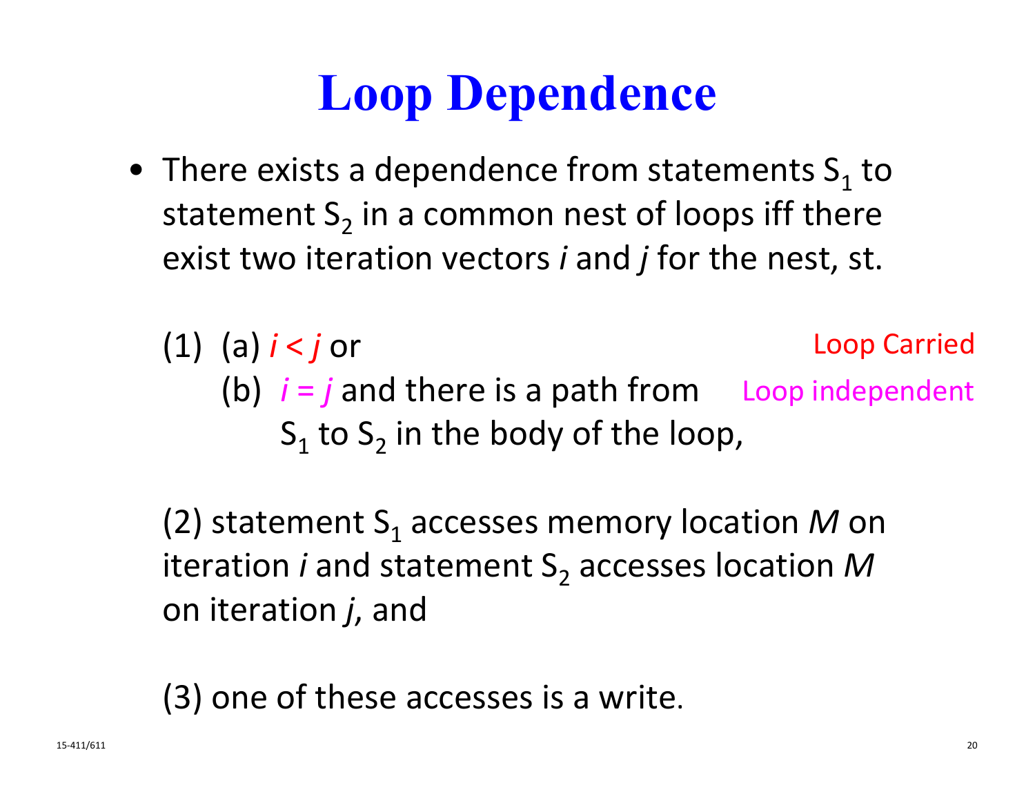# Loop Dependence

- There exists a dependence from statements $S_1$ to statement $S_2$ in a common nest of loops iff there exist two iteration vectors *i* and *j* for the nest, st.

(1) (a) $i < j$ or — Loop Carried

(b) $i = j$ and there is a path from $S_1$ to $S_2$ in the body of the loop, — Loop independent

(2) statement $S_1$ accesses memory location *M* on iteration *i* and statement $S_2$ accesses location *M* on iteration *j*, and

(3) one of these accesses is a write.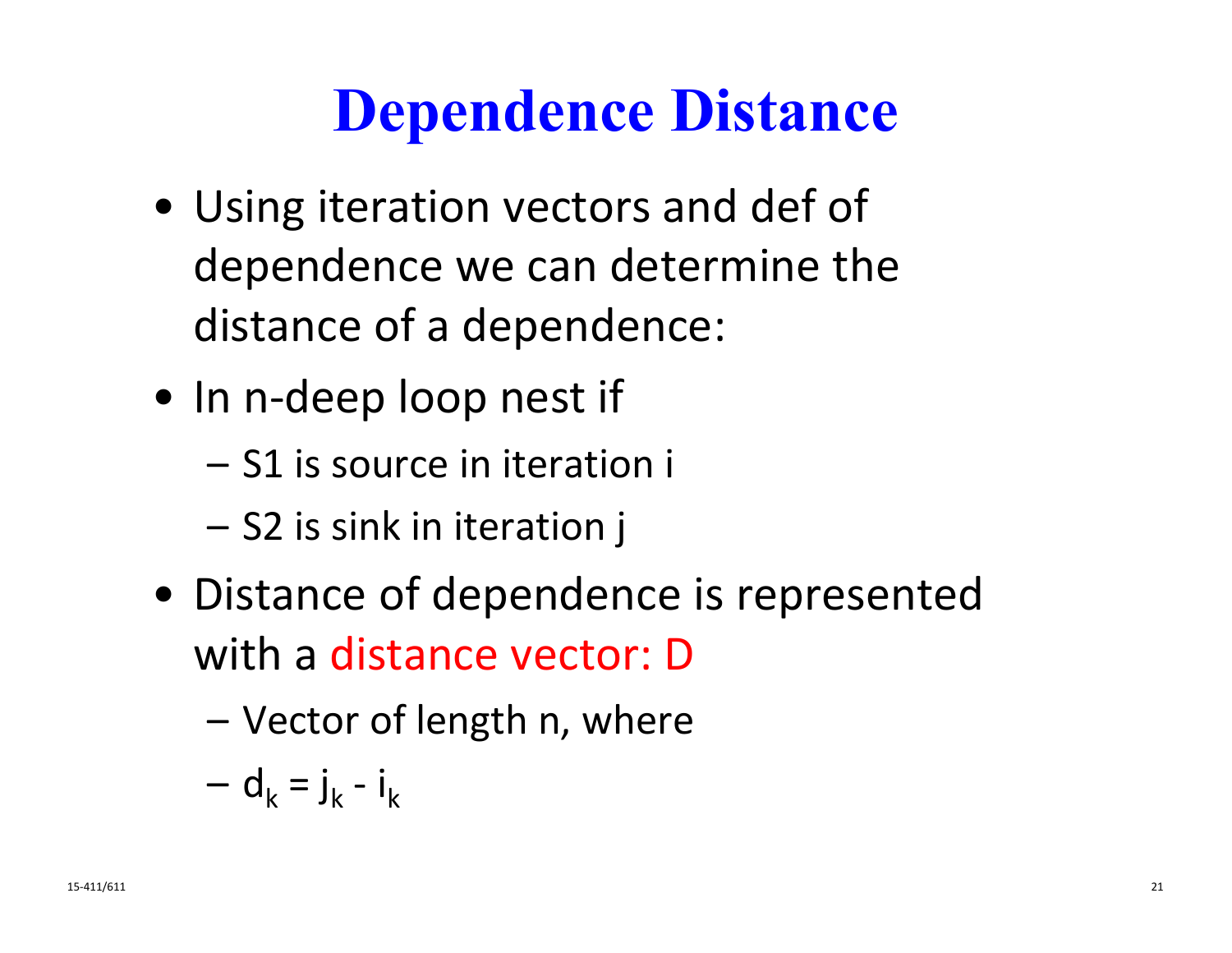# Dependence Distance

- Using iteration vectors and def of dependence we can determine the distance of a dependence:
- In n-deep loop nest if
  - S1 is source in iteration i
  - S2 is sink in iteration j
- Distance of dependence is represented with a distance vector: D
  - Vector of length n, where
  - $d_k = j_k - i_k$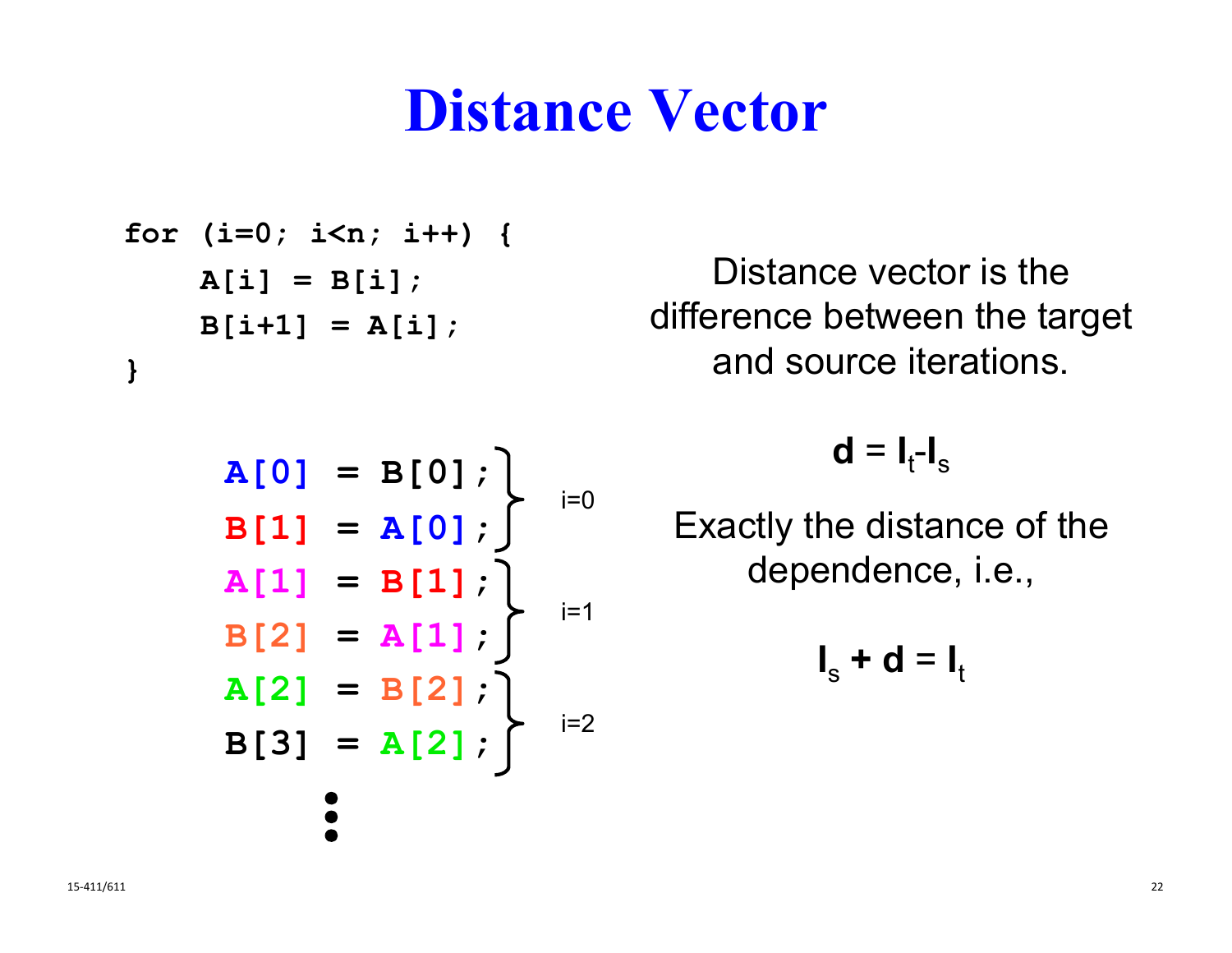# Distance Vector

```
for (i=0; i<n; i++) {
    A[i] = B[i];
    B[i+1] = A[i];
}
```

```
A[0] = B[0];   } i=0
B[1] = A[0];   }
A[1] = B[1];   } i=1
B[2] = A[1];   }
A[2] = B[2];   } i=2
B[3] = A[2];   }
   ⋮
```

Distance vector is the difference between the target and source iterations.

$$\mathbf{d} = \mathbf{I}_t - \mathbf{I}_s$$

Exactly the distance of the dependence, i.e.,

$$\mathbf{I}_s + \mathbf{d} = \mathbf{I}_t$$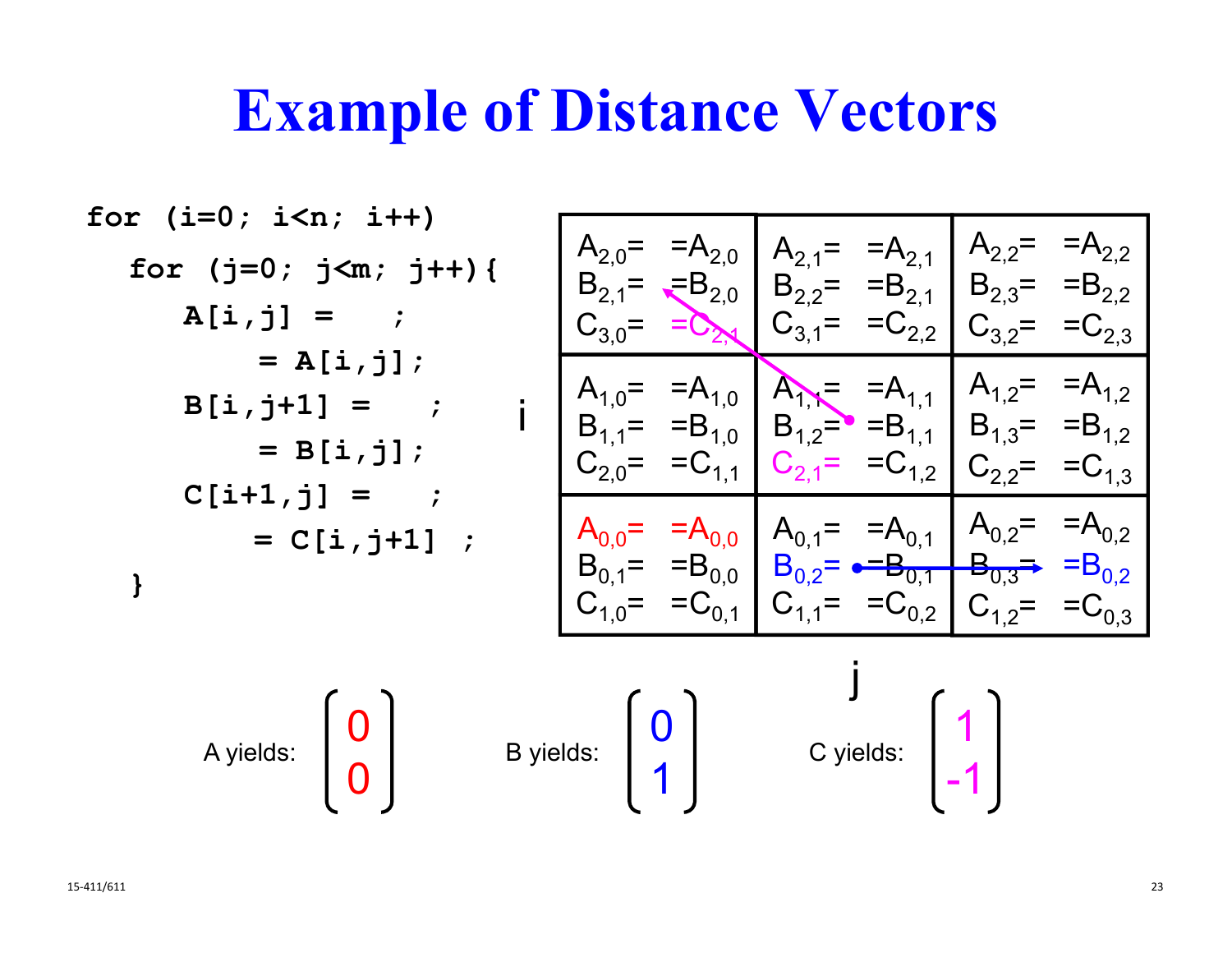# Example of Distance Vectors

```
for (i=0; i<n; i++)
   for (j=0; j<m; j++){
      A[i,j] =    ;
           = A[i,j];
      B[i,j+1] =    ;
           = B[i,j];
      C[i+1,j] =    ;
           = C[i,j+1] ;
   }
```

| i \ j | 0 | 1 | 2 |
|---|---|---|---|
| 2 | $A_{2,0}$= =$A_{2,0}$ <br> $B_{2,1}$= =$B_{2,0}$ <br> $C_{3,0}$= =$C_{2,1}$ | $A_{2,1}$= =$A_{2,1}$ <br> $B_{2,2}$= =$B_{2,1}$ <br> $C_{3,1}$= =$C_{2,2}$ | $A_{2,2}$= =$A_{2,2}$ <br> $B_{2,3}$= =$B_{2,2}$ <br> $C_{3,2}$= =$C_{2,3}$ |
| 1 | $A_{1,0}$= =$A_{1,0}$ <br> $B_{1,1}$= =$B_{1,0}$ <br> $C_{2,0}$= =$C_{1,1}$ | $A_{1,1}$= =$A_{1,1}$ <br> $B_{1,2}$= =$B_{1,1}$ <br> $C_{2,1}$= =$C_{1,2}$ | $A_{1,2}$= =$A_{1,2}$ <br> $B_{1,3}$= =$B_{1,2}$ <br> $C_{2,2}$= =$C_{1,3}$ |
| 0 | $A_{0,0}$= =$A_{0,0}$ <br> $B_{0,1}$= =$B_{0,0}$ <br> $C_{1,0}$= =$C_{0,1}$ | $A_{0,1}$= =$A_{0,1}$ <br> $B_{0,2}$= =$B_{0,1}$ <br> $C_{1,1}$= =$C_{0,2}$ | $A_{0,2}$= =$A_{0,2}$ <br> $B_{0,3}$= =$B_{0,2}$ <br> $C_{1,2}$= =$C_{0,3}$ |

A yields: $\begin{bmatrix} 0 \\ 0 \end{bmatrix}$ B yields: $\begin{bmatrix} 0 \\ 1 \end{bmatrix}$ C yields: $\begin{bmatrix} 1 \\ -1 \end{bmatrix}$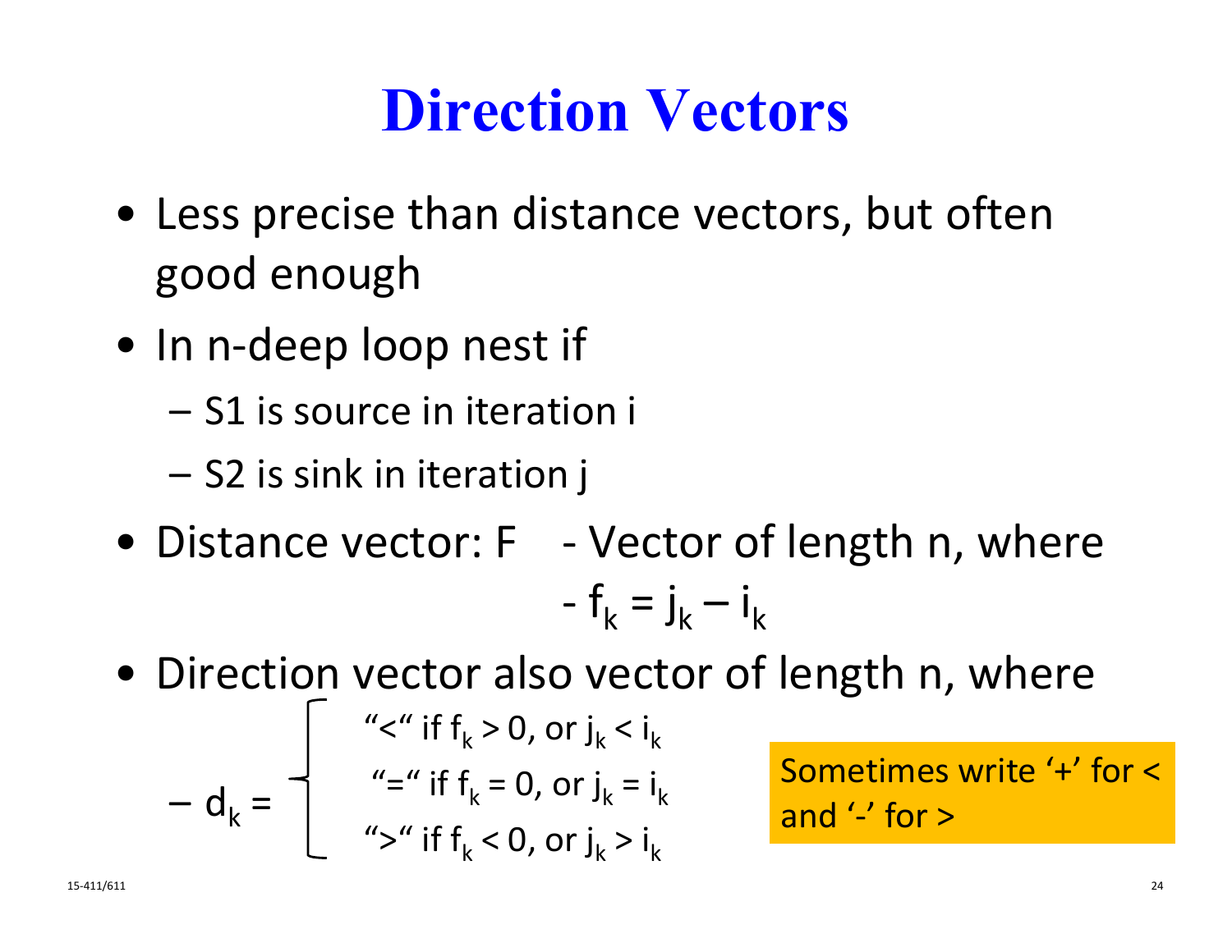# Direction Vectors

- Less precise than distance vectors, but often good enough
- In n-deep loop nest if
  - S1 is source in iteration i
  - S2 is sink in iteration j
- Distance vector: F - Vector of length n, where
  - $f_k = j_k - i_k$
- Direction vector also vector of length n, where

$$
d_k = \begin{cases} \text{"<" if } f_k > 0 \text{, or } j_k < i_k \\ \text{"=" if } f_k = 0 \text{, or } j_k = i_k \\ \text{">" if } f_k < 0 \text{, or } j_k > i_k \end{cases}
$$

Sometimes write '+' for < and '-' for >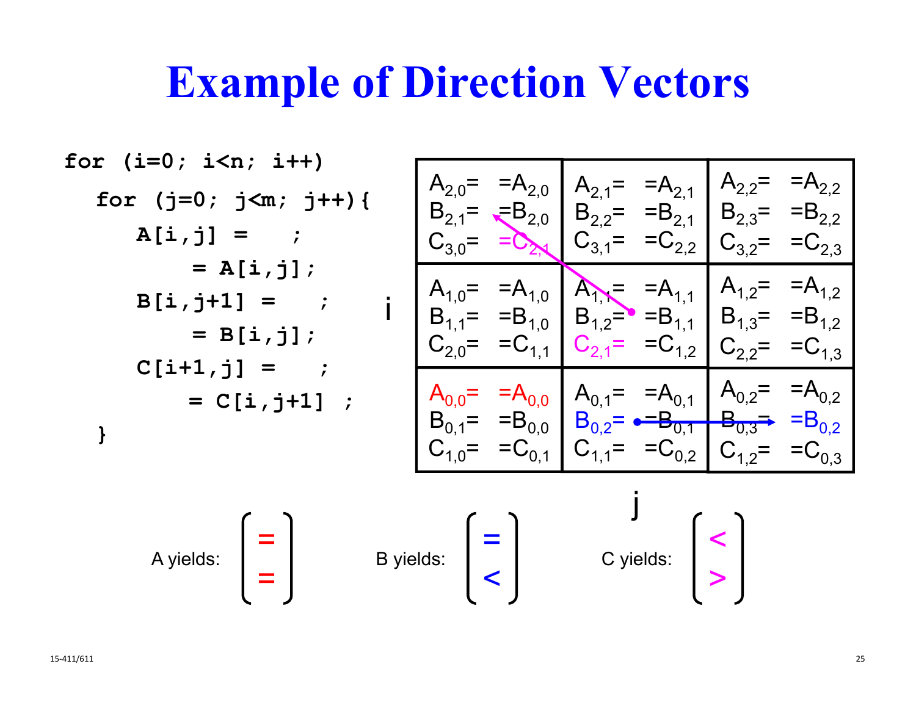# Example of Direction Vectors

```
for (i=0; i<n; i++)
  for (j=0; j<m; j++){
    A[i,j] =   ;
      = A[i,j];
    B[i,j+1] =   ;
      = B[i,j];
    C[i+1,j] =   ;
      = C[i,j+1] ;
  }
```

| i \ j | 0 | 1 | 2 |
|---|---|---|---|
| 2 | $A_{2,0}$= =$A_{2,0}$ <br> $B_{2,1}$= =$B_{2,0}$ <br> $C_{3,0}$= =$C_{2,1}$ | $A_{2,1}$= =$A_{2,1}$ <br> $B_{2,2}$= =$B_{2,1}$ <br> $C_{3,1}$= =$C_{2,2}$ | $A_{2,2}$= =$A_{2,2}$ <br> $B_{2,3}$= =$B_{2,2}$ <br> $C_{3,2}$= =$C_{2,3}$ |
| 1 | $A_{1,0}$= =$A_{1,0}$ <br> $B_{1,1}$= =$B_{1,0}$ <br> $C_{2,0}$= =$C_{1,1}$ | $A_{1,1}$= =$A_{1,1}$ <br> $B_{1,2}$= =$B_{1,1}$ <br> $C_{2,1}$= =$C_{1,2}$ | $A_{1,2}$= =$A_{1,2}$ <br> $B_{1,3}$= =$B_{1,2}$ <br> $C_{2,2}$= =$C_{1,3}$ |
| 0 | $A_{0,0}$= =$A_{0,0}$ <br> $B_{0,1}$= =$B_{0,0}$ <br> $C_{1,0}$= =$C_{0,1}$ | $A_{0,1}$= =$A_{0,1}$ <br> $B_{0,2}$= =$B_{0,1}$ <br> $C_{1,1}$= =$C_{0,2}$ | $A_{0,2}$= =$A_{0,2}$ <br> $B_{0,3}$= =$B_{0,2}$ <br> $C_{1,2}$= =$C_{0,3}$ |

A yields: $\begin{bmatrix} = \\ = \end{bmatrix}$

B yields: $\begin{bmatrix} = \\ < \end{bmatrix}$

C yields: $\begin{bmatrix} < \\ > \end{bmatrix}$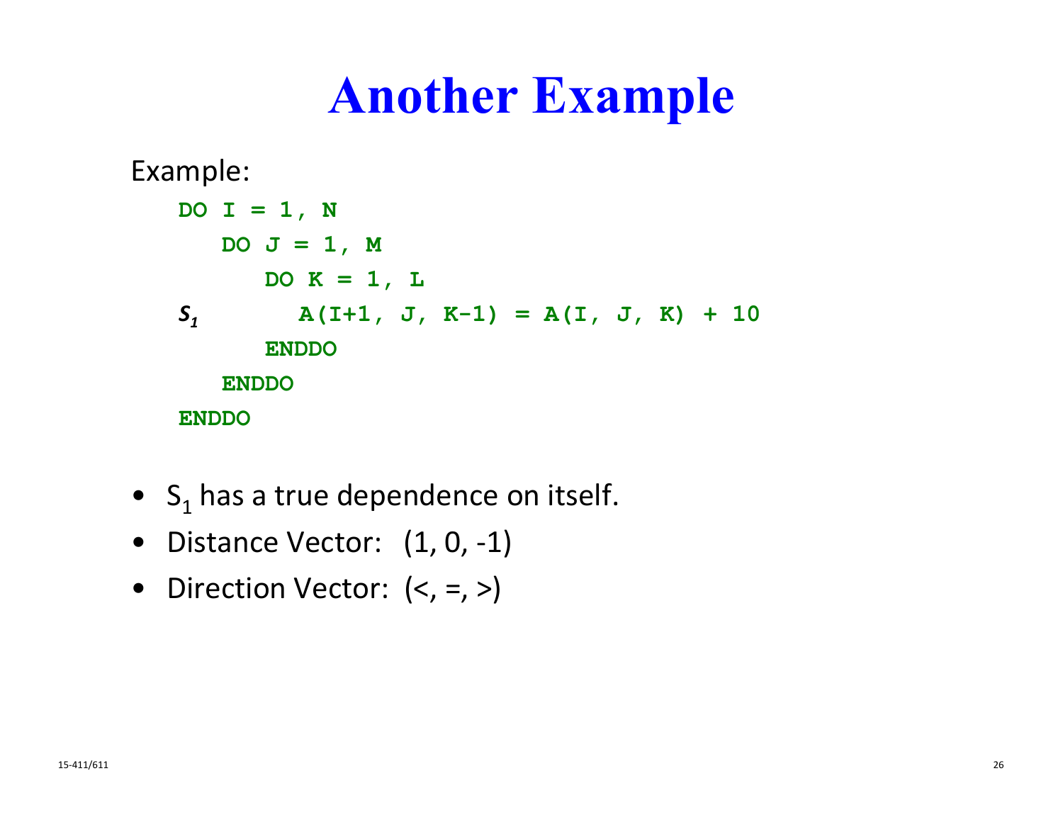# Another Example

Example:

```
DO I = 1, N
   DO J = 1, M
      DO K = 1, L
S1          A(I+1, J, K-1) = A(I, J, K) + 10
      ENDDO
   ENDDO
ENDDO
```

- $S_1$ has a true dependence on itself.
- Distance Vector: (1, 0, -1)
- Direction Vector: (<, =, >)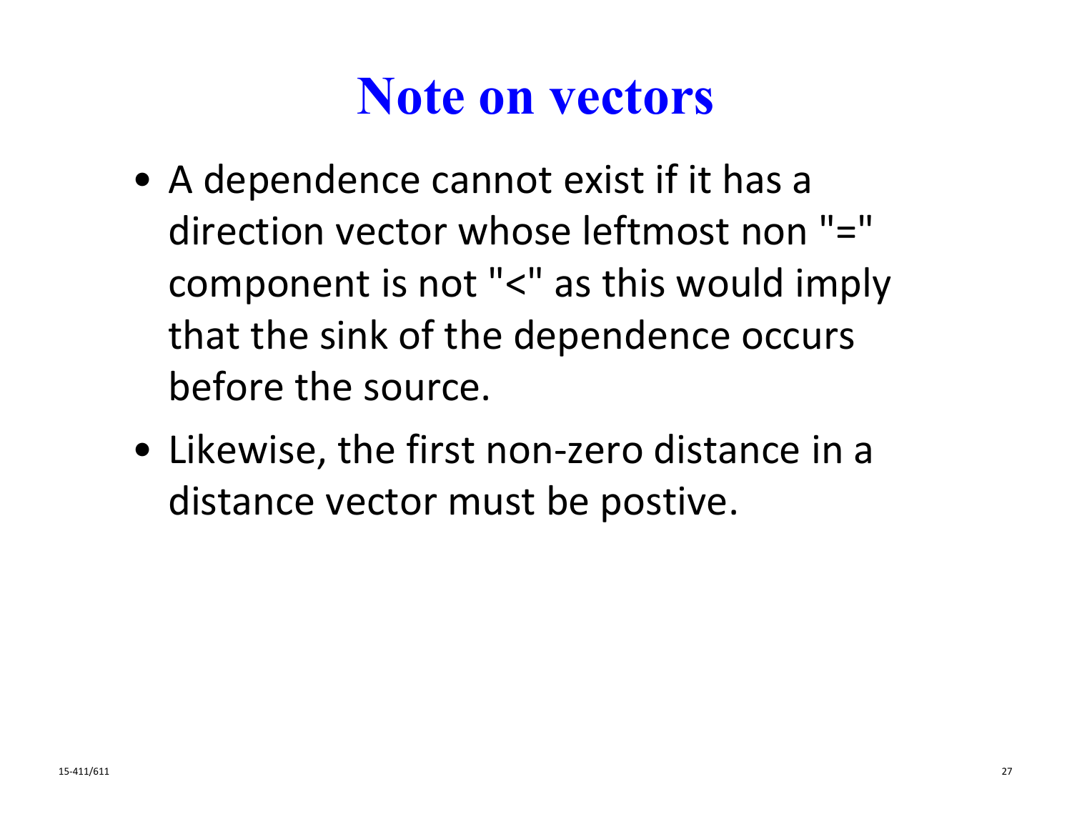# Note on vectors

- A dependence cannot exist if it has a direction vector whose leftmost non "=" component is not "<" as this would imply that the sink of the dependence occurs before the source.
- Likewise, the first non-zero distance in a distance vector must be postive.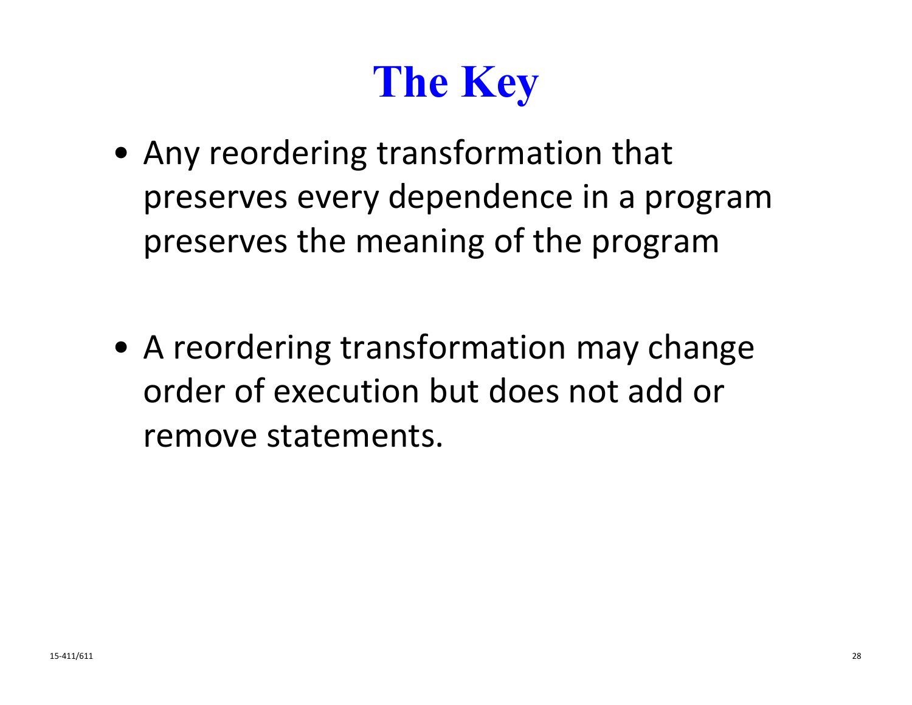# The Key

- Any reordering transformation that preserves every dependence in a program preserves the meaning of the program

- A reordering transformation may change order of execution but does not add or remove statements.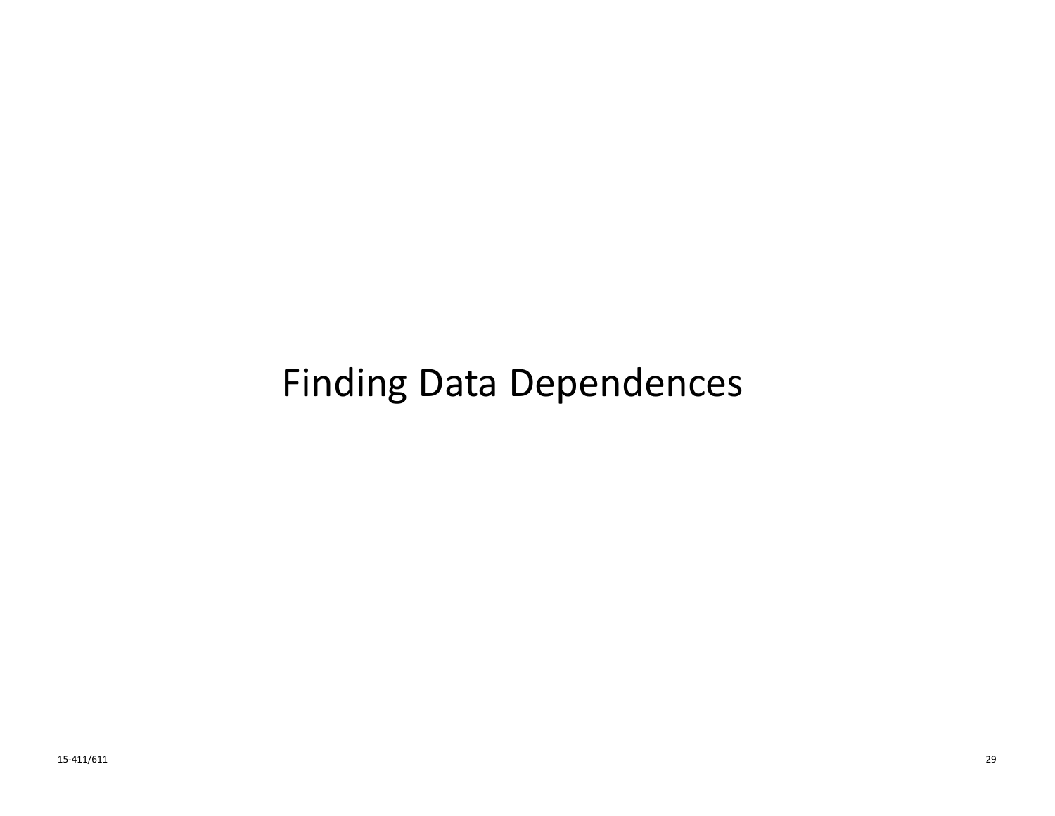# Finding Data Dependences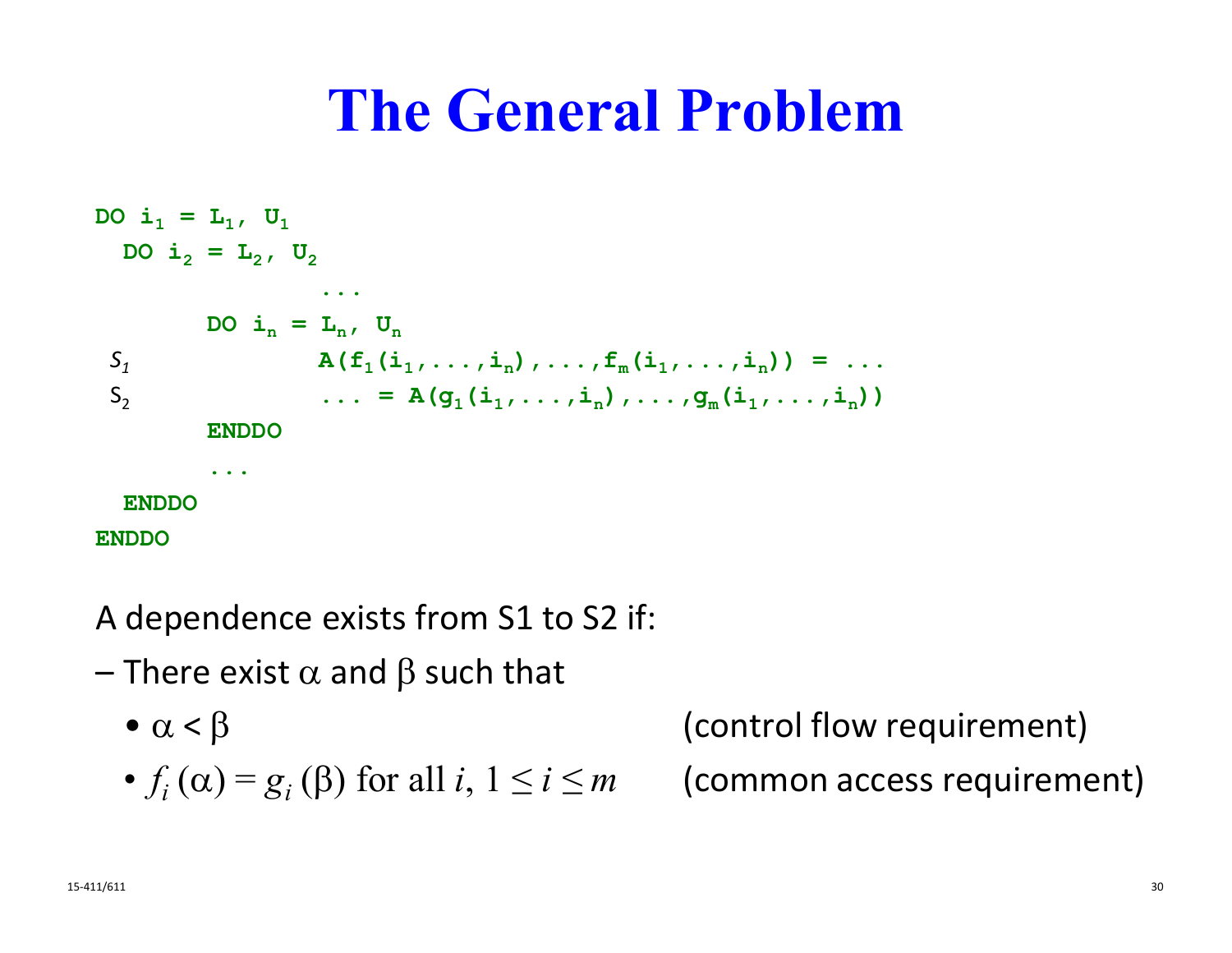# The General Problem

```
DO i1 = L1, U1
  DO i2 = L2, U2
               ...
        DO in = Ln, Un
S1             A(f1(i1,...,in),...,fm(i1,...,in)) = ...
S2             ... = A(g1(i1,...,in),...,gm(i1,...,in))
        ENDDO
        ...
  ENDDO
ENDDO
```

A dependence exists from S1 to S2 if:

– There exist $\alpha$ and $\beta$ such that

- $\alpha < \beta$ (control flow requirement)
- $f_i(\alpha) = g_i(\beta)$ for all $i$, $1 \leq i \leq m$ (common access requirement)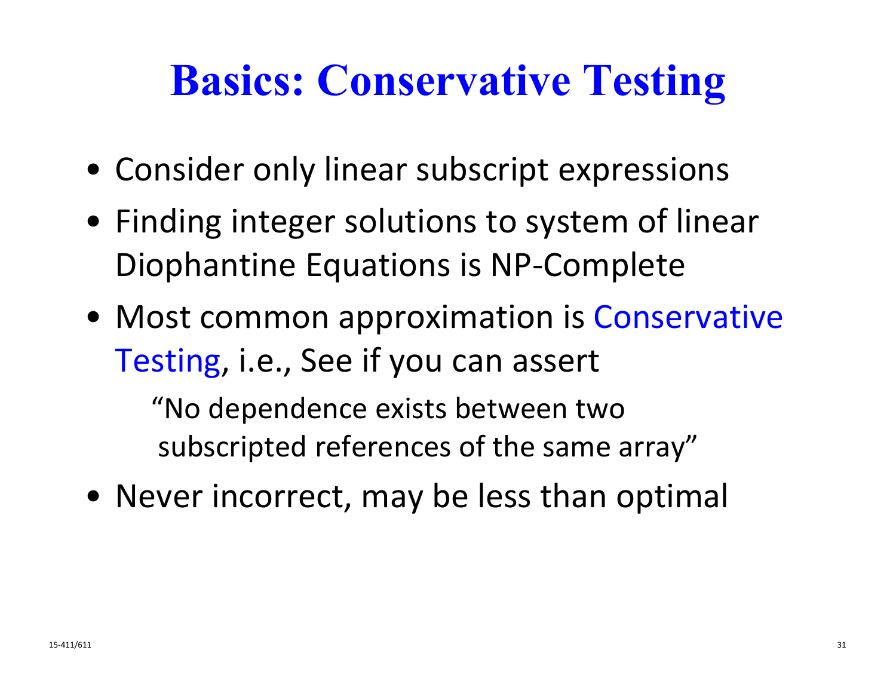# Basics: Conservative Testing

- Consider only linear subscript expressions
- Finding integer solutions to system of linear Diophantine Equations is NP-Complete
- Most common approximation is Conservative Testing, i.e., See if you can assert

  "No dependence exists between two subscripted references of the same array"

- Never incorrect, may be less than optimal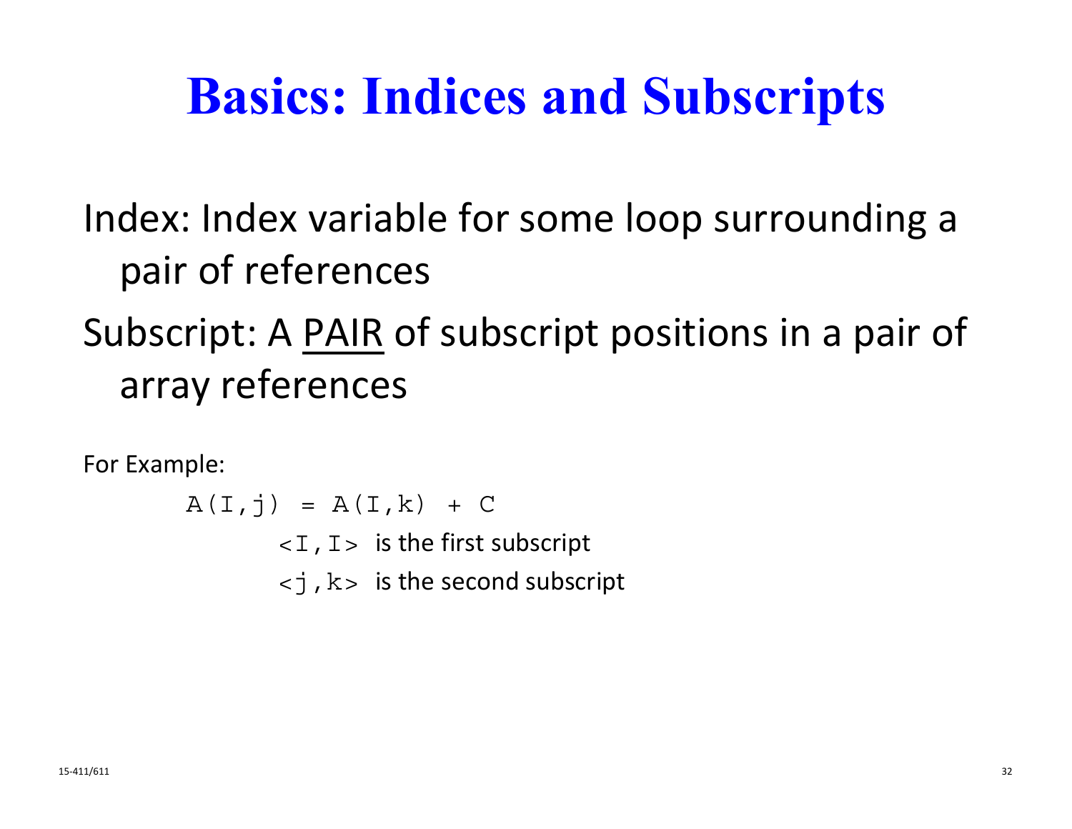# Basics: Indices and Subscripts

Index: Index variable for some loop surrounding a pair of references

Subscript: A <u>PAIR</u> of subscript positions in a pair of array references

For Example:

```
A(I,j) = A(I,k) + C
```

`<I,I>` is the first subscript

`<j,k>` is the second subscript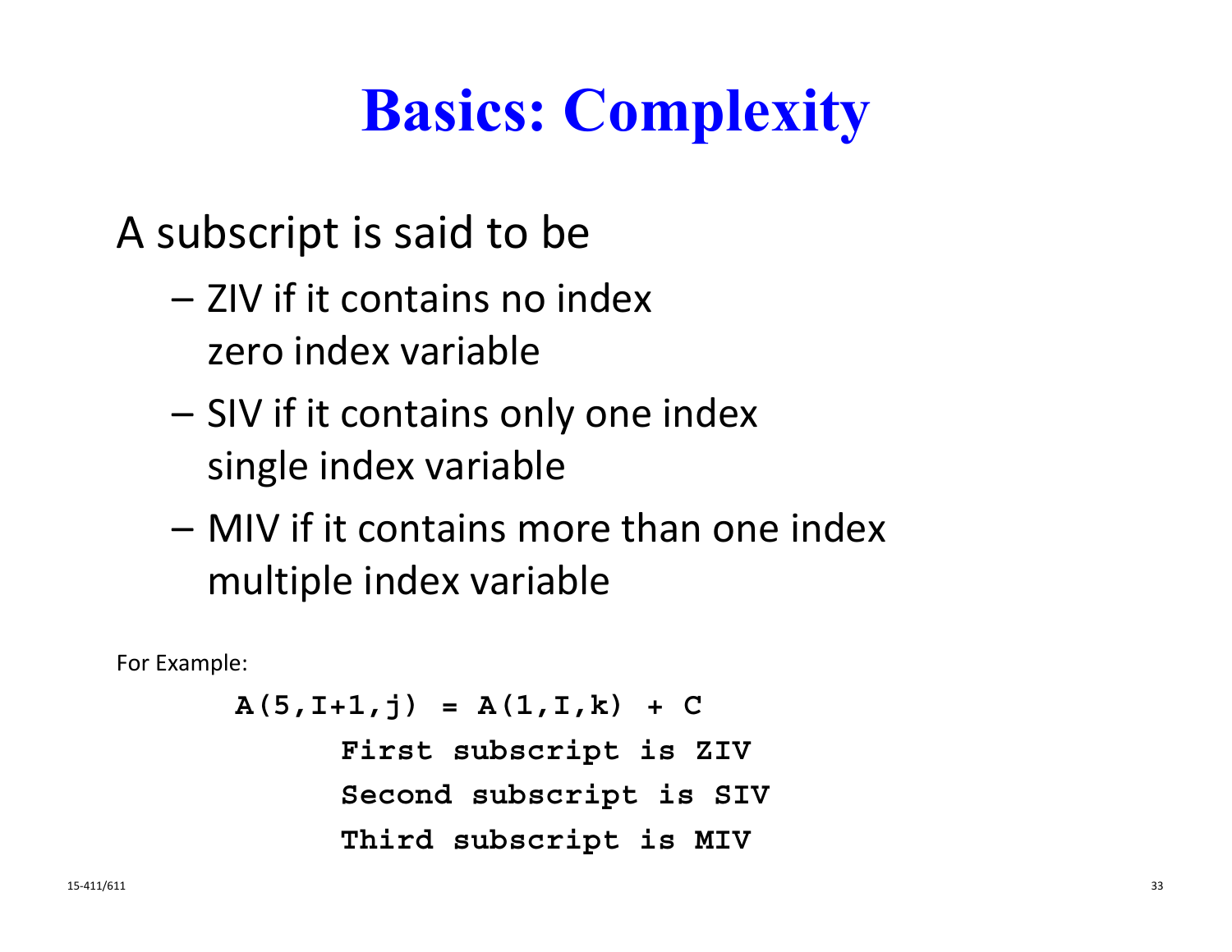# Basics: Complexity

A subscript is said to be

- ZIV if it contains no index
  zero index variable
- SIV if it contains only one index
  single index variable
- MIV if it contains more than one index
  multiple index variable

For Example:

```
A(5,I+1,j) = A(1,I,k) + C
      First subscript is ZIV
      Second subscript is SIV
      Third subscript is MIV
```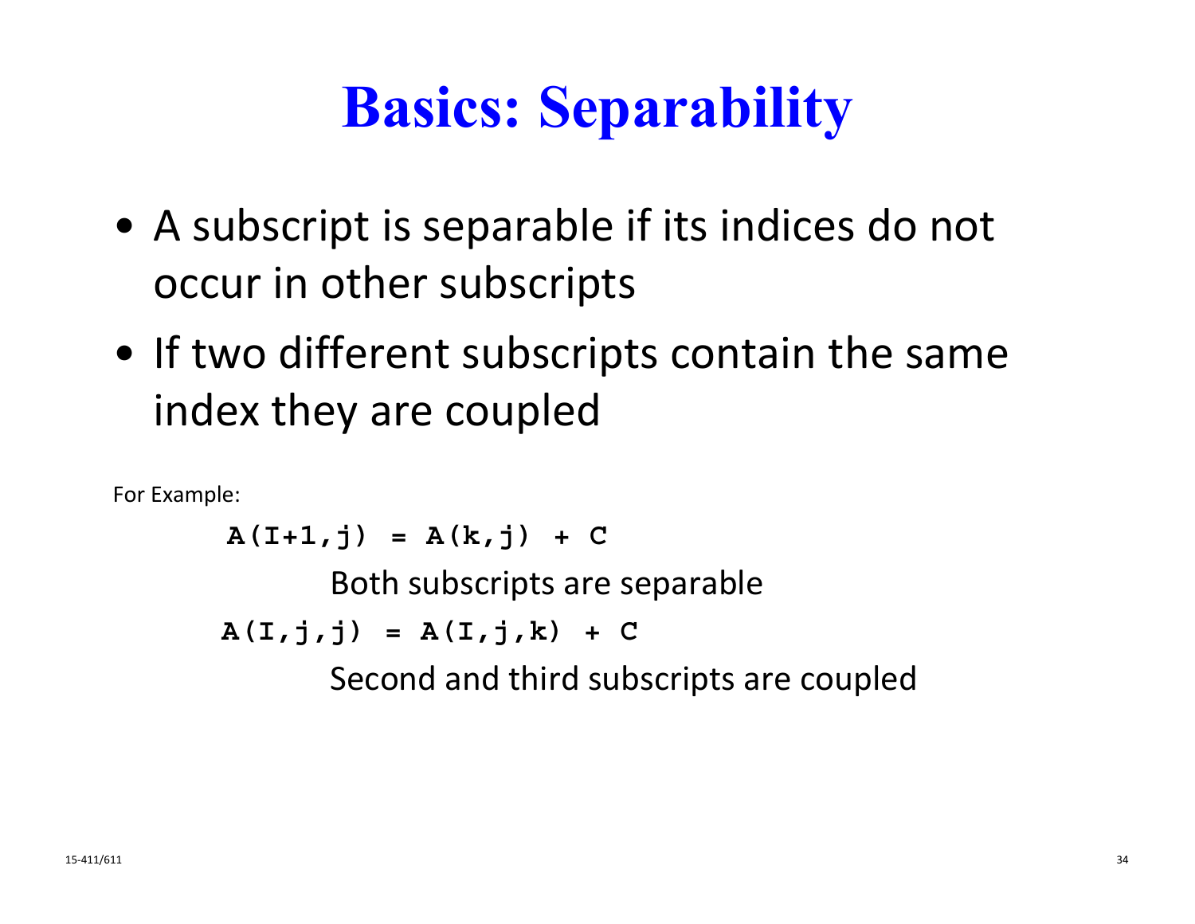# Basics: Separability

- A subscript is separable if its indices do not occur in other subscripts
- If two different subscripts contain the same index they are coupled

For Example:

```
A(I+1,j) = A(k,j) + C
```

Both subscripts are separable

```
A(I,j,j) = A(I,j,k) + C
```

Second and third subscripts are coupled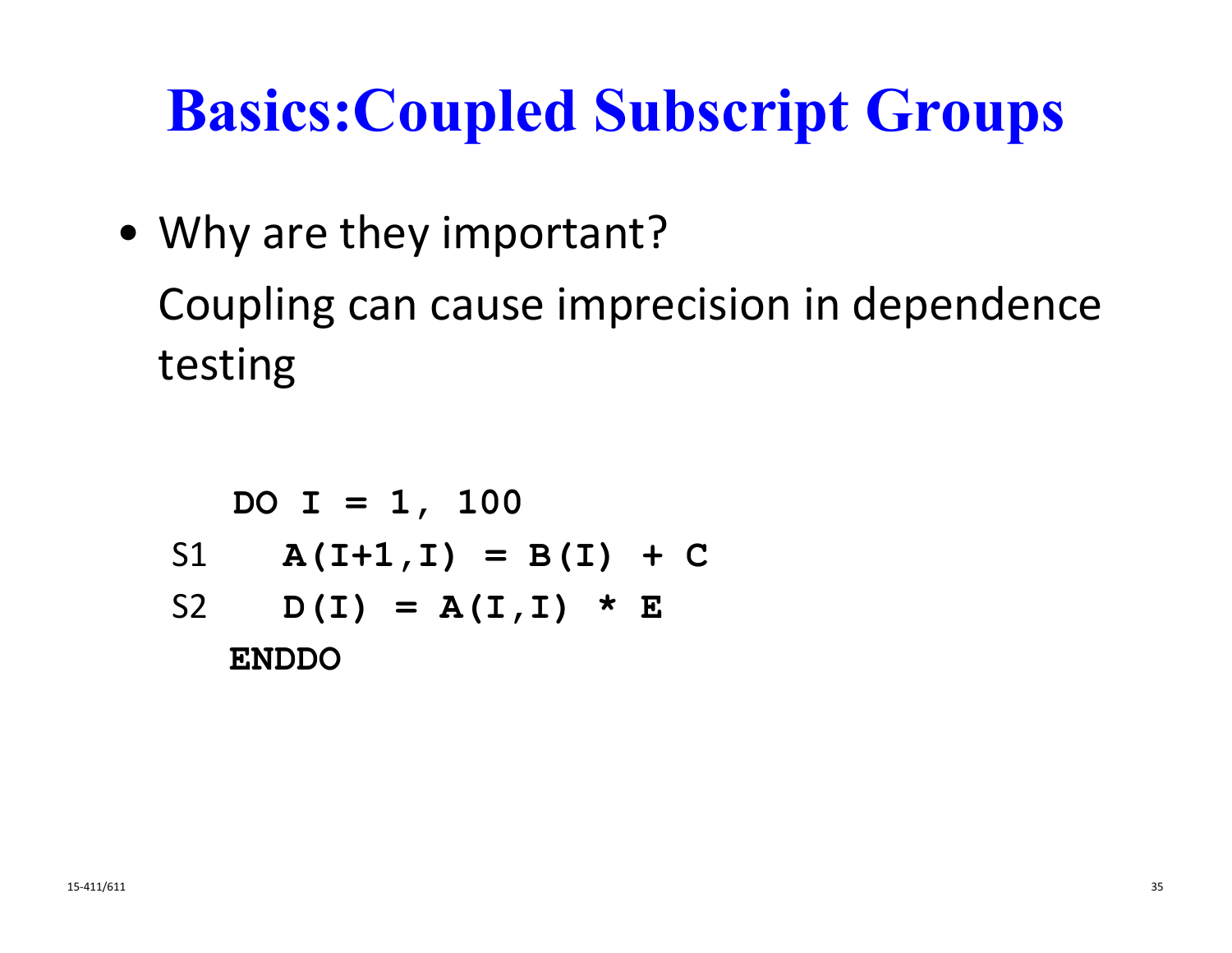# Basics:Coupled Subscript Groups

- Why are they important?

  Coupling can cause imprecision in dependence testing

```
   DO I = 1, 100
S1   A(I+1,I) = B(I) + C
S2   D(I) = A(I,I) * E
   ENDDO
```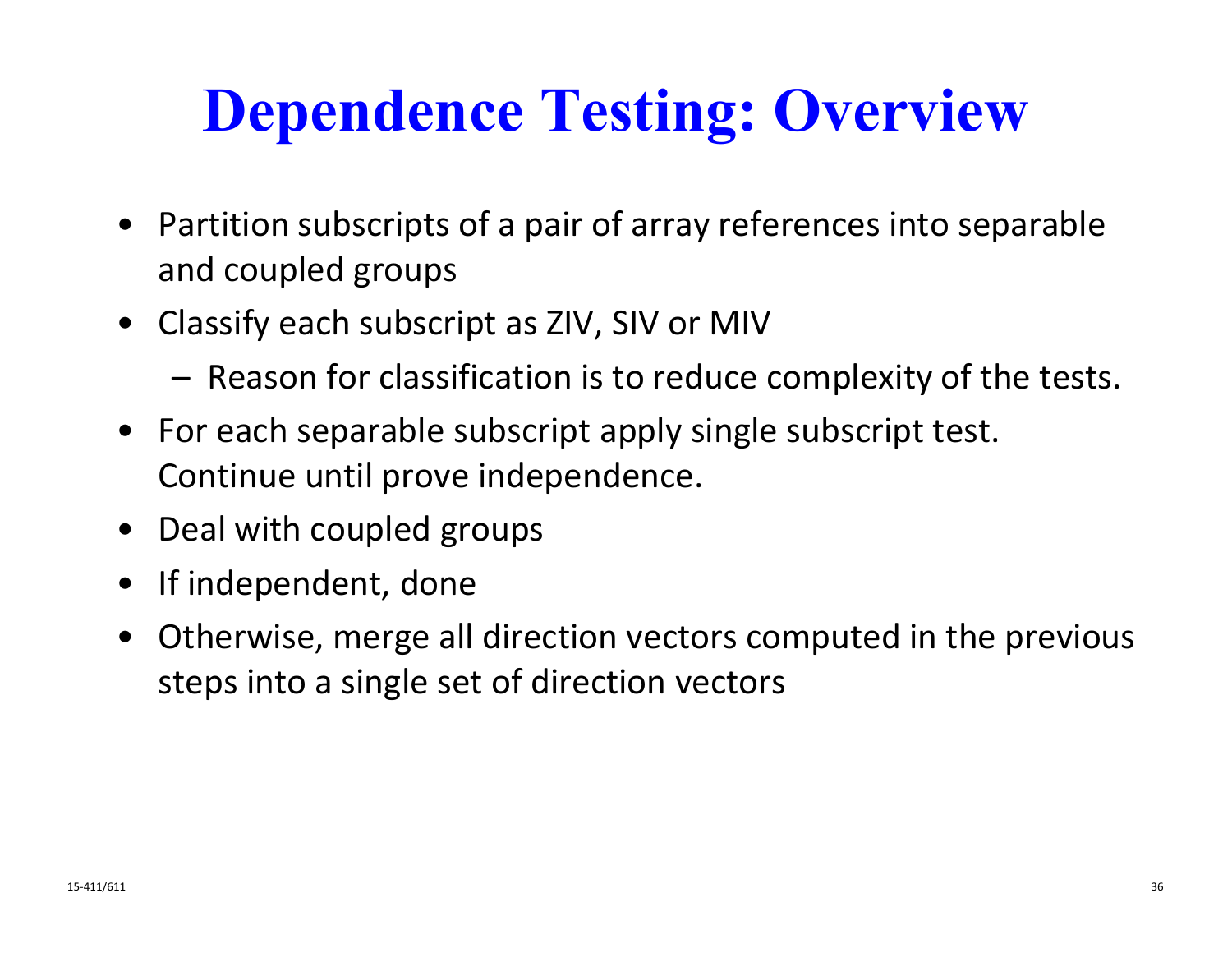# Dependence Testing: Overview

- Partition subscripts of a pair of array references into separable and coupled groups
- Classify each subscript as ZIV, SIV or MIV
  - Reason for classification is to reduce complexity of the tests.
- For each separable subscript apply single subscript test. Continue until prove independence.
- Deal with coupled groups
- If independent, done
- Otherwise, merge all direction vectors computed in the previous steps into a single set of direction vectors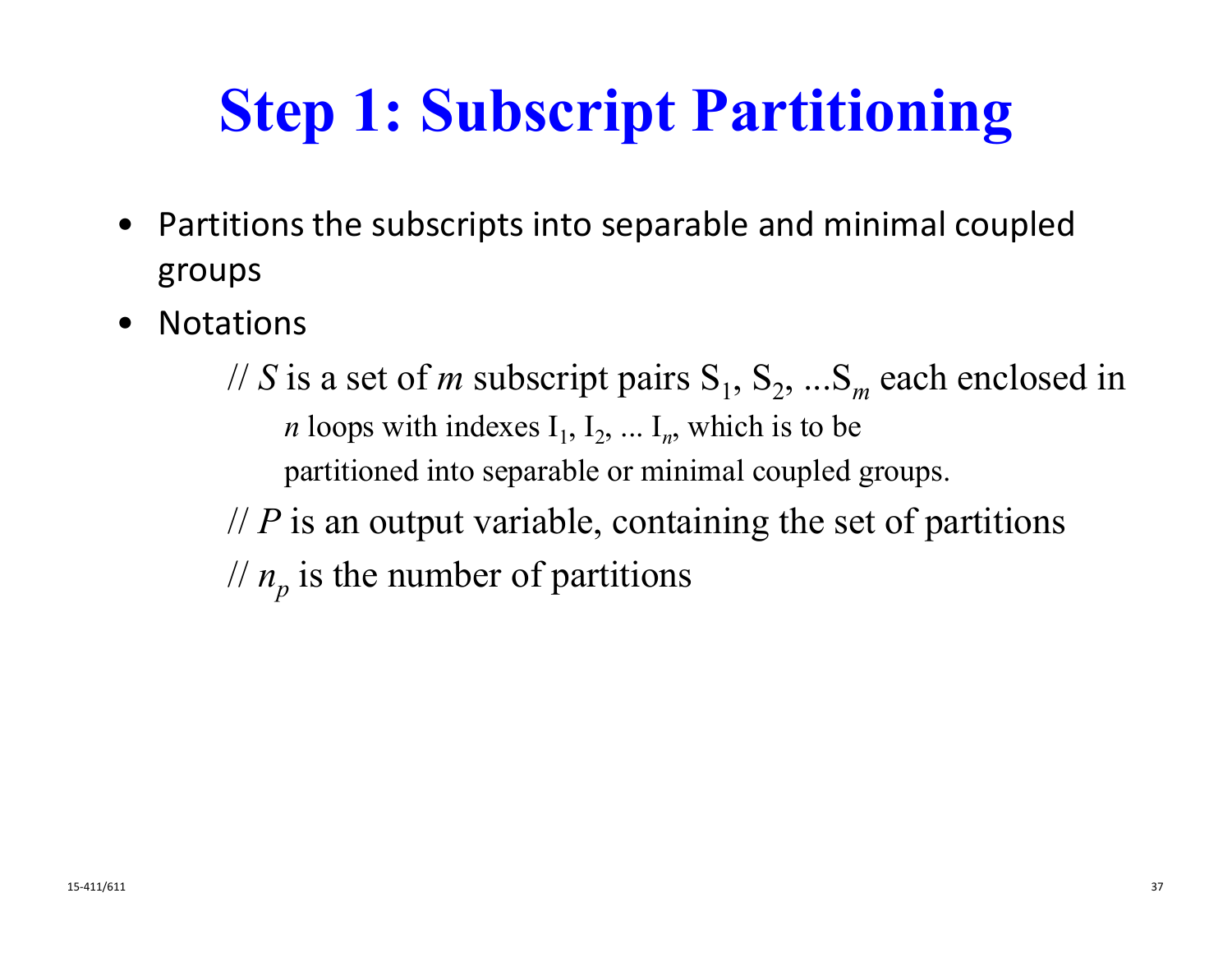# Step 1: Subscript Partitioning

- Partitions the subscripts into separable and minimal coupled groups
- Notations

  // $S$ is a set of $m$ subscript pairs $S_1$, $S_2$, ...$S_m$ each enclosed in
  $n$ loops with indexes $I_1$, $I_2$, ... $I_n$, which is to be
  partitioned into separable or minimal coupled groups.

  // $P$ is an output variable, containing the set of partitions

  // $n_p$ is the number of partitions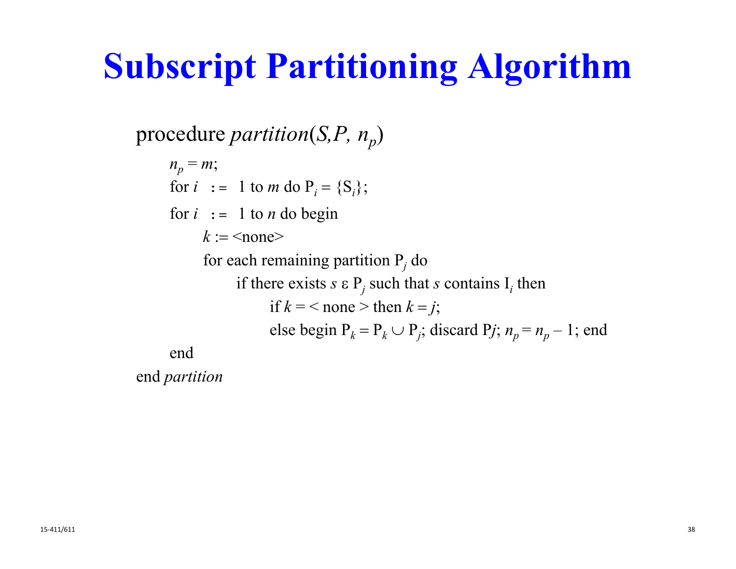# Subscript Partitioning Algorithm

procedure *partition*($S,P, n_p$)

```
n_p = m;
for i := 1 to m do P_i = {S_i};
for i := 1 to n do begin
    k := <none>
    for each remaining partition P_j do
        if there exists s ε P_j such that s contains I_i then
            if k = < none > then k = j;
            else begin P_k = P_k ∪ P_j; discard Pj; n_p = n_p – 1; end
end
end partition
```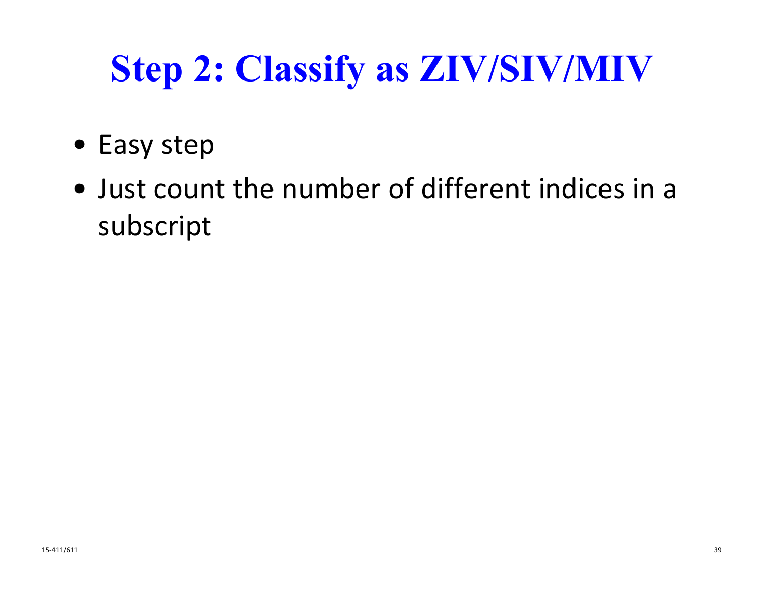# Step 2: Classify as ZIV/SIV/MIV

- Easy step
- Just count the number of different indices in a subscript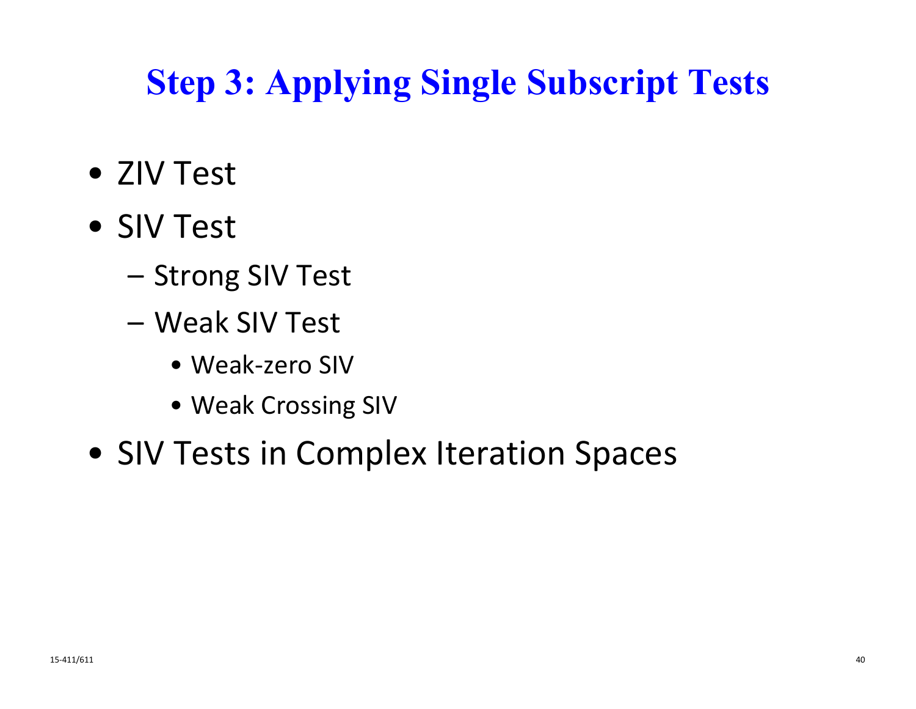# Step 3: Applying Single Subscript Tests

- ZIV Test
- SIV Test
  - Strong SIV Test
  - Weak SIV Test
    - Weak-zero SIV
    - Weak Crossing SIV
- SIV Tests in Complex Iteration Spaces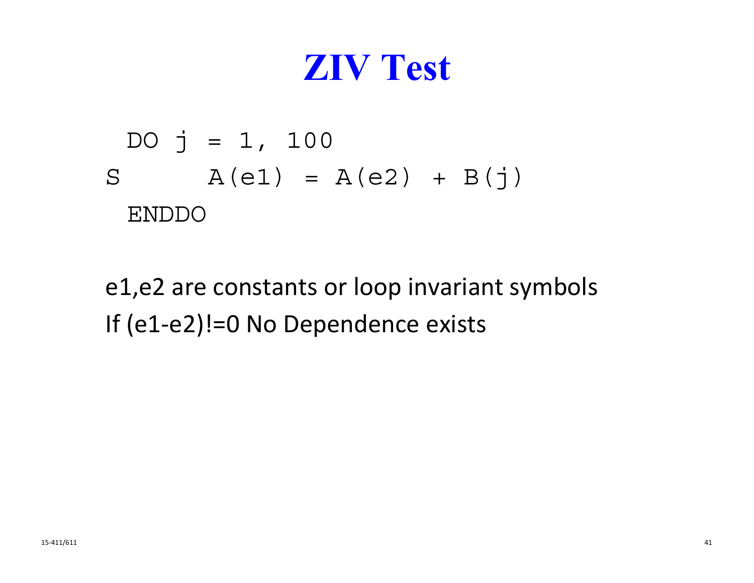# ZIV Test

```
  DO j = 1, 100
S      A(e1) = A(e2) + B(j)
  ENDDO
```

e1,e2 are constants or loop invariant symbols

If (e1-e2)!=0 No Dependence exists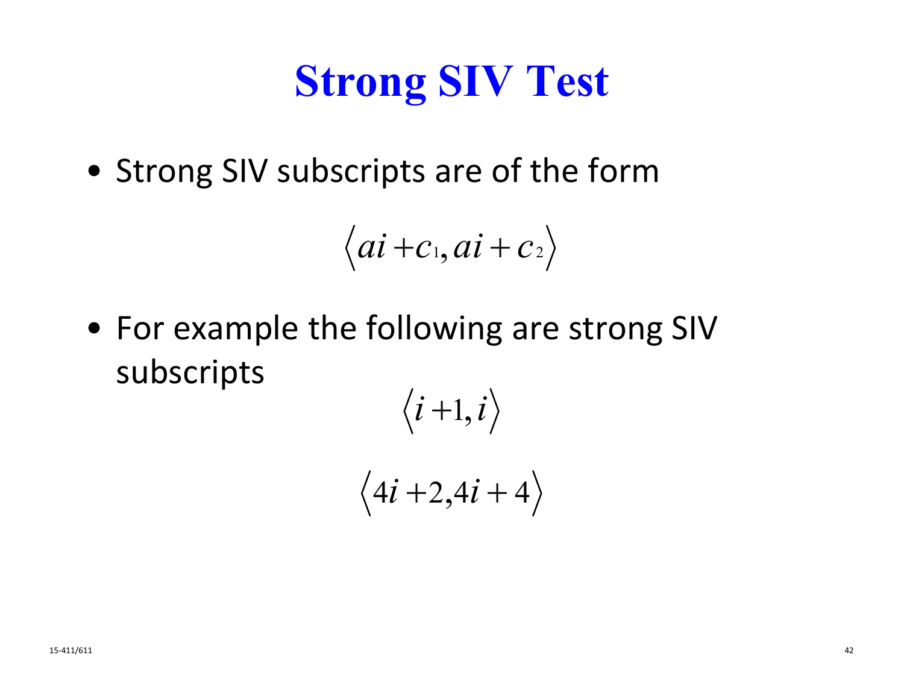# Strong SIV Test

- Strong SIV subscripts are of the form

$$\langle ai + c_1, ai + c_2 \rangle$$

- For example the following are strong SIV subscripts

$$\langle i + 1, i \rangle$$

$$\langle 4i + 2, 4i + 4 \rangle$$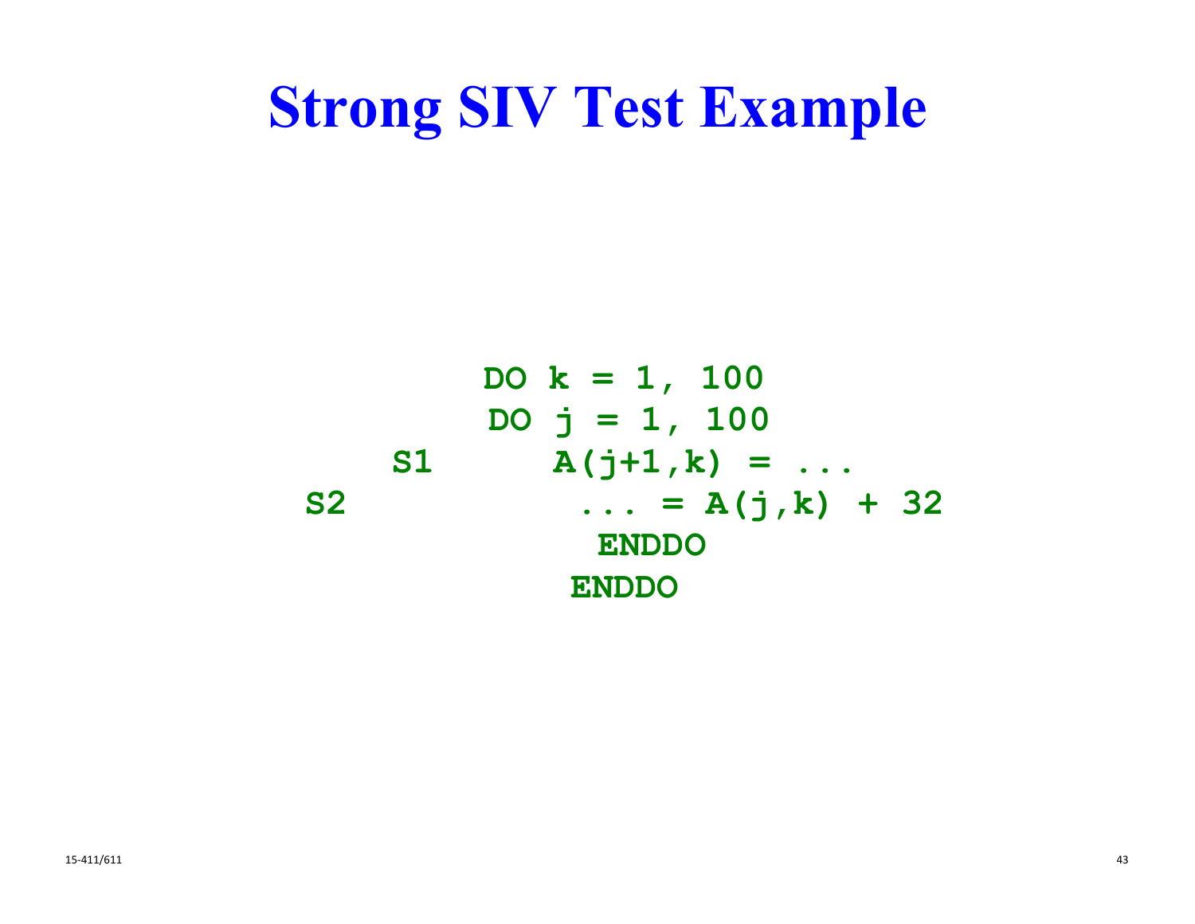# Strong SIV Test Example

```
        DO k = 1, 100
          DO j = 1, 100
S1          A(j+1,k) = ...
S2          ... = A(j,k) + 32
          ENDDO
        ENDDO
```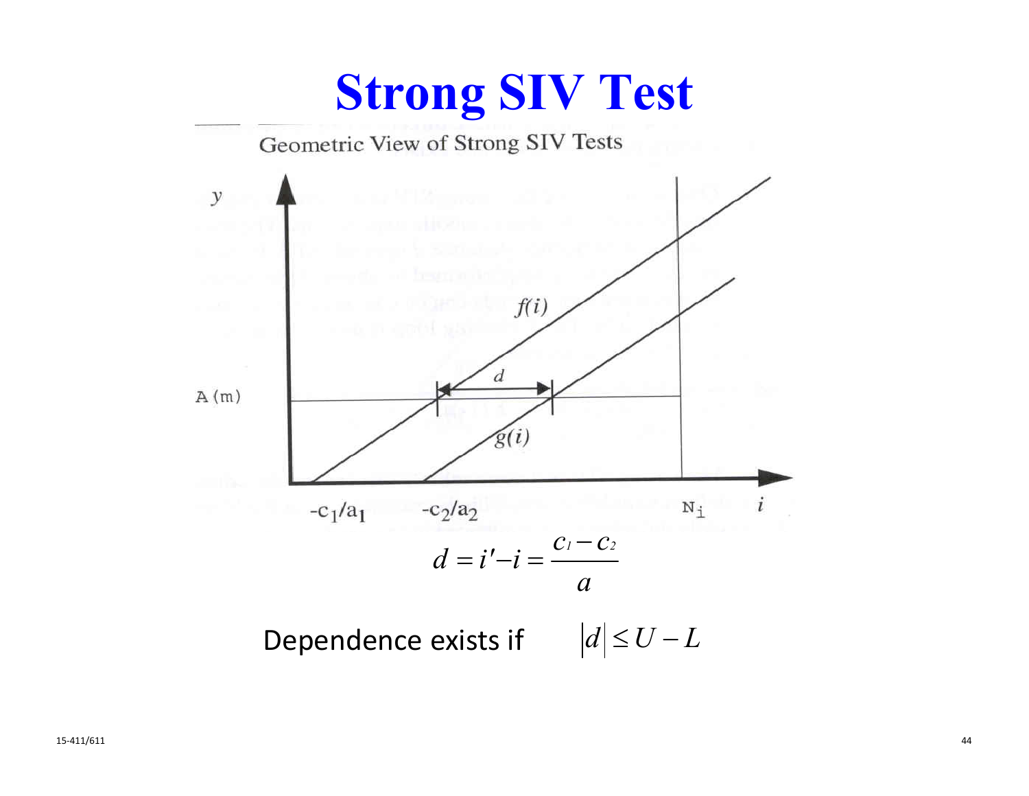# Strong SIV Test

Geometric View of Strong SIV Tests

$$d = i' - i = \frac{c_1 - c_2}{a}$$

Dependence exists if $|d| \leq U - L$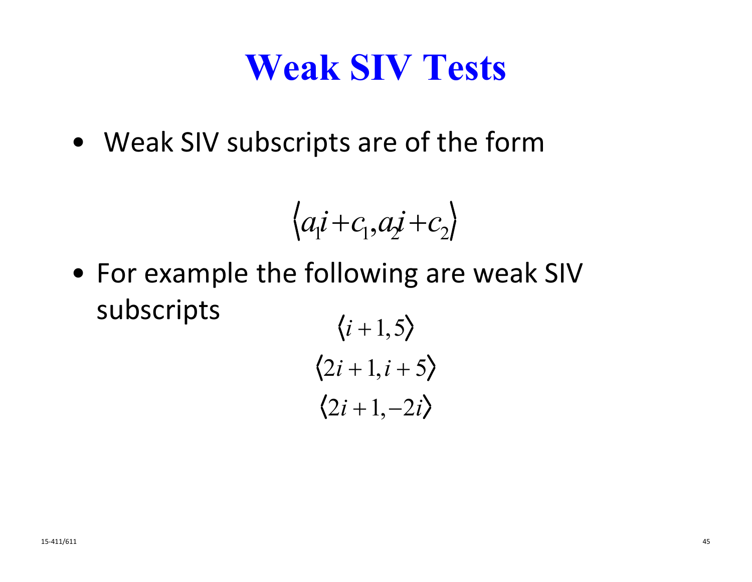# Weak SIV Tests

- Weak SIV subscripts are of the form

$$\langle a_1 i + c_1, a_2 i + c_2 \rangle$$

- For example the following are weak SIV subscripts

$$\langle i + 1, 5 \rangle$$

$$\langle 2i + 1, i + 5 \rangle$$

$$\langle 2i + 1, -2i \rangle$$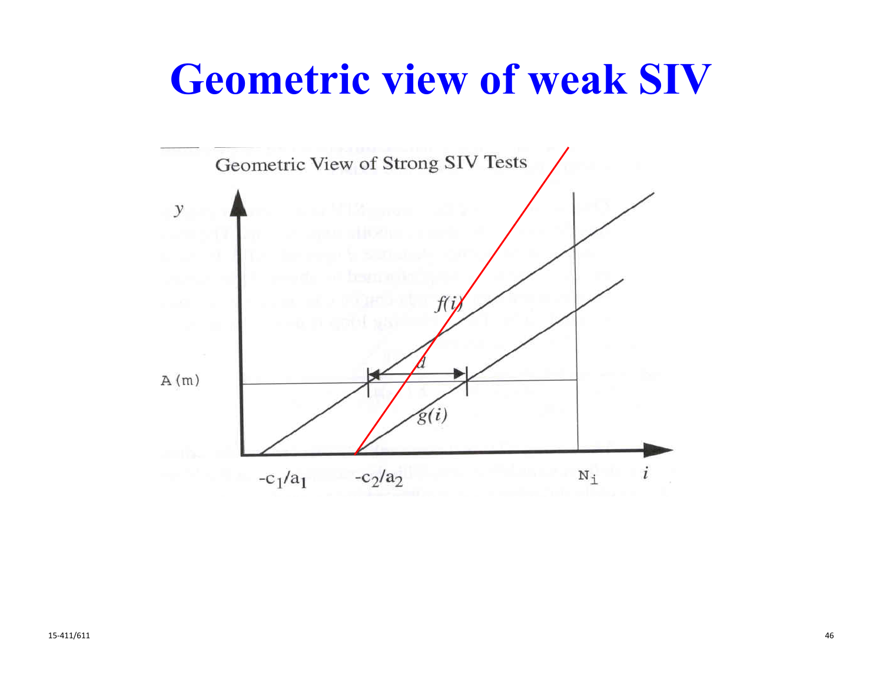# Geometric view of weak SIV

Geometric View of Strong SIV Tests

$y$

$f(i)$

$d$

A(m)

$g(i)$

$-c_1/a_1$ $-c_2/a_2$ $N_i$ $i$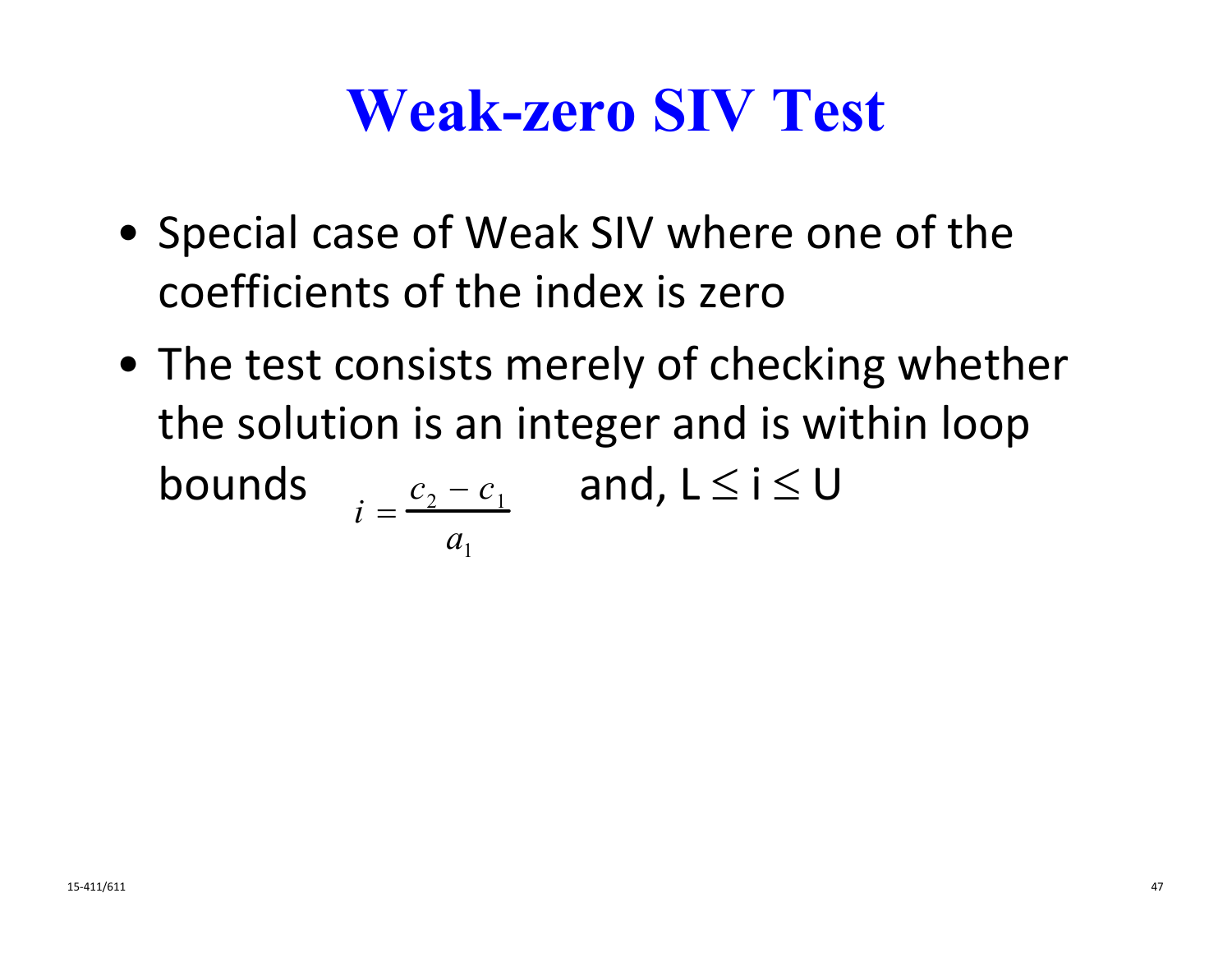# Weak-zero SIV Test

- Special case of Weak SIV where one of the coefficients of the index is zero
- The test consists merely of checking whether the solution is an integer and is within loop bounds $i = \frac{c_2 - c_1}{a_1}$ and, $L \leq i \leq U$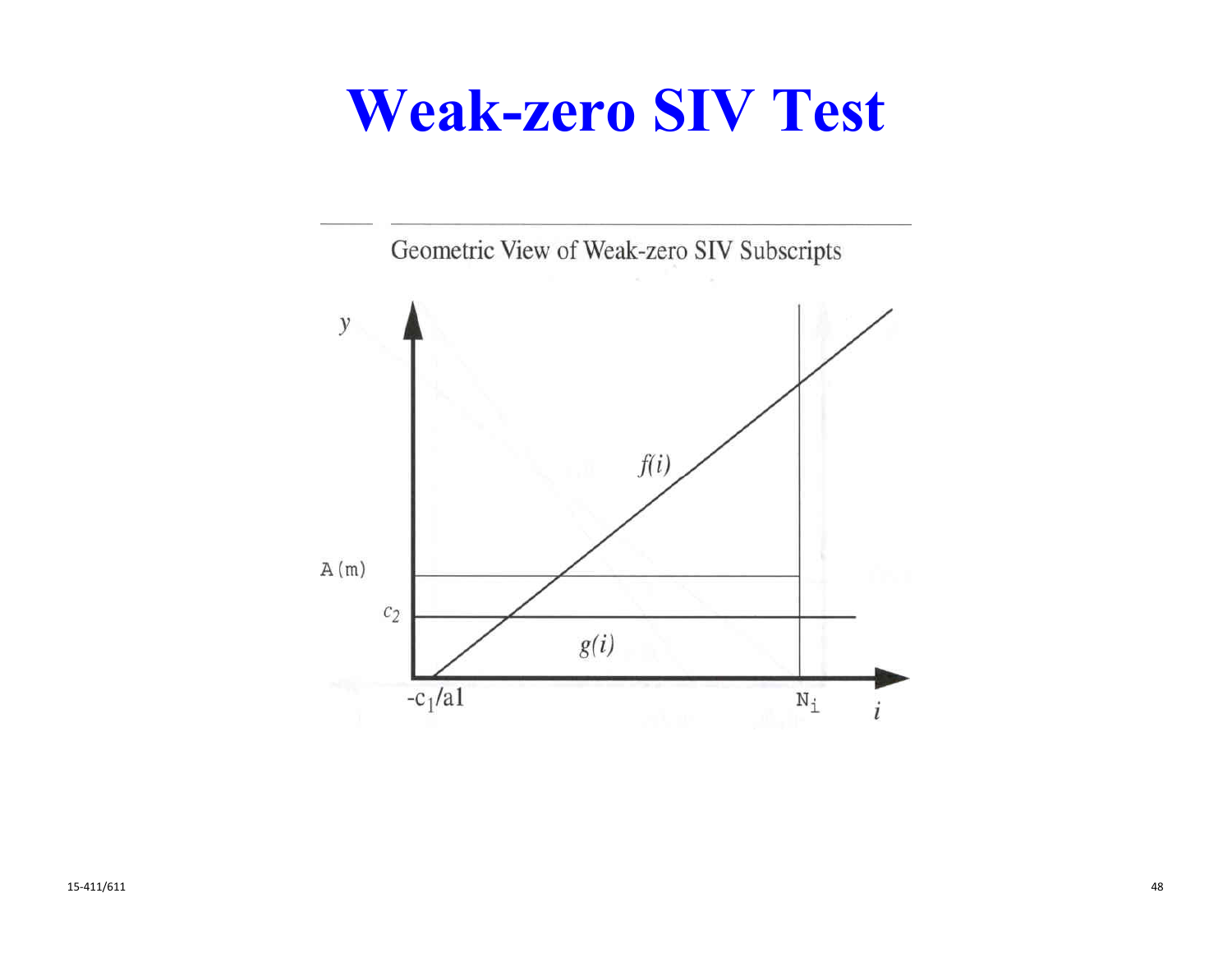# Weak-zero SIV Test

Geometric View of Weak-zero SIV Subscripts

$y$

$f(i)$

$A(m)$

$c_2$

$g(i)$

$-c_1/a1$

$N_i$

$i$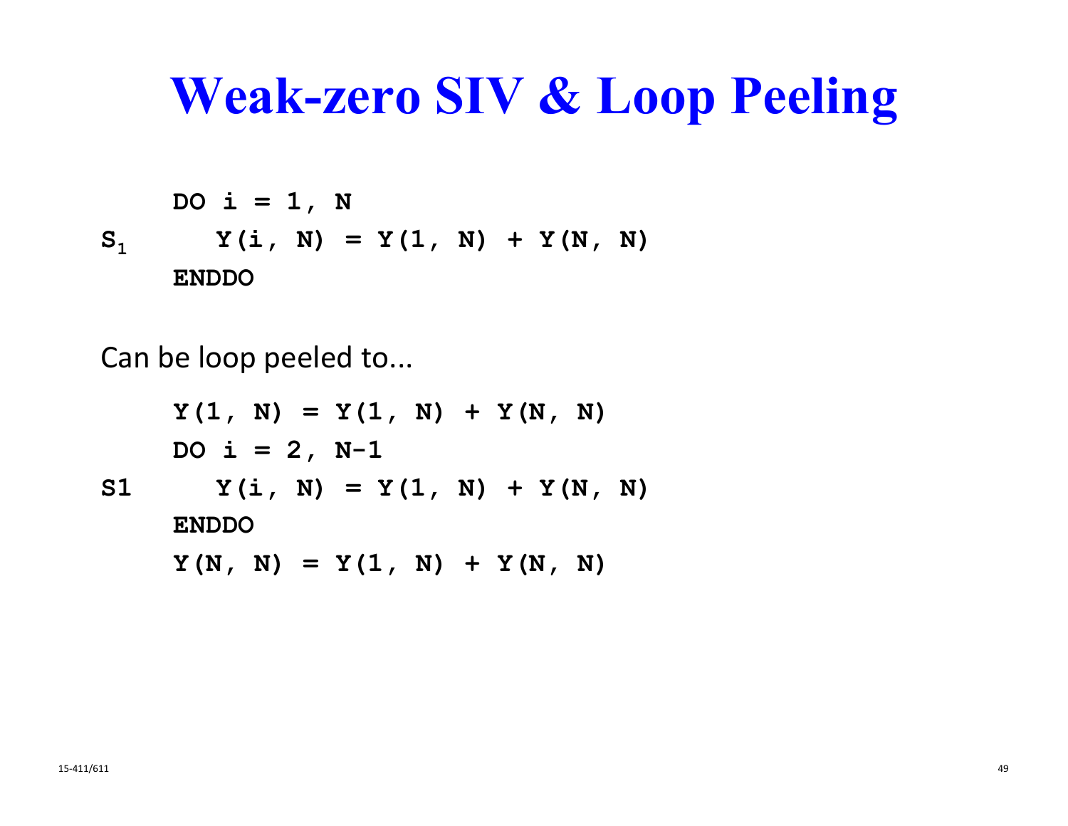# Weak-zero SIV & Loop Peeling

```
      DO i = 1, N
S1       Y(i, N) = Y(1, N) + Y(N, N)
      ENDDO
```

Can be loop peeled to...

```
      Y(1, N) = Y(1, N) + Y(N, N)
      DO i = 2, N-1
S1       Y(i, N) = Y(1, N) + Y(N, N)
      ENDDO
      Y(N, N) = Y(1, N) + Y(N, N)
```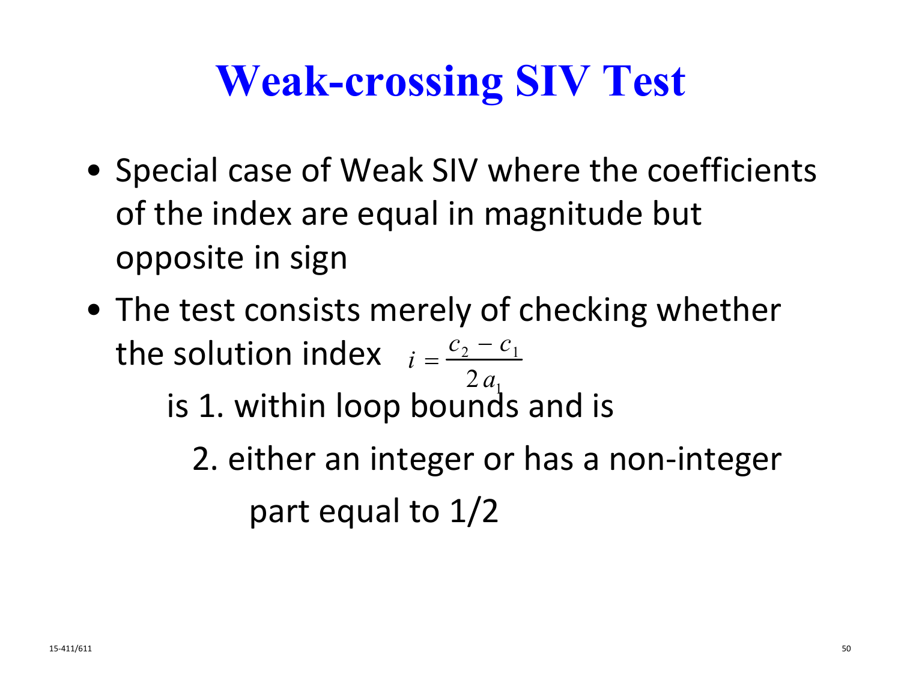# Weak-crossing SIV Test

- Special case of Weak SIV where the coefficients of the index are equal in magnitude but opposite in sign
- The test consists merely of checking whether the solution index $i = \frac{c_2 - c_1}{2a_1}$

  is 1. within loop bounds and is

  2. either an integer or has a non-integer part equal to 1/2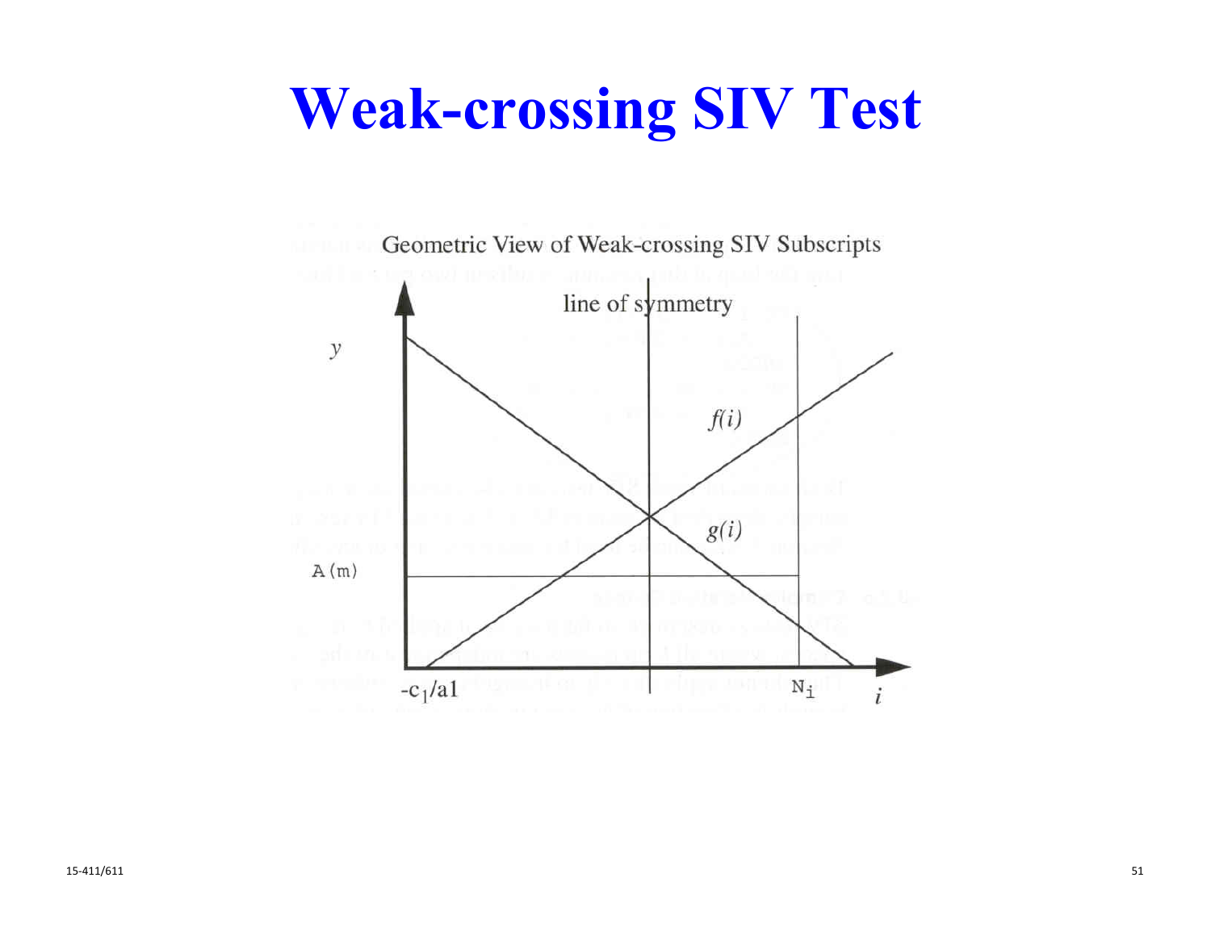# Weak-crossing SIV Test

Geometric View of Weak-crossing SIV Subscripts

line of symmetry

$y$

$f(i)$

$g(i)$

A(m)

$-c_1/a1$

$N_i$

$i$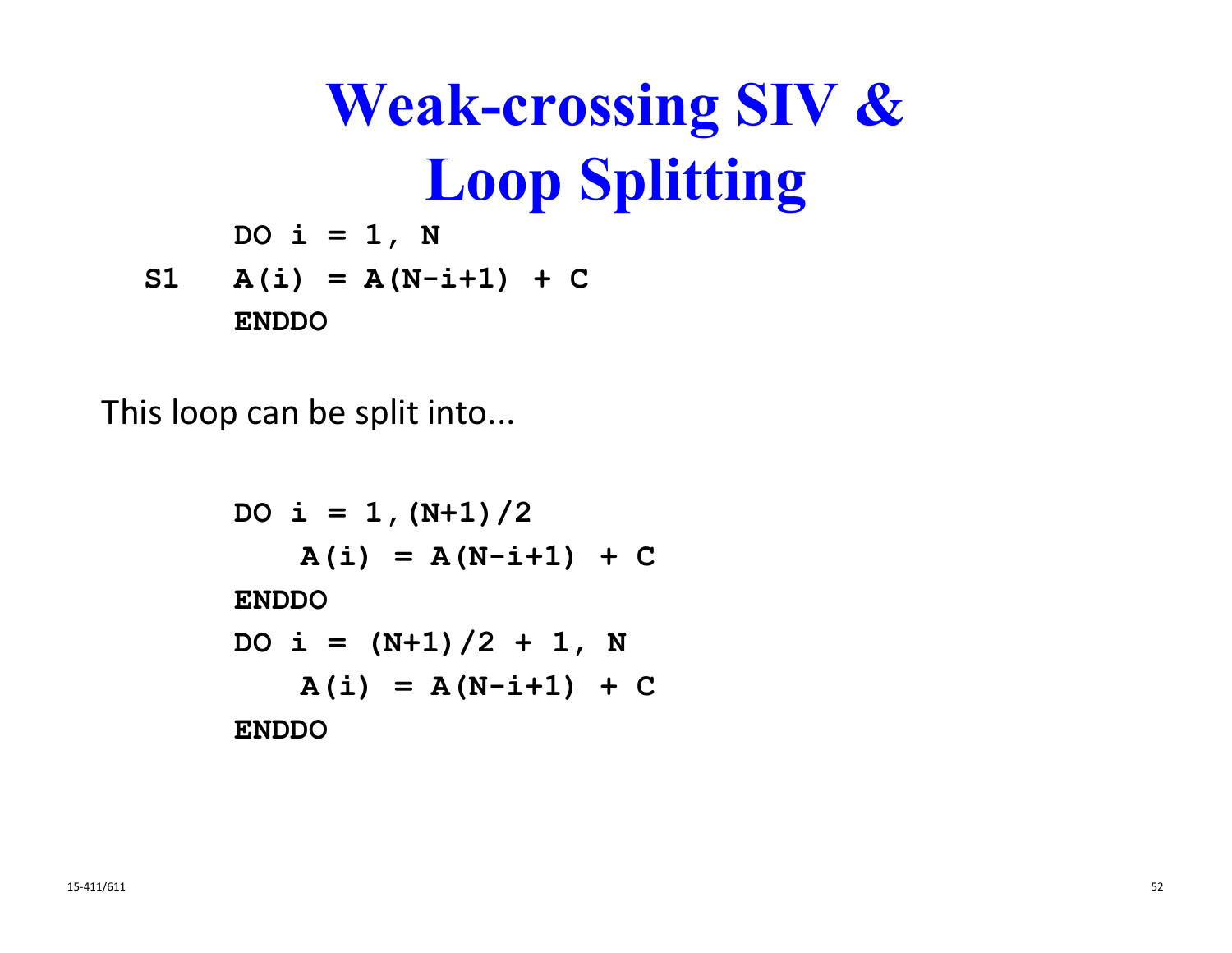# Weak-crossing SIV & Loop Splitting

```
     DO i = 1, N
S1   A(i) = A(N-i+1) + C
     ENDDO
```

This loop can be split into...

```
DO i = 1,(N+1)/2
    A(i) = A(N-i+1) + C
ENDDO
DO i = (N+1)/2 + 1, N
    A(i) = A(N-i+1) + C
ENDDO
```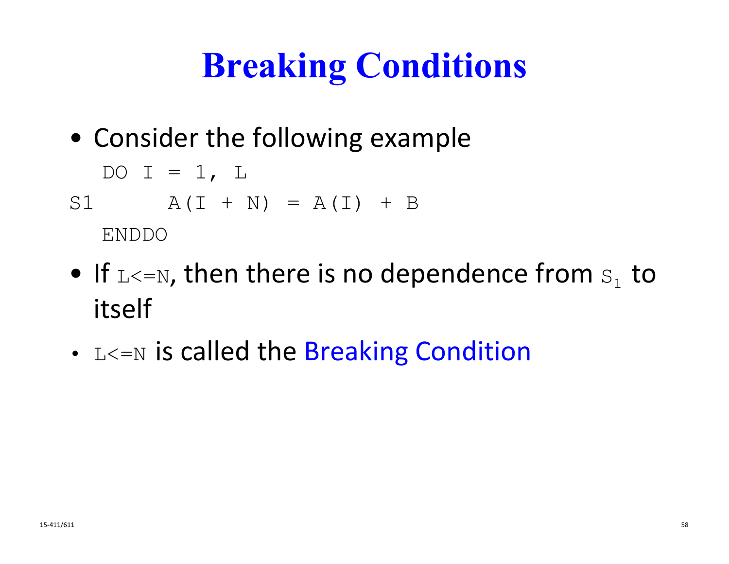# Breaking Conditions

- Consider the following example

```
   DO I = 1, L
S1      A(I + N) = A(I) + B
   ENDDO
```

- If `L<=N`, then there is no dependence from $S_1$ to itself
- `L<=N` is called the Breaking Condition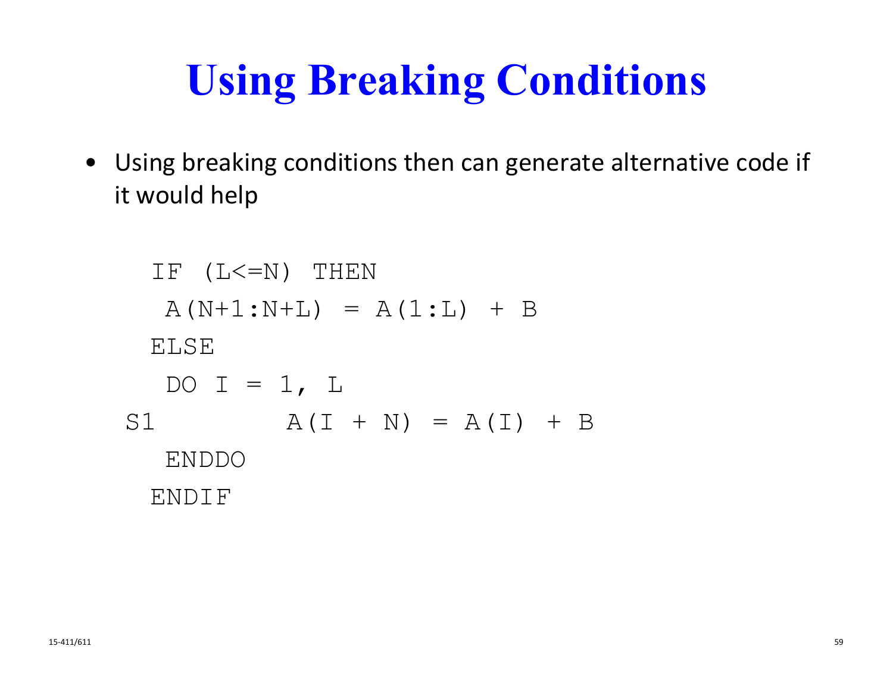# Using Breaking Conditions

- Using breaking conditions then can generate alternative code if it would help

```
  IF (L<=N) THEN
   A(N+1:N+L) = A(1:L) + B
  ELSE
   DO I = 1, L
S1        A(I + N) = A(I) + B
   ENDDO
  ENDIF
```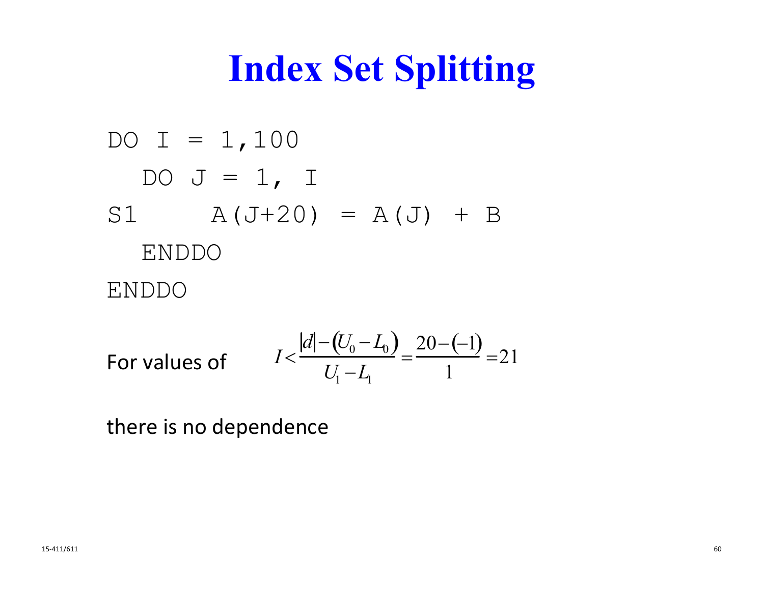# Index Set Splitting

```
DO I = 1,100
   DO J = 1, I
S1       A(J+20) = A(J) + B
   ENDDO
ENDDO
```

For values of $$I < \frac{|d| - (U_0 - L_0)}{U_1 - L_1} = \frac{20 - (-1)}{1} = 21$$

there is no dependence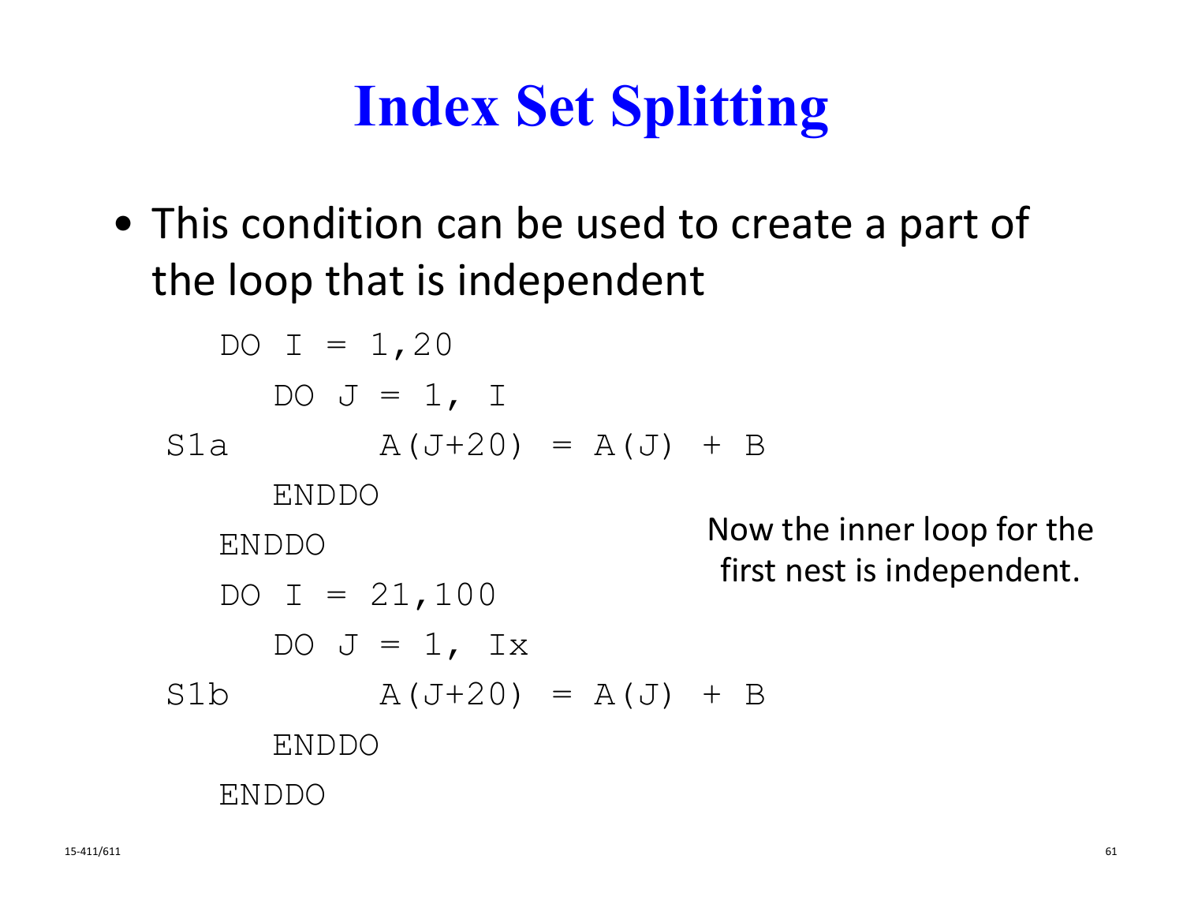# Index Set Splitting

- This condition can be used to create a part of the loop that is independent

```
      DO I = 1,20
         DO J = 1, I
S1a            A(J+20) = A(J) + B
         ENDDO
      ENDDO
      DO I = 21,100
         DO J = 1, Ix
S1b            A(J+20) = A(J) + B
         ENDDO
      ENDDO
```

Now the inner loop for the first nest is independent.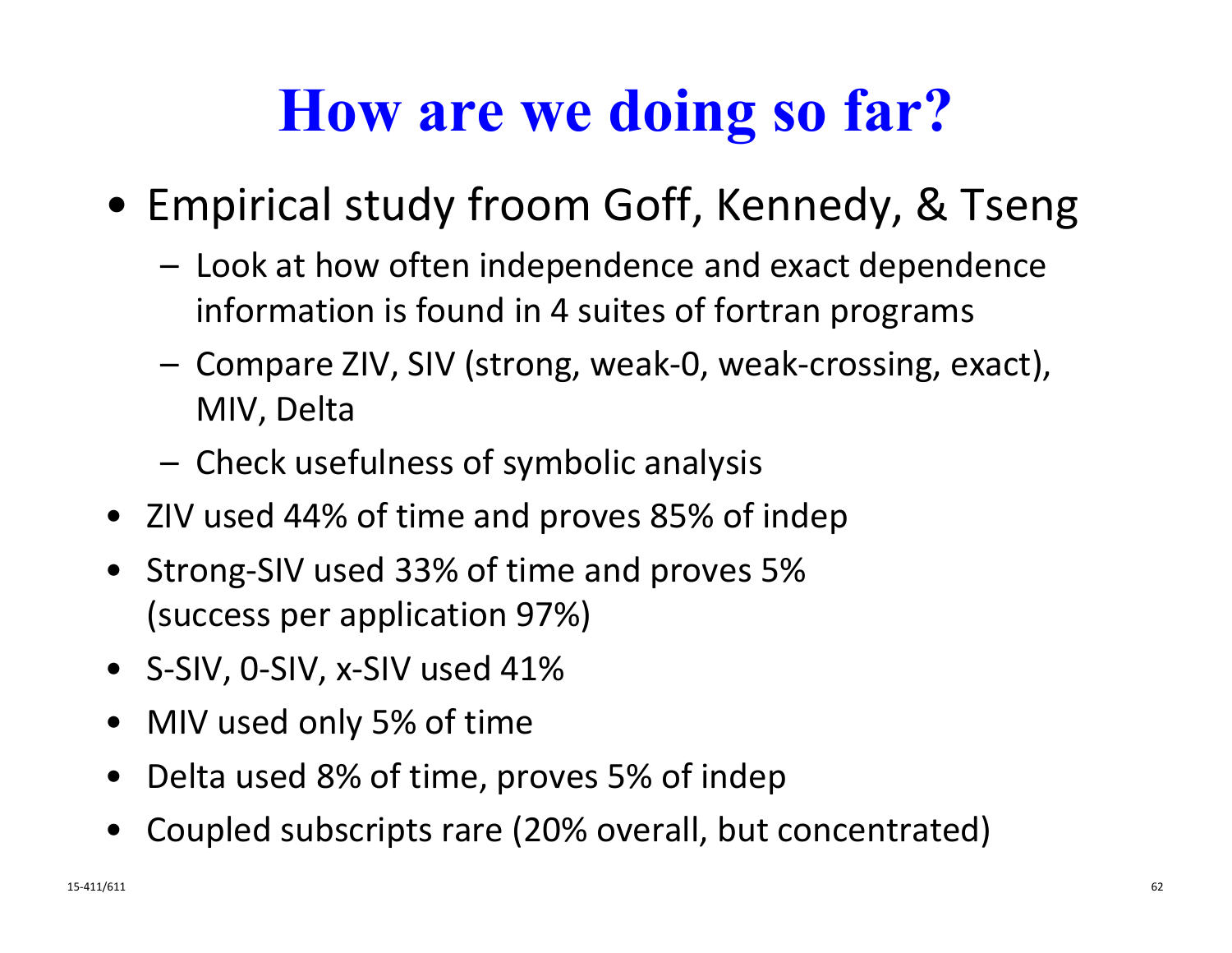# How are we doing so far?

- Empirical study froom Goff, Kennedy, & Tseng
  - Look at how often independence and exact dependence information is found in 4 suites of fortran programs
  - Compare ZIV, SIV (strong, weak-0, weak-crossing, exact), MIV, Delta
  - Check usefulness of symbolic analysis
- ZIV used 44% of time and proves 85% of indep
- Strong-SIV used 33% of time and proves 5% (success per application 97%)
- S-SIV, 0-SIV, x-SIV used 41%
- MIV used only 5% of time
- Delta used 8% of time, proves 5% of indep
- Coupled subscripts rare (20% overall, but concentrated)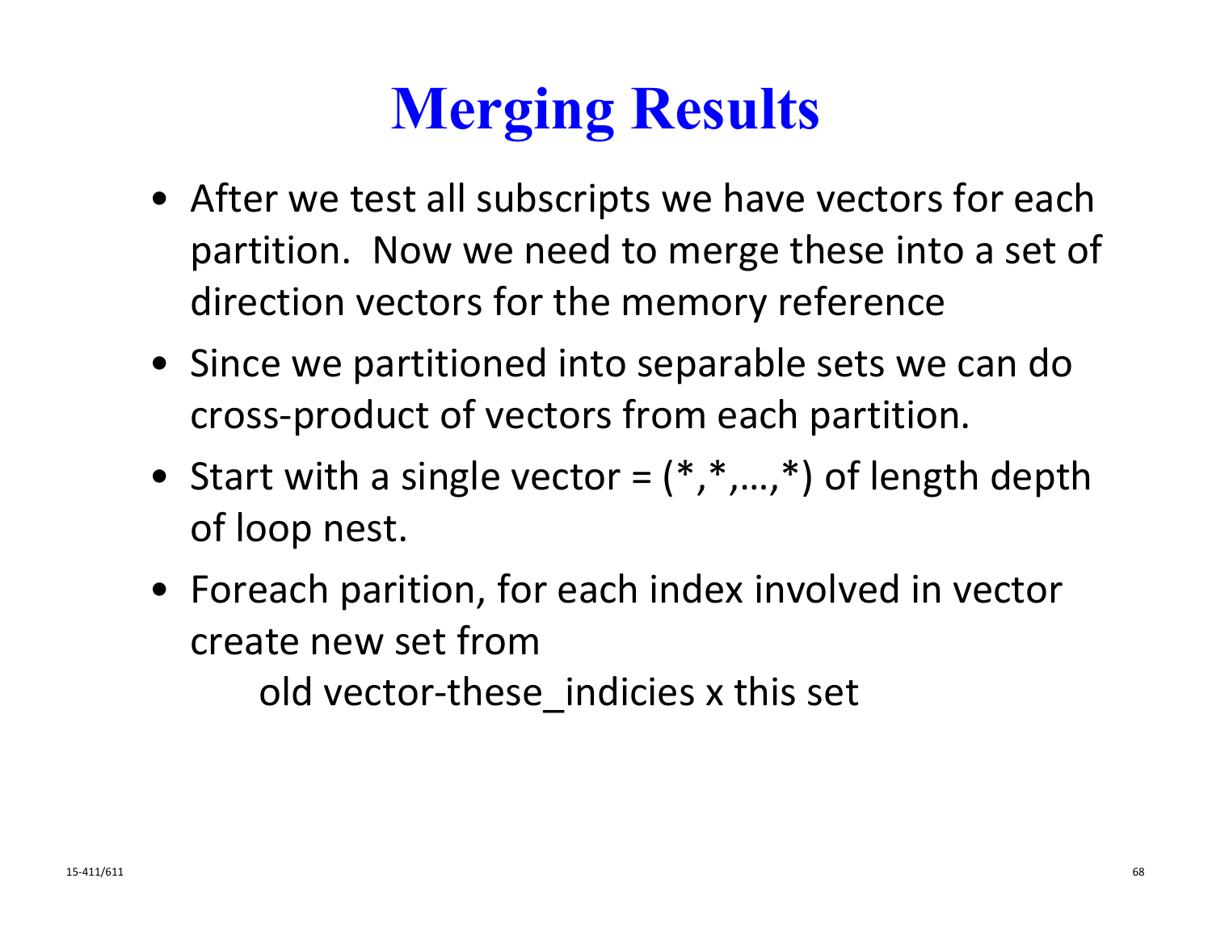# Merging Results

- After we test all subscripts we have vectors for each partition. Now we need to merge these into a set of direction vectors for the memory reference
- Since we partitioned into separable sets we can do cross-product of vectors from each partition.
- Start with a single vector = (*,*,…,*) of length depth of loop nest.
- Foreach parition, for each index involved in vector create new set from

  old vector-these_indicies x this set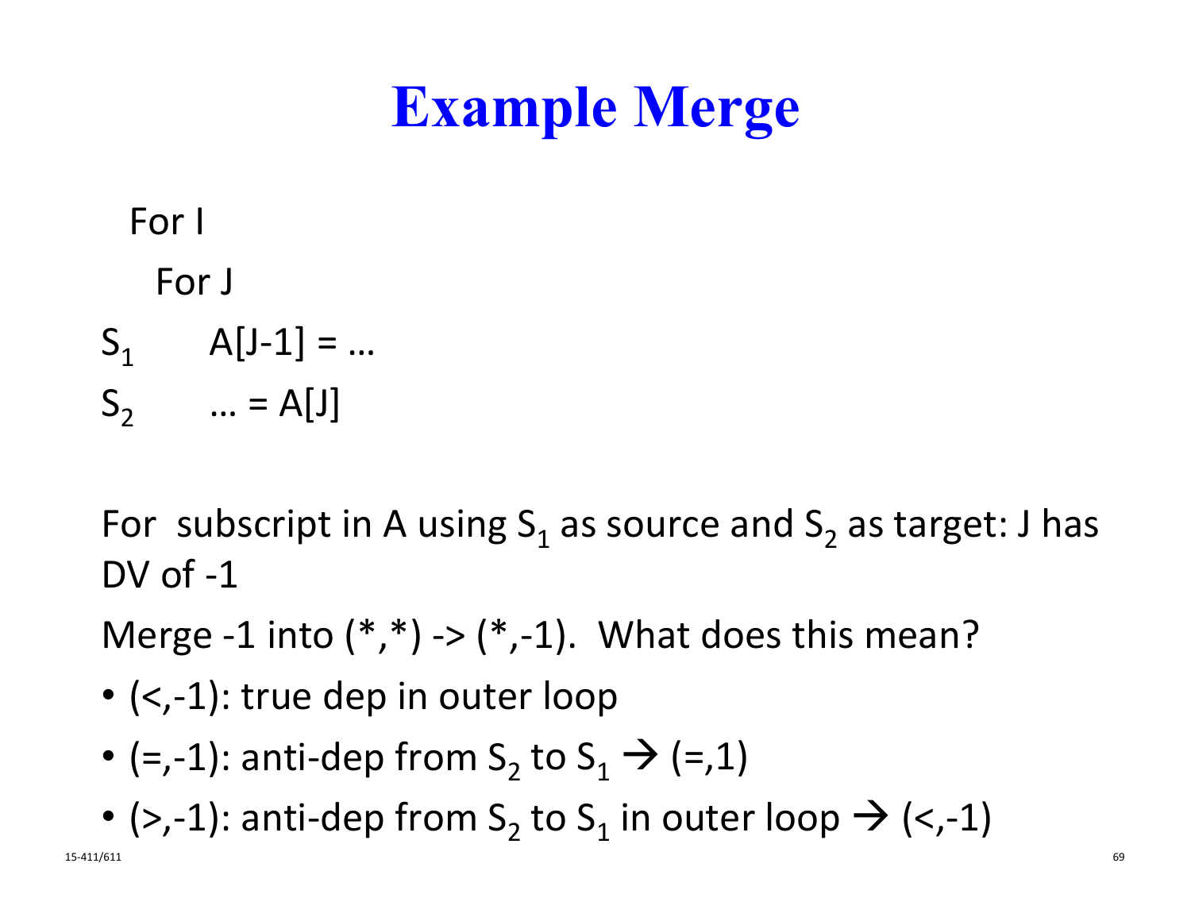# Example Merge

```
For I
  For J
S1      A[J-1] = …
S2      … = A[J]
```

For subscript in A using $S_1$ as source and $S_2$ as target: J has DV of -1

Merge -1 into (*,*) -> (*,-1). What does this mean?

- (<,-1): true dep in outer loop
- (=,-1): anti-dep from $S_2$ to $S_1$ → (=,1)
- (>,-1): anti-dep from $S_2$ to $S_1$ in outer loop → (<,-1)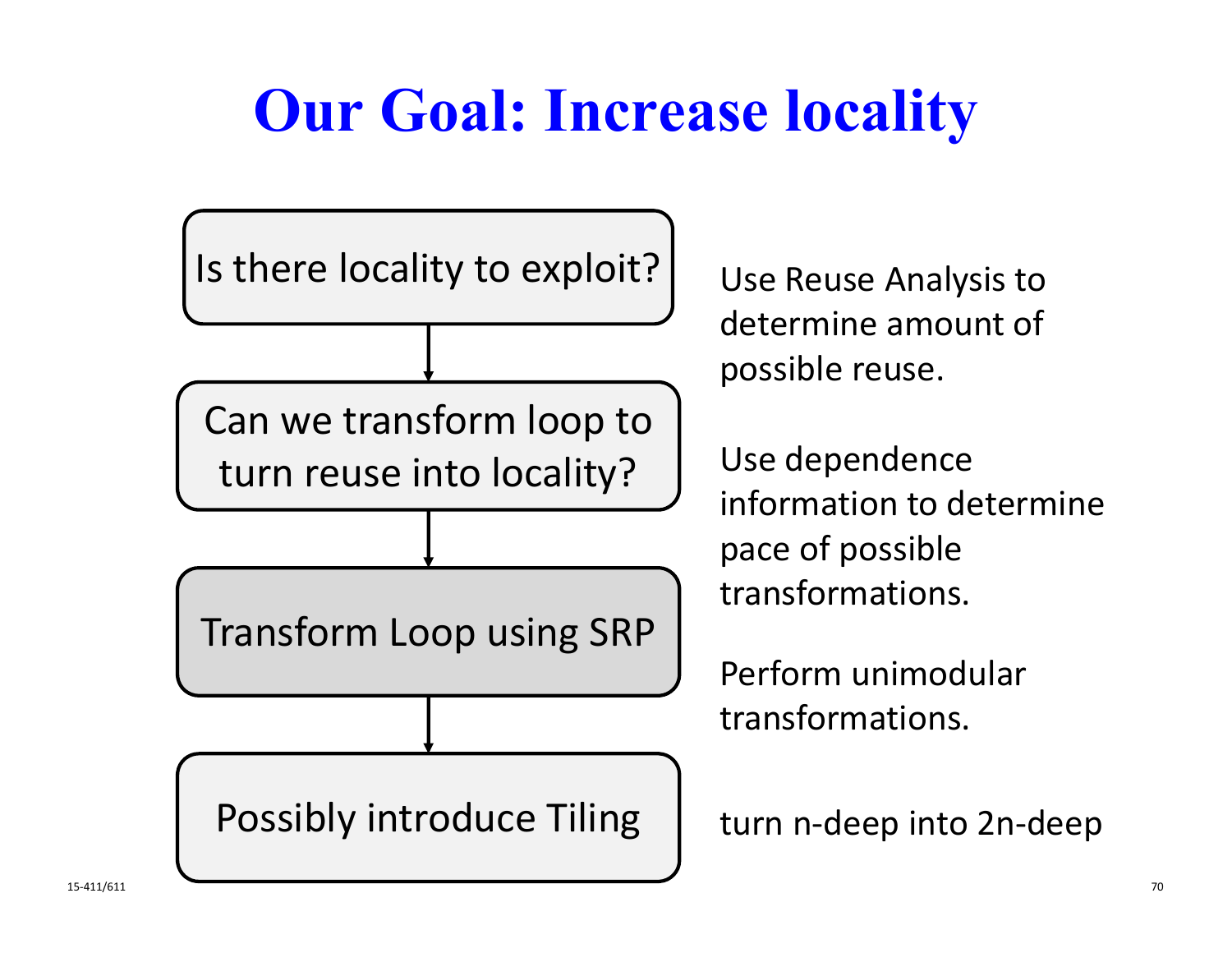# Our Goal: Increase locality

Is there locality to exploit?

Use Reuse Analysis to determine amount of possible reuse.

Can we transform loop to turn reuse into locality?

Use dependence information to determine pace of possible transformations.

Transform Loop using SRP

Perform unimodular transformations.

Possibly introduce Tiling

turn n-deep into 2n-deep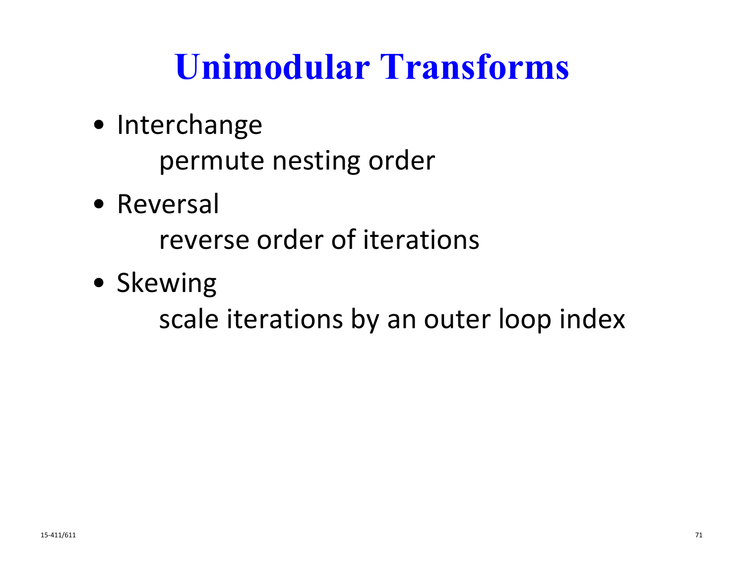# Unimodular Transforms

- Interchange

  permute nesting order

- Reversal

  reverse order of iterations

- Skewing

  scale iterations by an outer loop index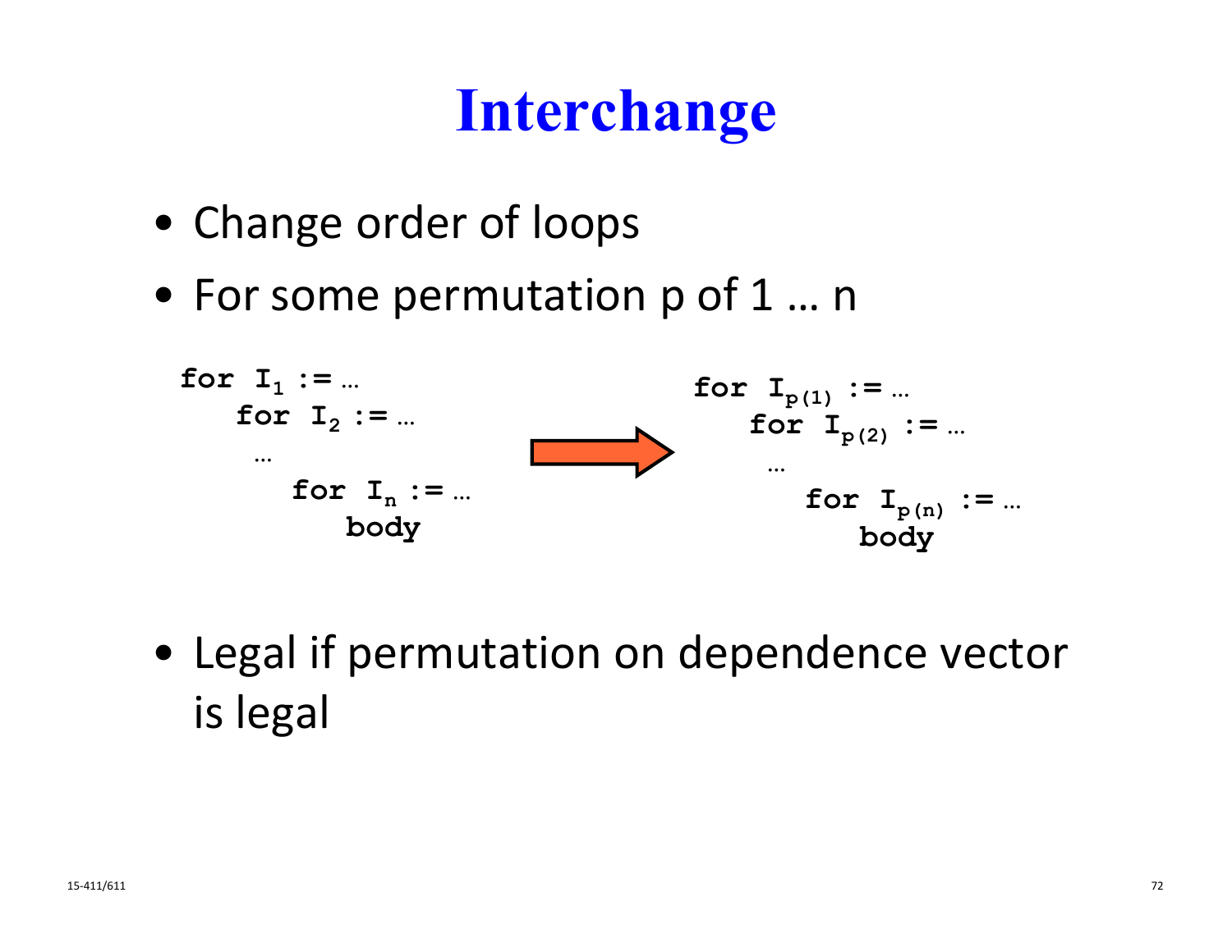# Interchange

- Change order of loops
- For some permutation p of 1 … n

```
for I_1 := …
   for I_2 := …
    …
      for I_n := …
         body
```

→

```
for I_p(1) := …
   for I_p(2) := …
    …
      for I_p(n) := …
         body
```

- Legal if permutation on dependence vector is legal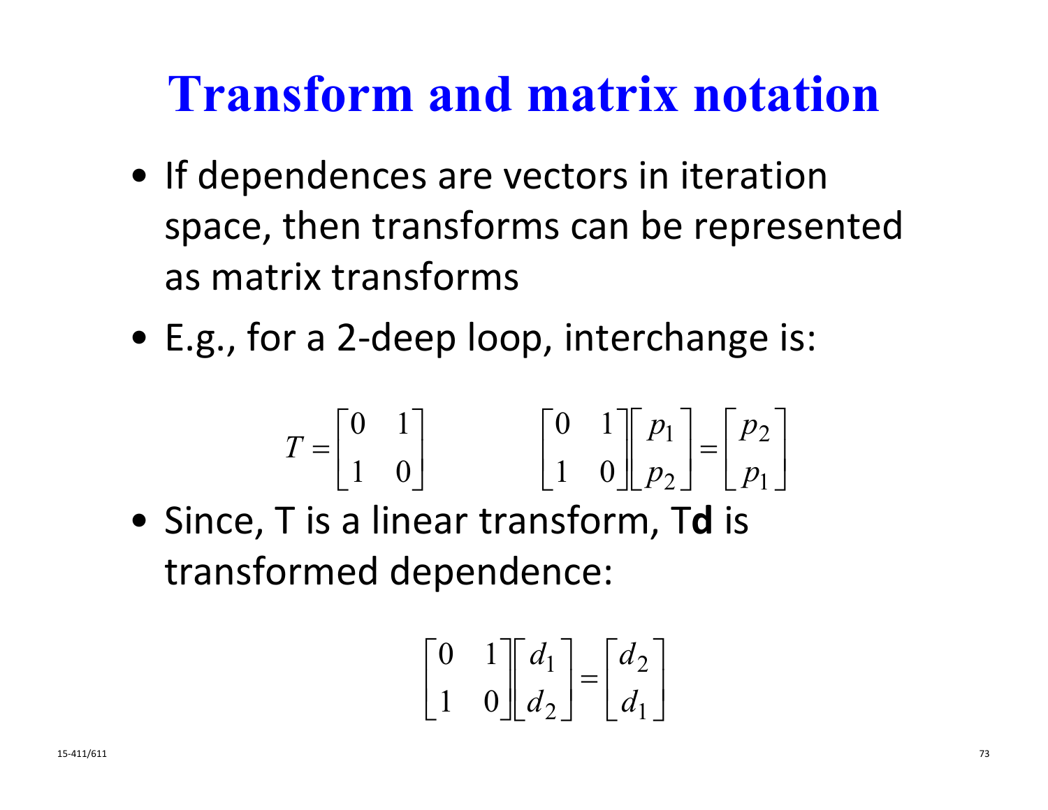# Transform and matrix notation

- If dependences are vectors in iteration space, then transforms can be represented as matrix transforms
- E.g., for a 2-deep loop, interchange is:

$$T = \begin{bmatrix} 0 & 1 \\ 1 & 0 \end{bmatrix} \qquad \begin{bmatrix} 0 & 1 \\ 1 & 0 \end{bmatrix} \begin{bmatrix} p_1 \\ p_2 \end{bmatrix} = \begin{bmatrix} p_2 \\ p_1 \end{bmatrix}$$

- Since, T is a linear transform, T**d** is transformed dependence:

$$\begin{bmatrix} 0 & 1 \\ 1 & 0 \end{bmatrix} \begin{bmatrix} d_1 \\ d_2 \end{bmatrix} = \begin{bmatrix} d_2 \\ d_1 \end{bmatrix}$$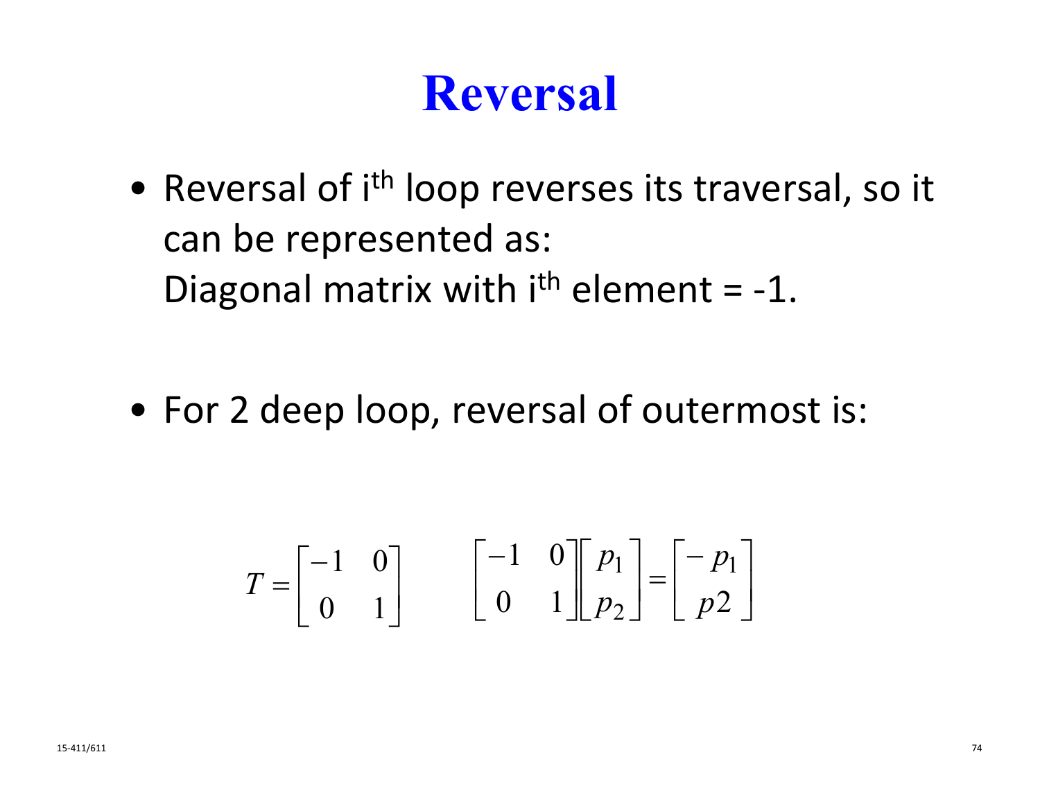# Reversal

- Reversal of $i^{th}$ loop reverses its traversal, so it can be represented as:
  Diagonal matrix with $i^{th}$ element = -1.

- For 2 deep loop, reversal of outermost is:

$$T = \begin{bmatrix} -1 & 0 \\ 0 & 1 \end{bmatrix} \qquad \begin{bmatrix} -1 & 0 \\ 0 & 1 \end{bmatrix} \begin{bmatrix} p_1 \\ p_2 \end{bmatrix} = \begin{bmatrix} -p_1 \\ p2 \end{bmatrix}$$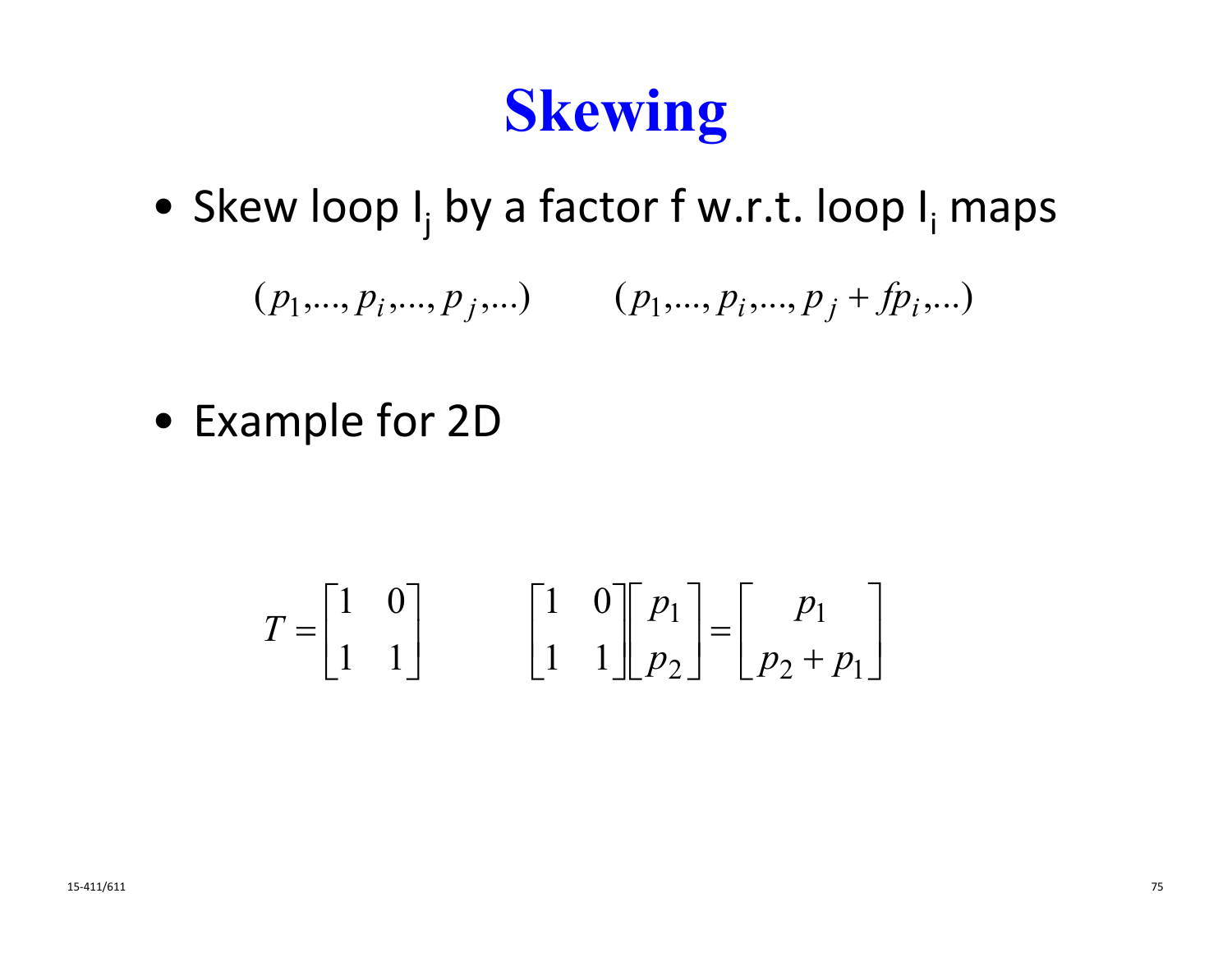# Skewing

- Skew loop $I_j$ by a factor f w.r.t. loop $I_i$ maps

$$(p_1,\ldots,p_i,\ldots,p_j,\ldots) \qquad (p_1,\ldots,p_i,\ldots,p_j + fp_i,\ldots)$$

- Example for 2D

$$T = \begin{bmatrix} 1 & 0 \\ 1 & 1 \end{bmatrix} \qquad \begin{bmatrix} 1 & 0 \\ 1 & 1 \end{bmatrix} \begin{bmatrix} p_1 \\ p_2 \end{bmatrix} = \begin{bmatrix} p_1 \\ p_2 + p_1 \end{bmatrix}$$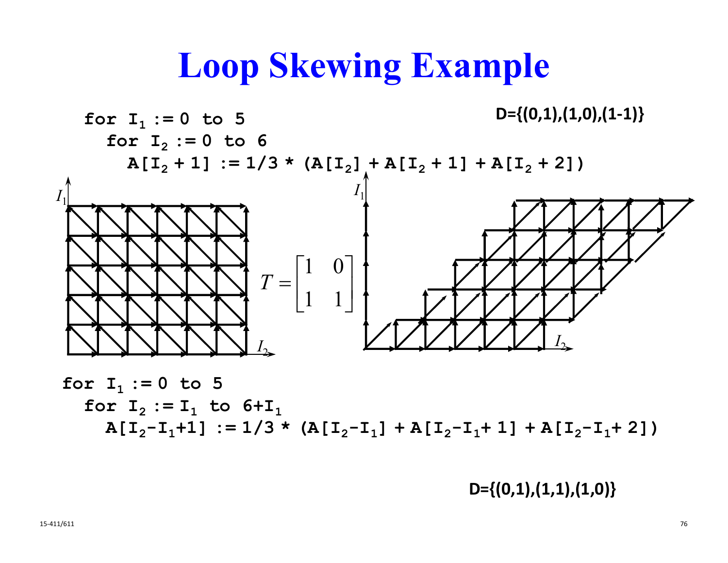# Loop Skewing Example

```
for I1 := 0 to 5
  for I2 := 0 to 6
    A[I2 + 1] := 1/3 * (A[I2] + A[I2 + 1] + A[I2 + 2])
```

**D={(0,1),(1,0),(1-1)}**

$$T = \begin{bmatrix} 1 & 0 \\ 1 & 1 \end{bmatrix}$$

```
for I1 := 0 to 5
  for I2 := I1 to 6+I1
    A[I2-I1+1] := 1/3 * (A[I2-I1] + A[I2-I1+ 1] + A[I2-I1+ 2])
```

**D={(0,1),(1,1),(1,0)}**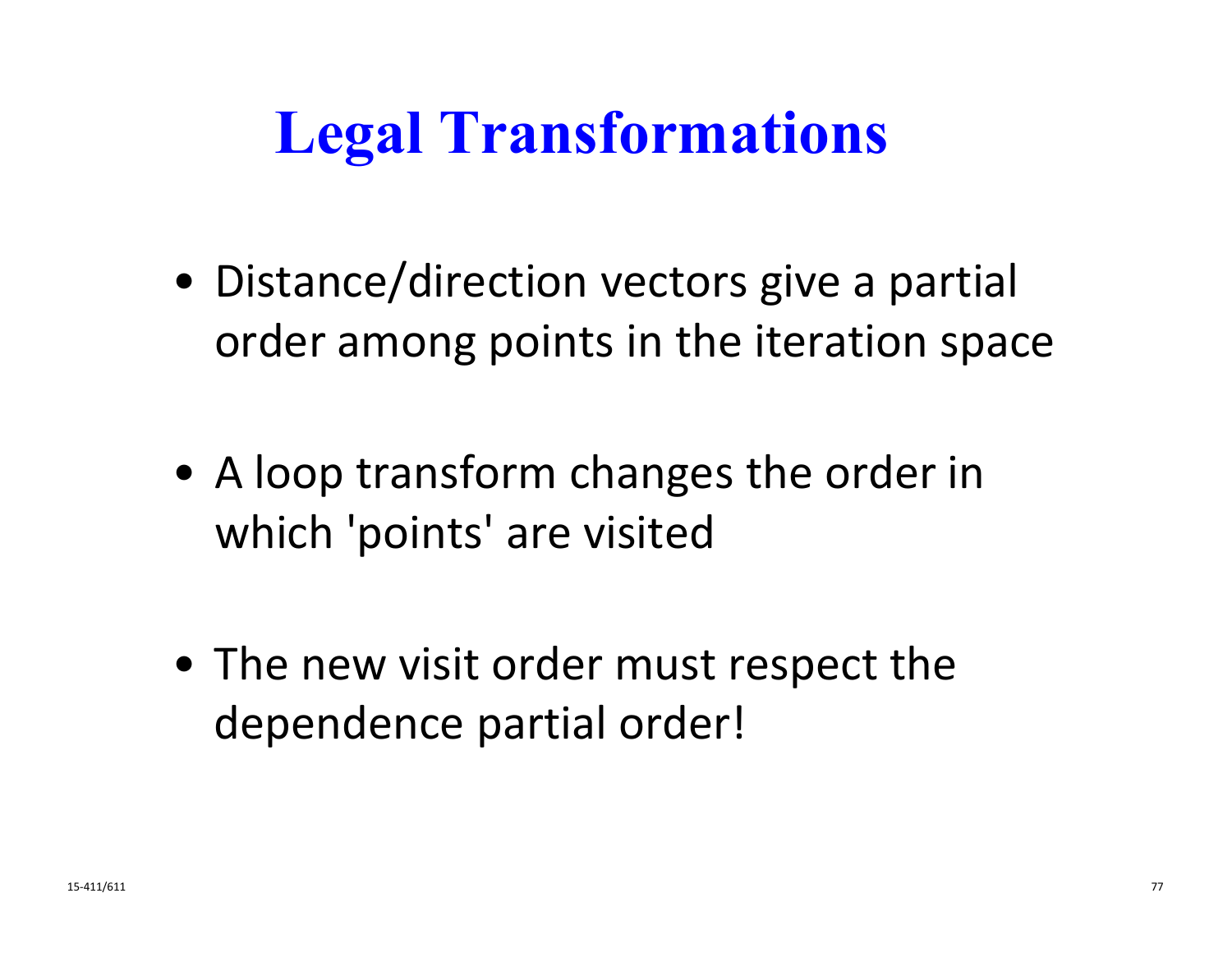# Legal Transformations

- Distance/direction vectors give a partial order among points in the iteration space
- A loop transform changes the order in which 'points' are visited
- The new visit order must respect the dependence partial order!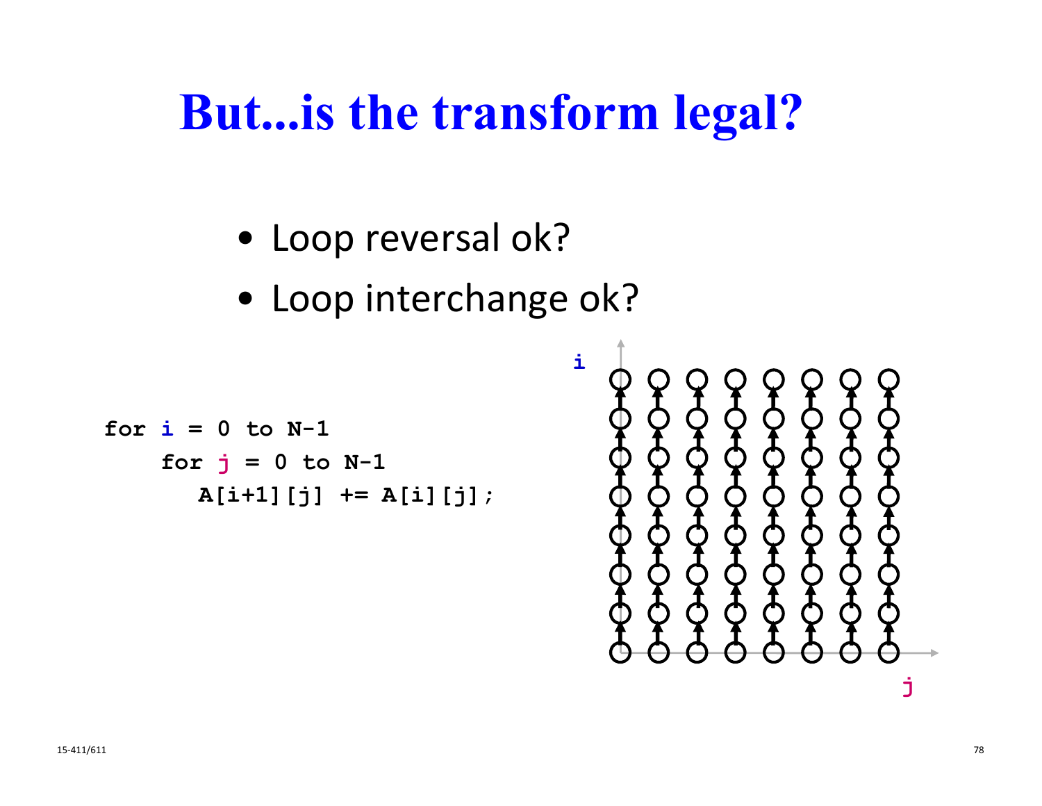# But...is the transform legal?

- Loop reversal ok?
- Loop interchange ok?

```
for i = 0 to N-1
    for j = 0 to N-1
       A[i+1][j] += A[i][j];
```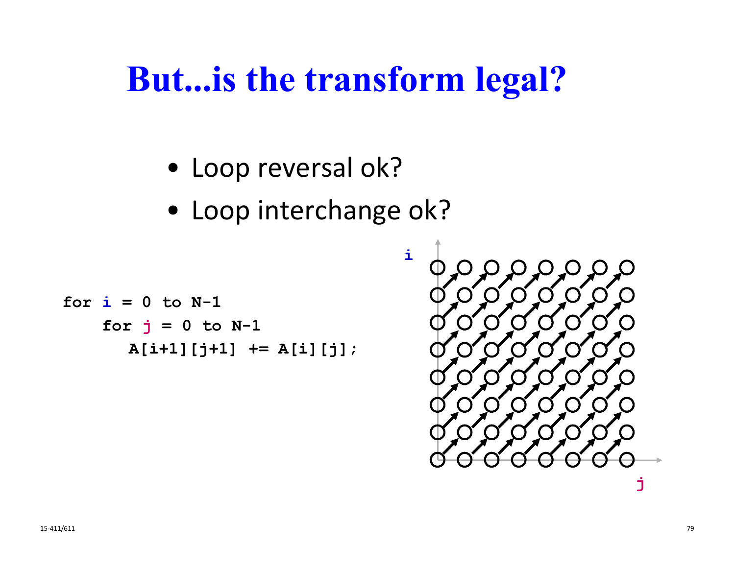# But...is the transform legal?

- Loop reversal ok?
- Loop interchange ok?

```
for i = 0 to N-1
    for j = 0 to N-1
        A[i+1][j+1] += A[i][j];
```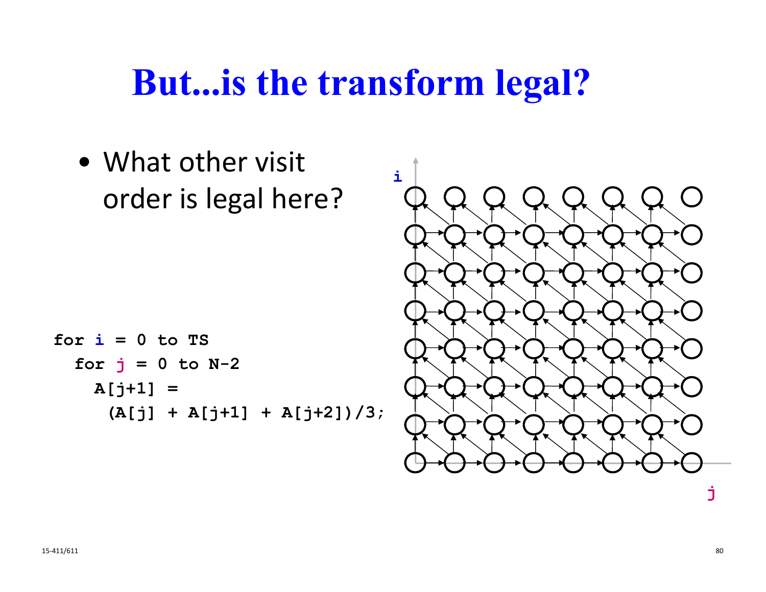# But...is the transform legal?

- What other visit order is legal here?

```
for i = 0 to TS
  for j = 0 to N-2
    A[j+1] =
      (A[j] + A[j+1] + A[j+2])/3;
```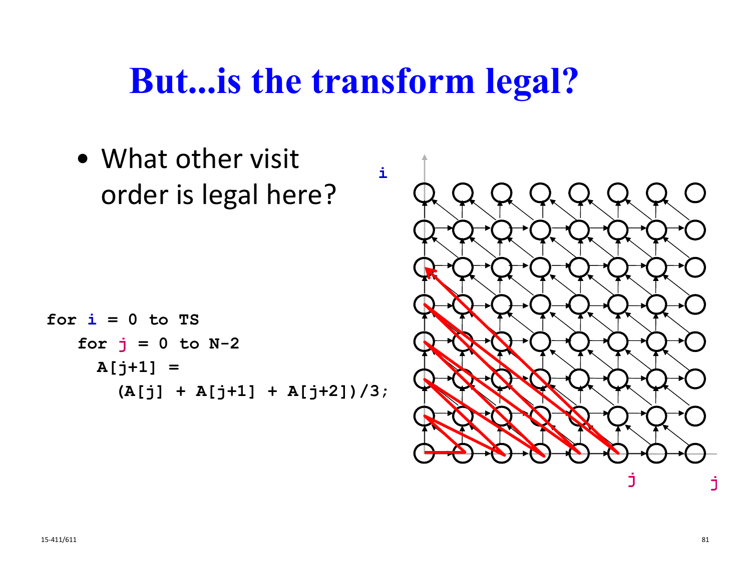# But...is the transform legal?

- What other visit order is legal here?

```
for i = 0 to TS
   for j = 0 to N-2
     A[j+1] =
       (A[j] + A[j+1] + A[j+2])/3;
```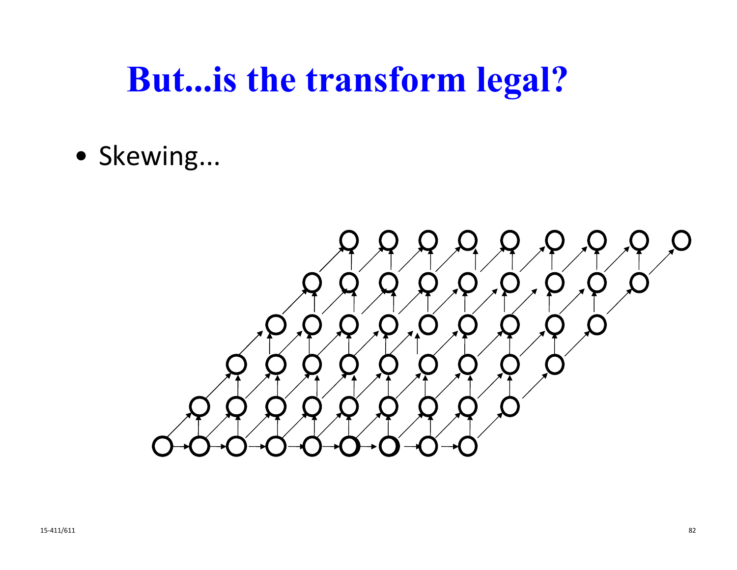# But...is the transform legal?

- Skewing...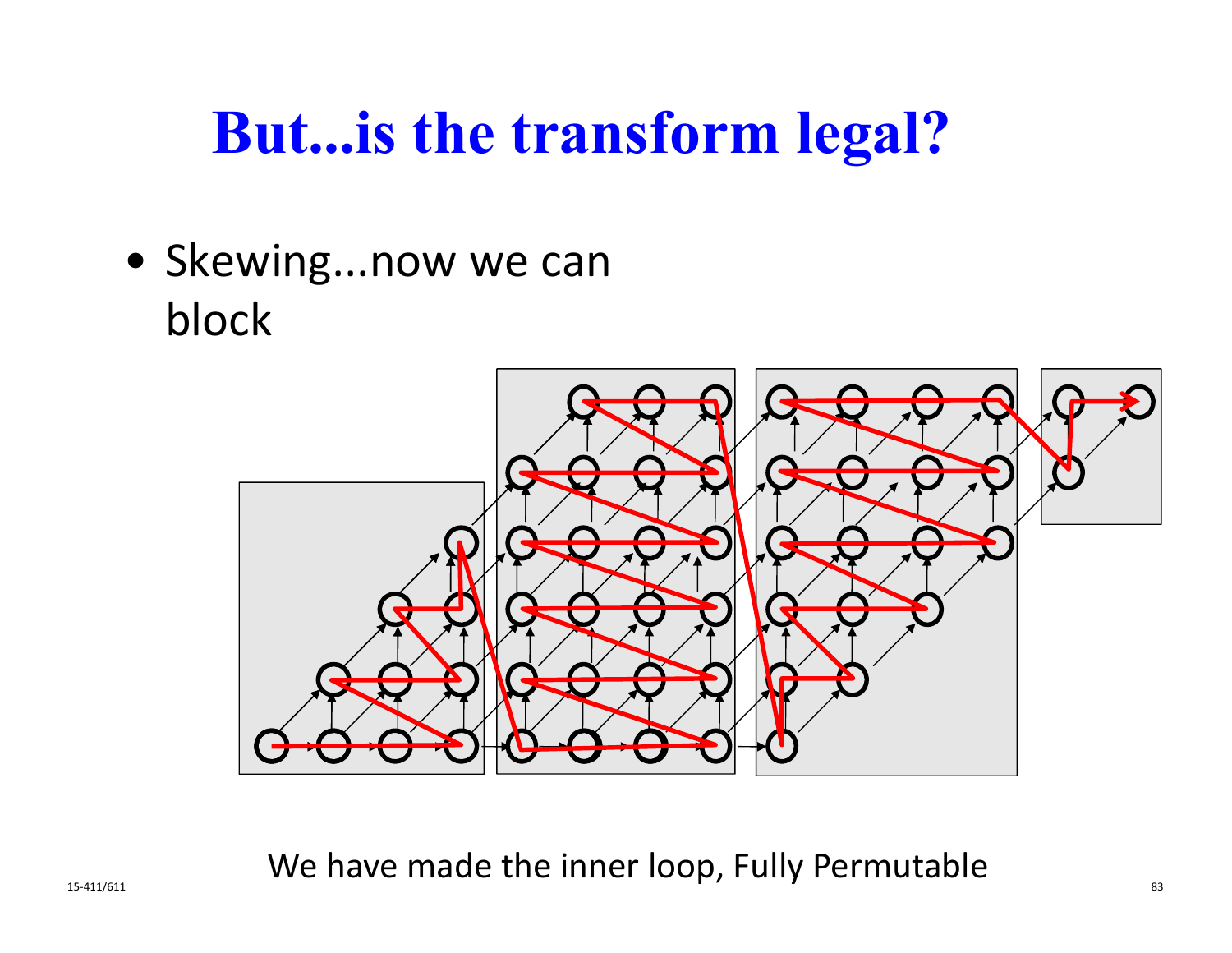# But...is the transform legal?

- Skewing...now we can block

We have made the inner loop, Fully Permutable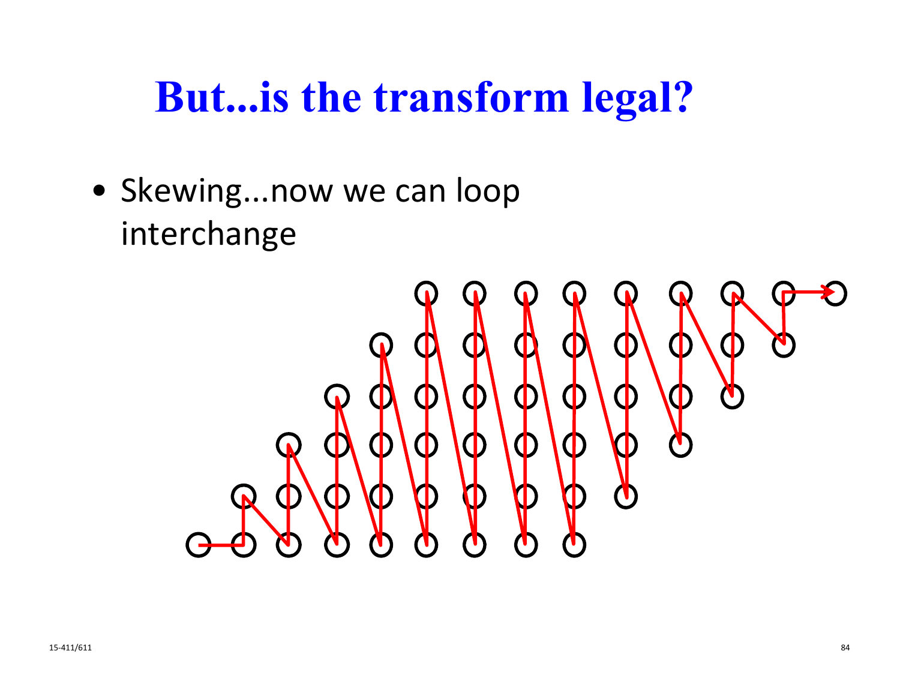# But...is the transform legal?

- Skewing...now we can loop interchange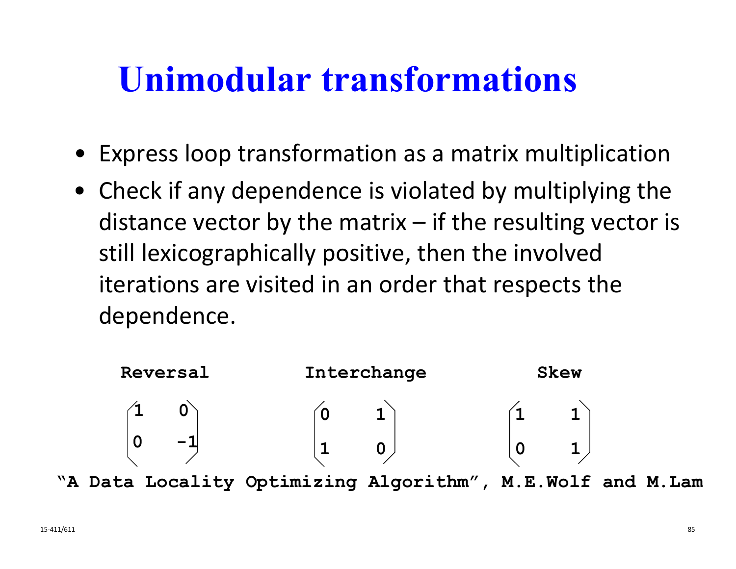# Unimodular transformations

- Express loop transformation as a matrix multiplication
- Check if any dependence is violated by multiplying the distance vector by the matrix – if the resulting vector is still lexicographically positive, then the involved iterations are visited in an order that respects the dependence.

| Reversal | Interchange | Skew |
|---|---|---|
| $\begin{pmatrix} 1 & 0 \\ 0 & -1 \end{pmatrix}$ | $\begin{pmatrix} 0 & 1 \\ 1 & 0 \end{pmatrix}$ | $\begin{pmatrix} 1 & 1 \\ 0 & 1 \end{pmatrix}$ |

**"A Data Locality Optimizing Algorithm", M.E.Wolf and M.Lam**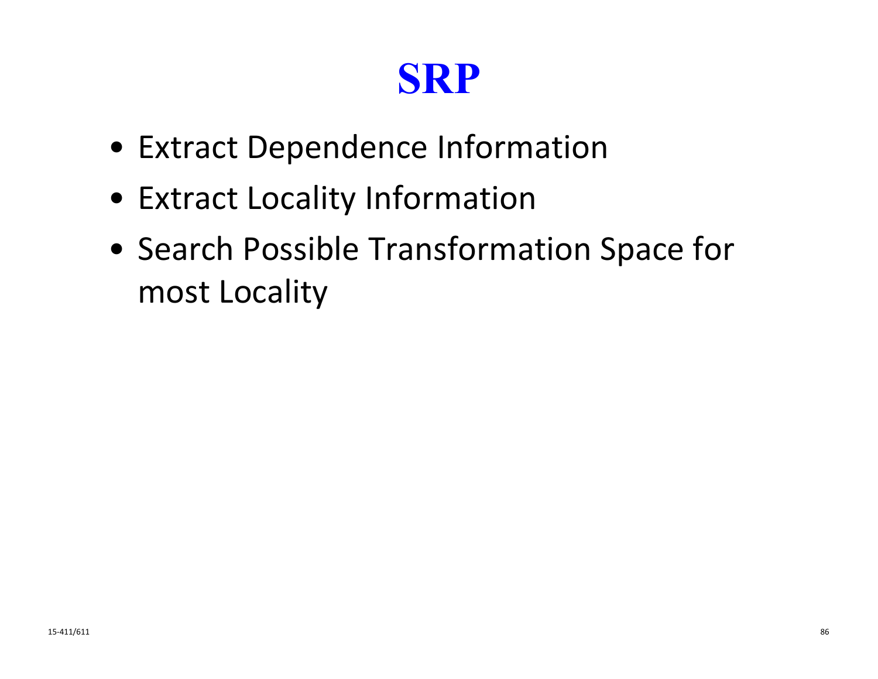# SRP

- Extract Dependence Information
- Extract Locality Information
- Search Possible Transformation Space for most Locality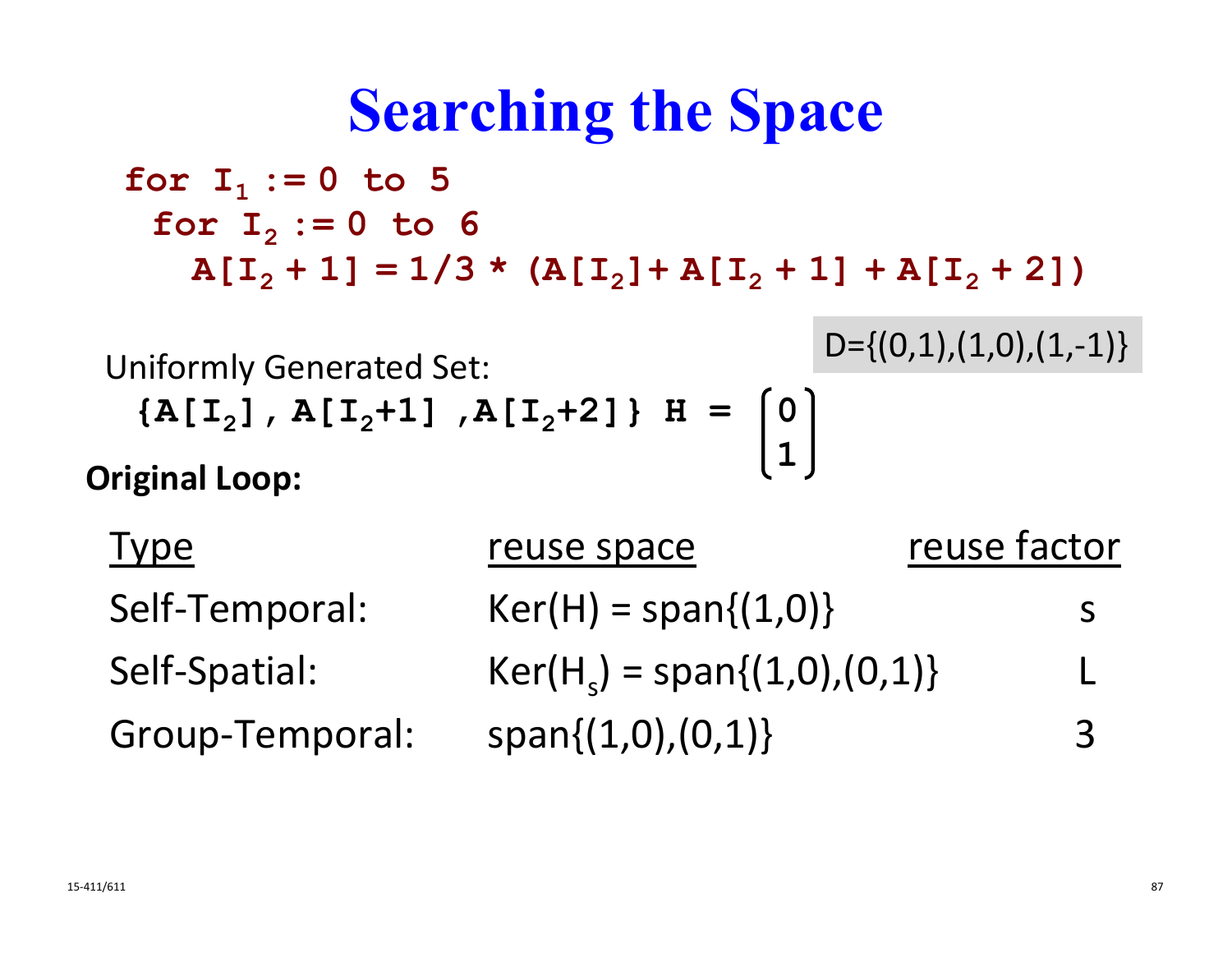# Searching the Space

```
for I₁ := 0 to 5
  for I₂ := 0 to 6
    A[I₂ + 1] = 1/3 * (A[I₂]+ A[I₂ + 1] + A[I₂ + 2])
```

D={(0,1),(1,0),(1,-1)}

Uniformly Generated Set:

{A[$I_2$], A[$I_2$+1], A[$I_2$+2]} $H = \begin{bmatrix} 0 \\ 1 \end{bmatrix}$

**Original Loop:**

| Type | reuse space | reuse factor |
|---|---|---|
| Self-Temporal: | Ker(H) = span{(1,0)} | s |
| Self-Spatial: | Ker($H_s$) = span{(1,0),(0,1)} | L |
| Group-Temporal: | span{(1,0),(0,1)} | 3 |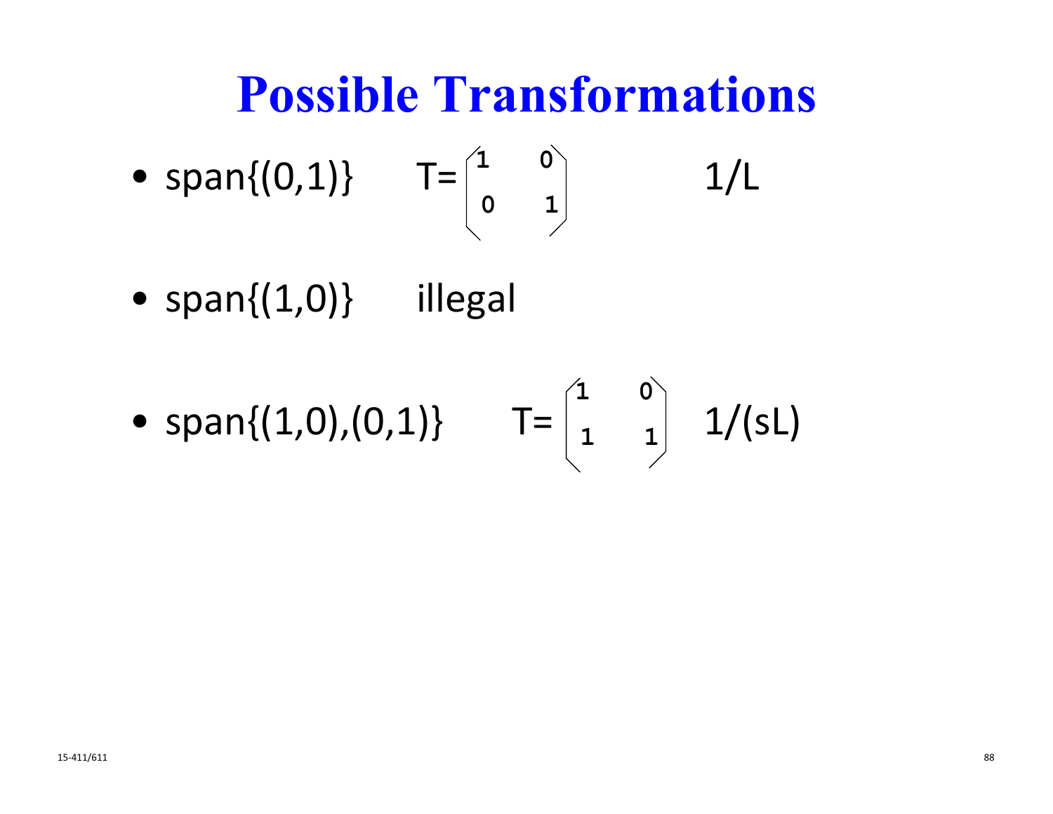# Possible Transformations

- span{(0,1)} $T = \begin{pmatrix} 1 & 0 \\ 0 & 1 \end{pmatrix}$ 1/L
- span{(1,0)} illegal
- span{(1,0),(0,1)} $T = \begin{pmatrix} 1 & 0 \\ 1 & 1 \end{pmatrix}$ 1/(sL)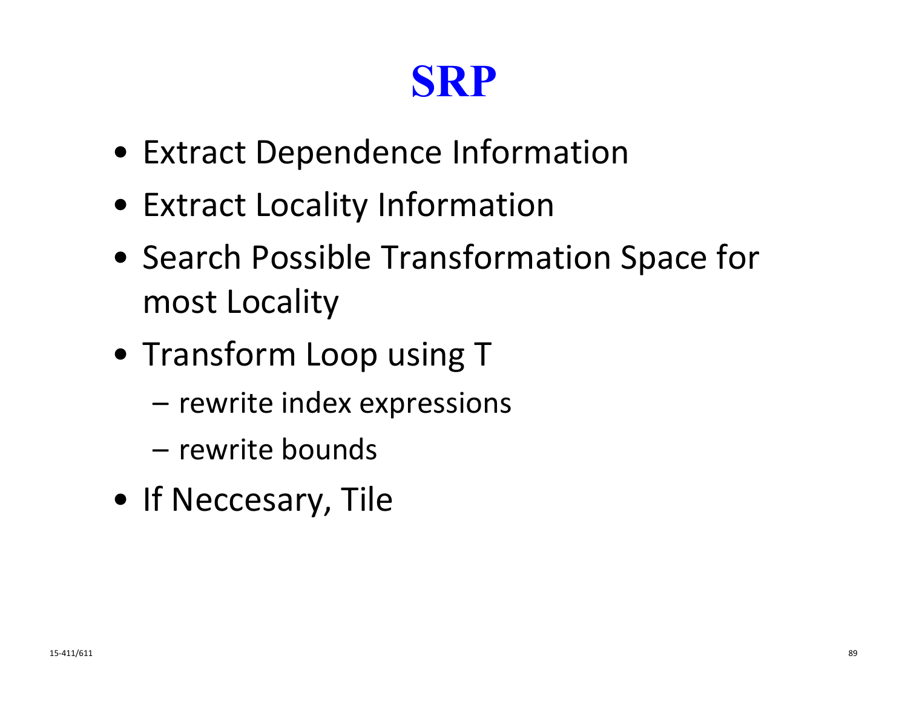# SRP

- Extract Dependence Information
- Extract Locality Information
- Search Possible Transformation Space for most Locality
- Transform Loop using T
  - rewrite index expressions
  - rewrite bounds
- If Neccesary, Tile